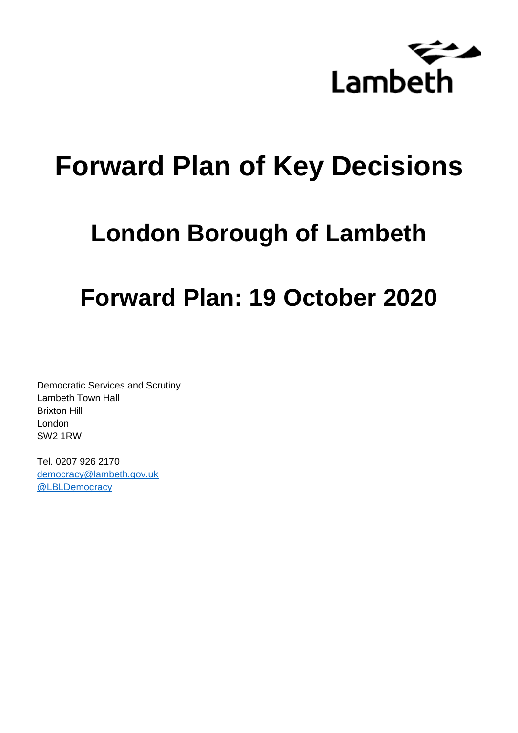Lambeth

# Forward Plan of Key Decisions

## London Borough of Lambeth

## Forward Plan: 19 October 2020

Democratic Services and Scrutiny
Lambeth Town Hall
Brixton Hill
London
SW2 1RW

Tel. 0207 926 2170
[democracy@lambeth.gov.uk](mailto:democracy@lambeth.gov.uk)
[@LBLDemocracy](https://twitter.com/LBLDemocracy)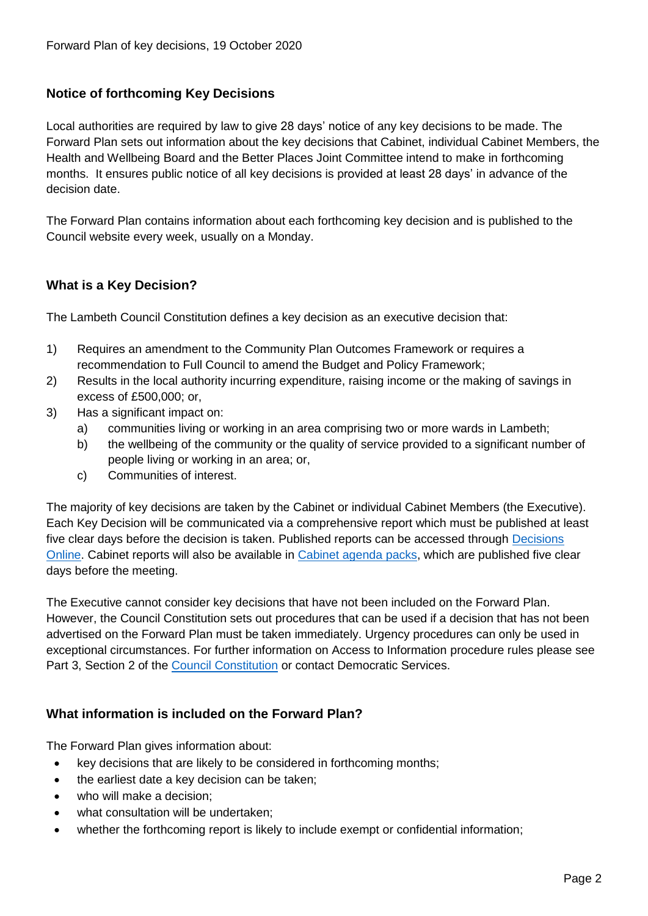## Notice of forthcoming Key Decisions

Local authorities are required by law to give 28 days' notice of any key decisions to be made. The Forward Plan sets out information about the key decisions that Cabinet, individual Cabinet Members, the Health and Wellbeing Board and the Better Places Joint Committee intend to make in forthcoming months. It ensures public notice of all key decisions is provided at least 28 days' in advance of the decision date.

The Forward Plan contains information about each forthcoming key decision and is published to the Council website every week, usually on a Monday.

## What is a Key Decision?

The Lambeth Council Constitution defines a key decision as an executive decision that:

1) Requires an amendment to the Community Plan Outcomes Framework or requires a recommendation to Full Council to amend the Budget and Policy Framework;
2) Results in the local authority incurring expenditure, raising income or the making of savings in excess of £500,000; or,
3) Has a significant impact on:
   a) communities living or working in an area comprising two or more wards in Lambeth;
   b) the wellbeing of the community or the quality of service provided to a significant number of people living or working in an area; or,
   c) Communities of interest.

The majority of key decisions are taken by the Cabinet or individual Cabinet Members (the Executive). Each Key Decision will be communicated via a comprehensive report which must be published at least five clear days before the decision is taken. Published reports can be accessed through Decisions Online. Cabinet reports will also be available in Cabinet agenda packs, which are published five clear days before the meeting.

The Executive cannot consider key decisions that have not been included on the Forward Plan. However, the Council Constitution sets out procedures that can be used if a decision that has not been advertised on the Forward Plan must be taken immediately. Urgency procedures can only be used in exceptional circumstances. For further information on Access to Information procedure rules please see Part 3, Section 2 of the Council Constitution or contact Democratic Services.

## What information is included on the Forward Plan?

The Forward Plan gives information about:

- key decisions that are likely to be considered in forthcoming months;
- the earliest date a key decision can be taken;
- who will make a decision;
- what consultation will be undertaken;
- whether the forthcoming report is likely to include exempt or confidential information;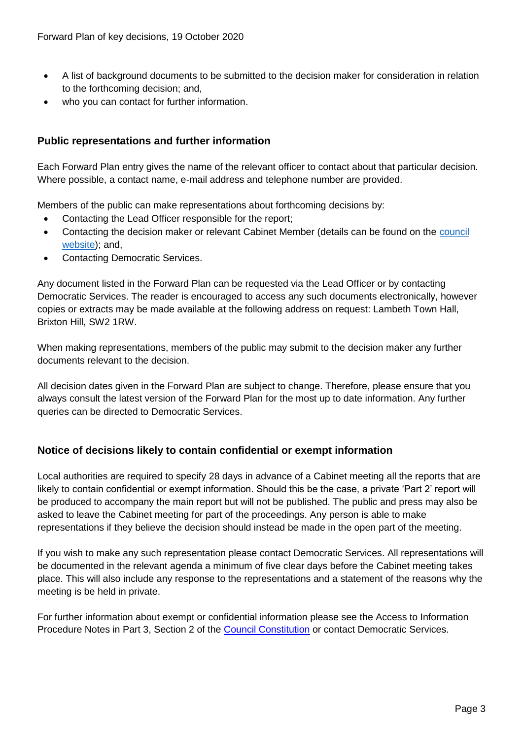- A list of background documents to be submitted to the decision maker for consideration in relation to the forthcoming decision; and,
- who you can contact for further information.

## Public representations and further information

Each Forward Plan entry gives the name of the relevant officer to contact about that particular decision. Where possible, a contact name, e-mail address and telephone number are provided.

Members of the public can make representations about forthcoming decisions by:

- Contacting the Lead Officer responsible for the report;
- Contacting the decision maker or relevant Cabinet Member (details can be found on the council website); and,
- Contacting Democratic Services.

Any document listed in the Forward Plan can be requested via the Lead Officer or by contacting Democratic Services. The reader is encouraged to access any such documents electronically, however copies or extracts may be made available at the following address on request: Lambeth Town Hall, Brixton Hill, SW2 1RW.

When making representations, members of the public may submit to the decision maker any further documents relevant to the decision.

All decision dates given in the Forward Plan are subject to change. Therefore, please ensure that you always consult the latest version of the Forward Plan for the most up to date information. Any further queries can be directed to Democratic Services.

## Notice of decisions likely to contain confidential or exempt information

Local authorities are required to specify 28 days in advance of a Cabinet meeting all the reports that are likely to contain confidential or exempt information. Should this be the case, a private 'Part 2' report will be produced to accompany the main report but will not be published. The public and press may also be asked to leave the Cabinet meeting for part of the proceedings. Any person is able to make representations if they believe the decision should instead be made in the open part of the meeting.

If you wish to make any such representation please contact Democratic Services. All representations will be documented in the relevant agenda a minimum of five clear days before the Cabinet meeting takes place. This will also include any response to the representations and a statement of the reasons why the meeting is be held in private.

For further information about exempt or confidential information please see the Access to Information Procedure Notes in Part 3, Section 2 of the Council Constitution or contact Democratic Services.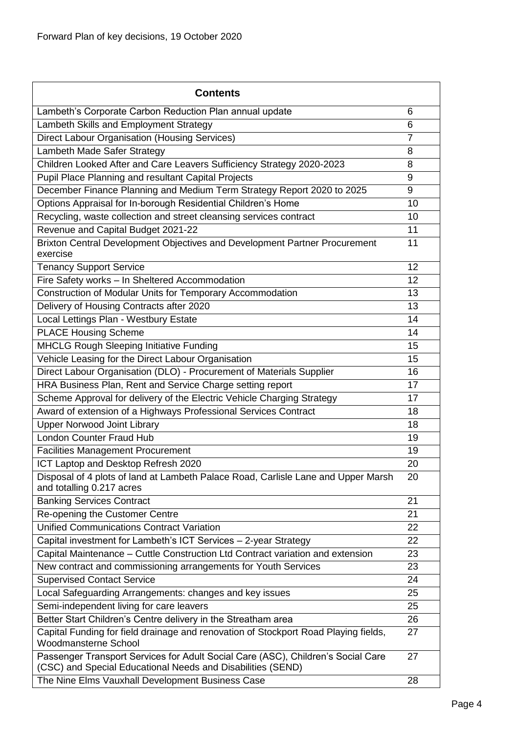Forward Plan of key decisions, 19 October 2020

| Contents | |
|---|---|
| Lambeth's Corporate Carbon Reduction Plan annual update | 6 |
| Lambeth Skills and Employment Strategy | 6 |
| Direct Labour Organisation (Housing Services) | 7 |
| Lambeth Made Safer Strategy | 8 |
| Children Looked After and Care Leavers Sufficiency Strategy 2020-2023 | 8 |
| Pupil Place Planning and resultant Capital Projects | 9 |
| December Finance Planning and Medium Term Strategy Report 2020 to 2025 | 9 |
| Options Appraisal for In-borough Residential Children's Home | 10 |
| Recycling, waste collection and street cleansing services contract | 10 |
| Revenue and Capital Budget 2021-22 | 11 |
| Brixton Central Development Objectives and Development Partner Procurement exercise | 11 |
| Tenancy Support Service | 12 |
| Fire Safety works – In Sheltered Accommodation | 12 |
| Construction of Modular Units for Temporary Accommodation | 13 |
| Delivery of Housing Contracts after 2020 | 13 |
| Local Lettings Plan - Westbury Estate | 14 |
| PLACE Housing Scheme | 14 |
| MHCLG Rough Sleeping Initiative Funding | 15 |
| Vehicle Leasing for the Direct Labour Organisation | 15 |
| Direct Labour Organisation (DLO) - Procurement of Materials Supplier | 16 |
| HRA Business Plan, Rent and Service Charge setting report | 17 |
| Scheme Approval for delivery of the Electric Vehicle Charging Strategy | 17 |
| Award of extension of a Highways Professional Services Contract | 18 |
| Upper Norwood Joint Library | 18 |
| London Counter Fraud Hub | 19 |
| Facilities Management Procurement | 19 |
| ICT Laptop and Desktop Refresh 2020 | 20 |
| Disposal of 4 plots of land at Lambeth Palace Road, Carlisle Lane and Upper Marsh and totalling 0.217 acres | 20 |
| Banking Services Contract | 21 |
| Re-opening the Customer Centre | 21 |
| Unified Communications Contract Variation | 22 |
| Capital investment for Lambeth's ICT Services – 2-year Strategy | 22 |
| Capital Maintenance – Cuttle Construction Ltd Contract variation and extension | 23 |
| New contract and commissioning arrangements for Youth Services | 23 |
| Supervised Contact Service | 24 |
| Local Safeguarding Arrangements: changes and key issues | 25 |
| Semi-independent living for care leavers | 25 |
| Better Start Children's Centre delivery in the Streatham area | 26 |
| Capital Funding for field drainage and renovation of Stockport Road Playing fields, Woodmansterne School | 27 |
| Passenger Transport Services for Adult Social Care (ASC), Children's Social Care (CSC) and Special Educational Needs and Disabilities (SEND) | 27 |
| The Nine Elms Vauxhall Development Business Case | 28 |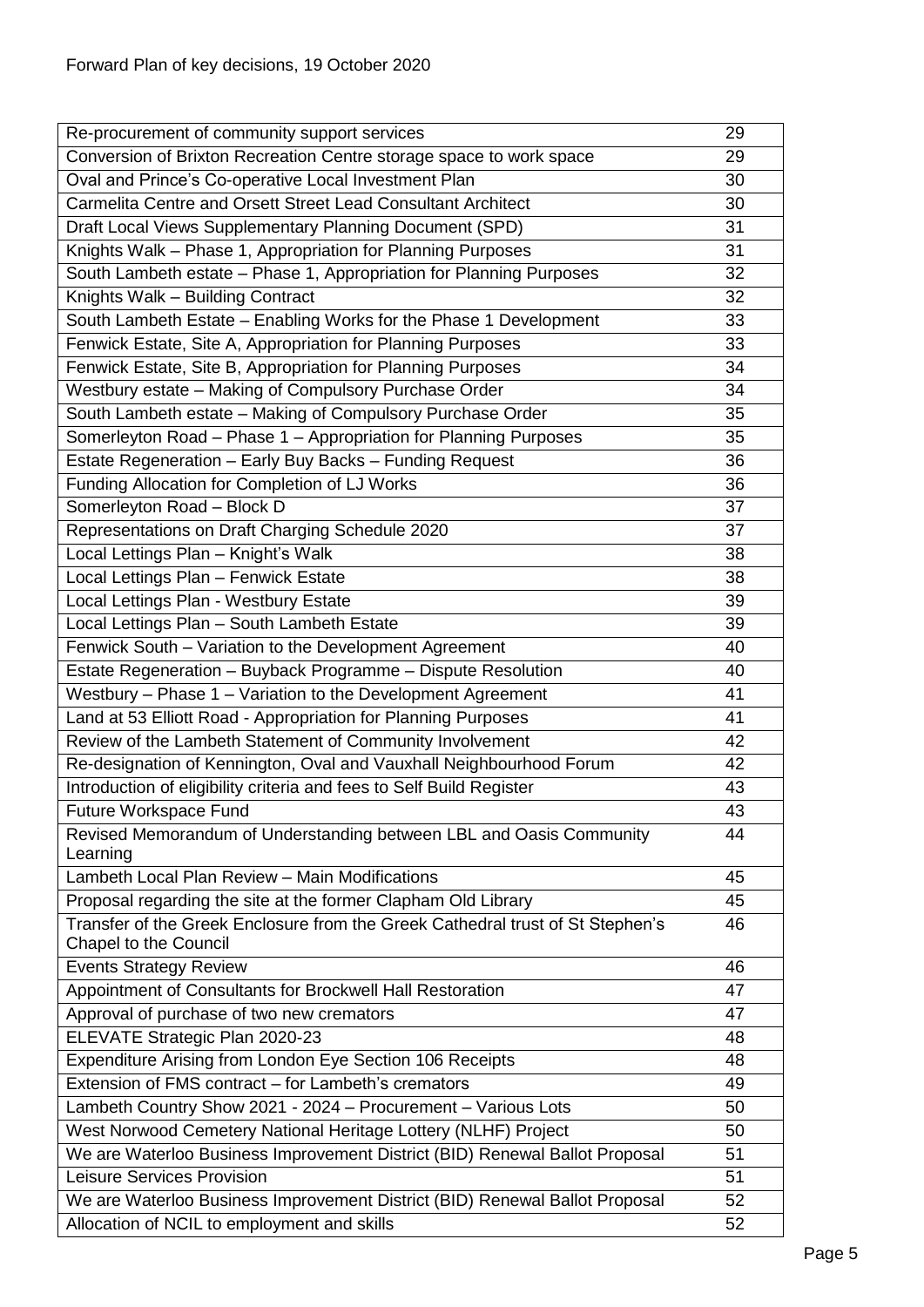| Re-procurement of community support services | 29 |
|---|---|
| Conversion of Brixton Recreation Centre storage space to work space | 29 |
| Oval and Prince's Co-operative Local Investment Plan | 30 |
| Carmelita Centre and Orsett Street Lead Consultant Architect | 30 |
| Draft Local Views Supplementary Planning Document (SPD) | 31 |
| Knights Walk – Phase 1, Appropriation for Planning Purposes | 31 |
| South Lambeth estate – Phase 1, Appropriation for Planning Purposes | 32 |
| Knights Walk – Building Contract | 32 |
| South Lambeth Estate – Enabling Works for the Phase 1 Development | 33 |
| Fenwick Estate, Site A, Appropriation for Planning Purposes | 33 |
| Fenwick Estate, Site B, Appropriation for Planning Purposes | 34 |
| Westbury estate – Making of Compulsory Purchase Order | 34 |
| South Lambeth estate – Making of Compulsory Purchase Order | 35 |
| Somerleyton Road – Phase 1 – Appropriation for Planning Purposes | 35 |
| Estate Regeneration – Early Buy Backs – Funding Request | 36 |
| Funding Allocation for Completion of LJ Works | 36 |
| Somerleyton Road – Block D | 37 |
| Representations on Draft Charging Schedule 2020 | 37 |
| Local Lettings Plan – Knight's Walk | 38 |
| Local Lettings Plan – Fenwick Estate | 38 |
| Local Lettings Plan - Westbury Estate | 39 |
| Local Lettings Plan – South Lambeth Estate | 39 |
| Fenwick South – Variation to the Development Agreement | 40 |
| Estate Regeneration – Buyback Programme – Dispute Resolution | 40 |
| Westbury – Phase 1 – Variation to the Development Agreement | 41 |
| Land at 53 Elliott Road - Appropriation for Planning Purposes | 41 |
| Review of the Lambeth Statement of Community Involvement | 42 |
| Re-designation of Kennington, Oval and Vauxhall Neighbourhood Forum | 42 |
| Introduction of eligibility criteria and fees to Self Build Register | 43 |
| Future Workspace Fund | 43 |
| Revised Memorandum of Understanding between LBL and Oasis Community Learning | 44 |
| Lambeth Local Plan Review – Main Modifications | 45 |
| Proposal regarding the site at the former Clapham Old Library | 45 |
| Transfer of the Greek Enclosure from the Greek Cathedral trust of St Stephen's Chapel to the Council | 46 |
| Events Strategy Review | 46 |
| Appointment of Consultants for Brockwell Hall Restoration | 47 |
| Approval of purchase of two new cremators | 47 |
| ELEVATE Strategic Plan 2020-23 | 48 |
| Expenditure Arising from London Eye Section 106 Receipts | 48 |
| Extension of FMS contract – for Lambeth's cremators | 49 |
| Lambeth Country Show 2021 - 2024 – Procurement – Various Lots | 50 |
| West Norwood Cemetery National Heritage Lottery (NLHF) Project | 50 |
| We are Waterloo Business Improvement District (BID) Renewal Ballot Proposal | 51 |
| Leisure Services Provision | 51 |
| We are Waterloo Business Improvement District (BID) Renewal Ballot Proposal | 52 |
| Allocation of NCIL to employment and skills | 52 |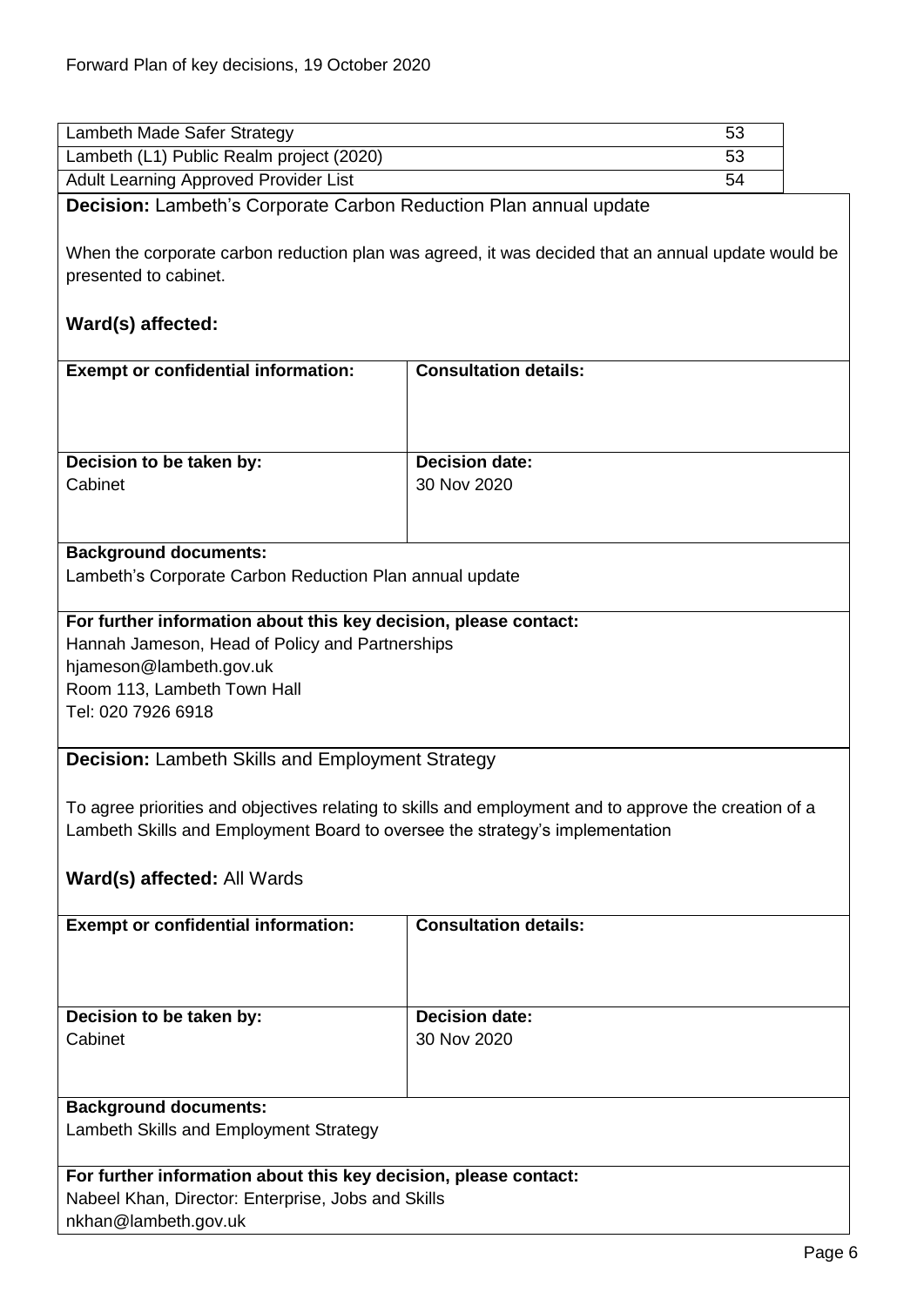| | |
|---|---|
| Lambeth Made Safer Strategy | 53 |
| Lambeth (L1) Public Realm project (2020) | 53 |
| Adult Learning Approved Provider List | 54 |

**Decision:** Lambeth's Corporate Carbon Reduction Plan annual update

When the corporate carbon reduction plan was agreed, it was decided that an annual update would be presented to cabinet.

**Ward(s) affected:**

| **Exempt or confidential information:** | **Consultation details:** |
|---|---|
| | |
| **Decision to be taken by:** Cabinet | **Decision date:** 30 Nov 2020 |

**Background documents:**
Lambeth's Corporate Carbon Reduction Plan annual update

**For further information about this key decision, please contact:**
Hannah Jameson, Head of Policy and Partnerships
hjameson@lambeth.gov.uk
Room 113, Lambeth Town Hall
Tel: 020 7926 6918

**Decision:** Lambeth Skills and Employment Strategy

To agree priorities and objectives relating to skills and employment and to approve the creation of a Lambeth Skills and Employment Board to oversee the strategy's implementation

**Ward(s) affected:** All Wards

| **Exempt or confidential information:** | **Consultation details:** |
|---|---|
| | |
| **Decision to be taken by:** Cabinet | **Decision date:** 30 Nov 2020 |

**Background documents:**
Lambeth Skills and Employment Strategy

**For further information about this key decision, please contact:**
Nabeel Khan, Director: Enterprise, Jobs and Skills
nkhan@lambeth.gov.uk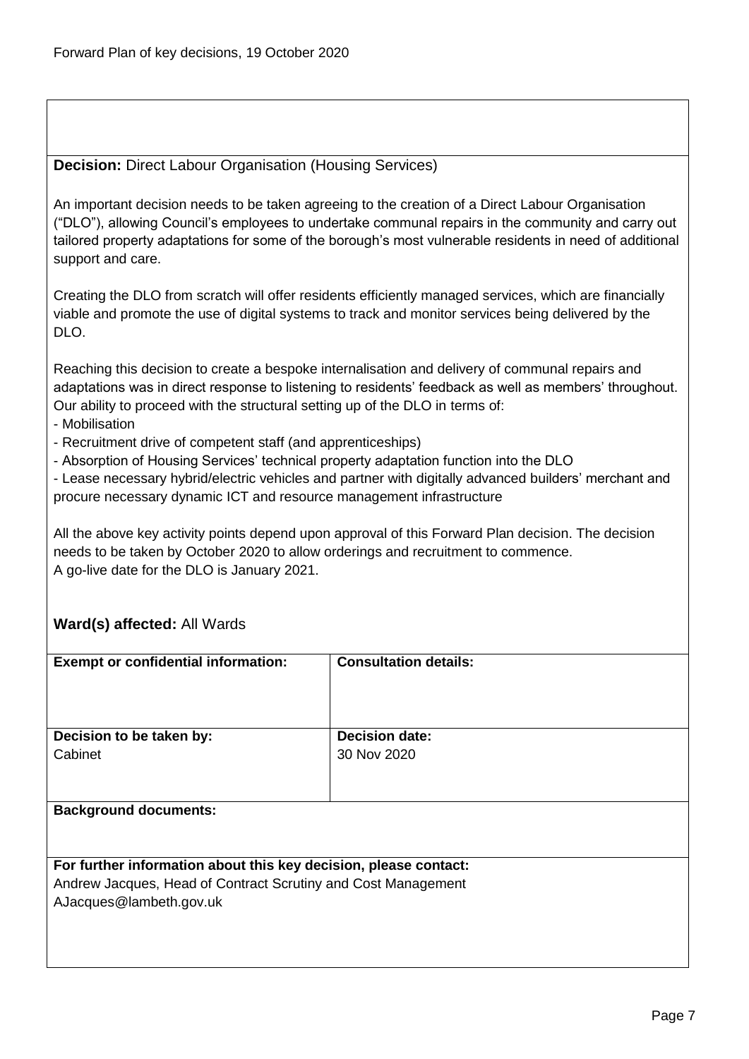**Decision:** Direct Labour Organisation (Housing Services)

An important decision needs to be taken agreeing to the creation of a Direct Labour Organisation ("DLO"), allowing Council's employees to undertake communal repairs in the community and carry out tailored property adaptations for some of the borough's most vulnerable residents in need of additional support and care.

Creating the DLO from scratch will offer residents efficiently managed services, which are financially viable and promote the use of digital systems to track and monitor services being delivered by the DLO.

Reaching this decision to create a bespoke internalisation and delivery of communal repairs and adaptations was in direct response to listening to residents' feedback as well as members' throughout. Our ability to proceed with the structural setting up of the DLO in terms of:

- Mobilisation
- Recruitment drive of competent staff (and apprenticeships)
- Absorption of Housing Services' technical property adaptation function into the DLO
- Lease necessary hybrid/electric vehicles and partner with digitally advanced builders' merchant and procure necessary dynamic ICT and resource management infrastructure

All the above key activity points depend upon approval of this Forward Plan decision. The decision needs to be taken by October 2020 to allow orderings and recruitment to commence.
A go-live date for the DLO is January 2021.

**Ward(s) affected:** All Wards

| **Exempt or confidential information:** | **Consultation details:** |
| --- | --- |
| **Decision to be taken by:** Cabinet | **Decision date:** 30 Nov 2020 |

**Background documents:**

**For further information about this key decision, please contact:**
Andrew Jacques, Head of Contract Scrutiny and Cost Management
AJacques@lambeth.gov.uk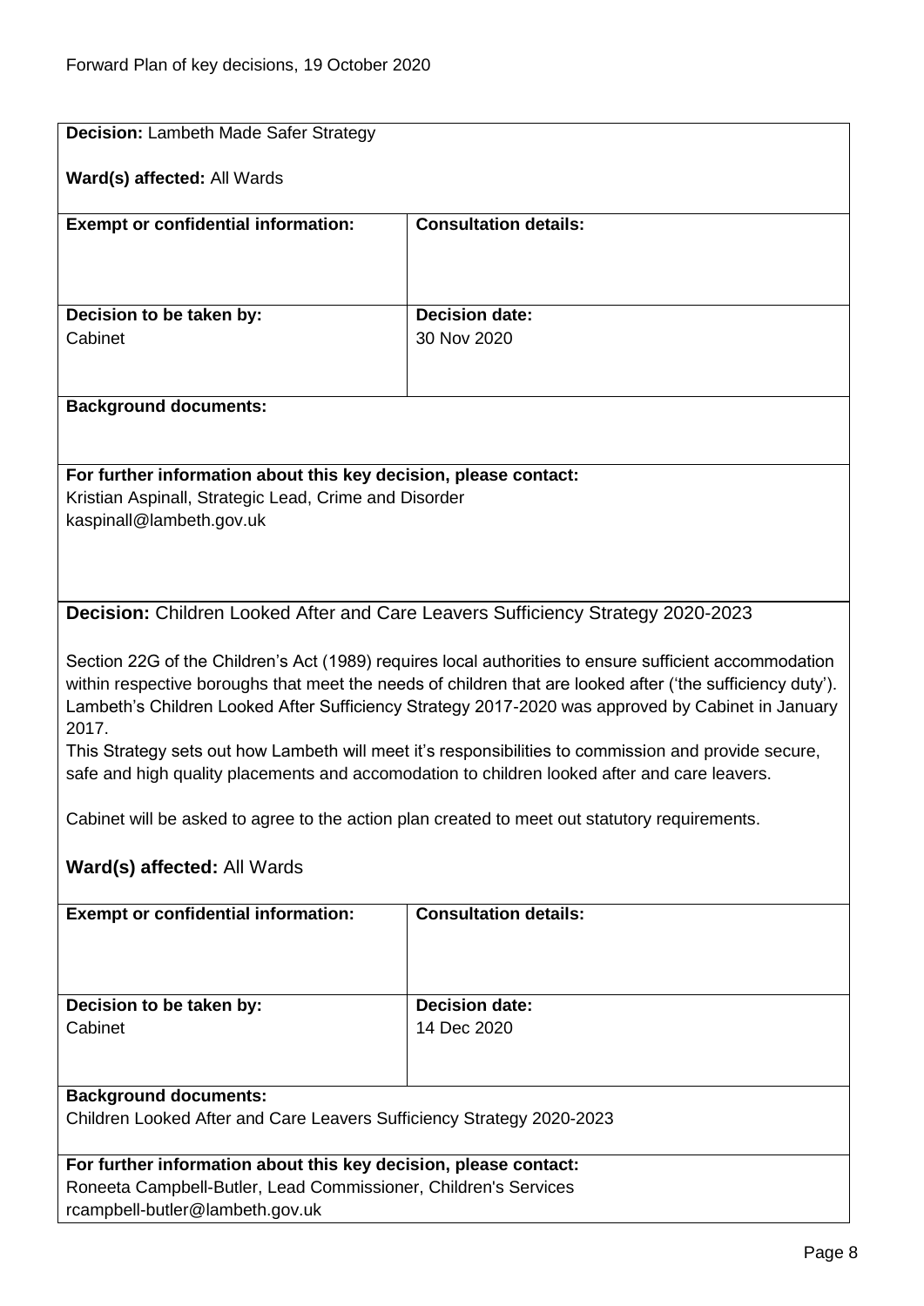**Decision:** Lambeth Made Safer Strategy

**Ward(s) affected:** All Wards

| **Exempt or confidential information:** | **Consultation details:** |
| --- | --- |
| | |

| **Decision to be taken by:** | **Decision date:** |
| --- | --- |
| Cabinet | 30 Nov 2020 |

**Background documents:**

**For further information about this key decision, please contact:**
Kristian Aspinall, Strategic Lead, Crime and Disorder
kaspinall@lambeth.gov.uk

**Decision:** Children Looked After and Care Leavers Sufficiency Strategy 2020-2023

Section 22G of the Children's Act (1989) requires local authorities to ensure sufficient accommodation within respective boroughs that meet the needs of children that are looked after ('the sufficiency duty'). Lambeth's Children Looked After Sufficiency Strategy 2017-2020 was approved by Cabinet in January 2017.
This Strategy sets out how Lambeth will meet it's responsibilities to commission and provide secure, safe and high quality placements and accomodation to children looked after and care leavers.

Cabinet will be asked to agree to the action plan created to meet out statutory requirements.

**Ward(s) affected:** All Wards

| **Exempt or confidential information:** | **Consultation details:** |
| --- | --- |
| | |

| **Decision to be taken by:** | **Decision date:** |
| --- | --- |
| Cabinet | 14 Dec 2020 |

**Background documents:**
Children Looked After and Care Leavers Sufficiency Strategy 2020-2023

**For further information about this key decision, please contact:**
Roneeta Campbell-Butler, Lead Commissioner, Children's Services
rcampbell-butler@lambeth.gov.uk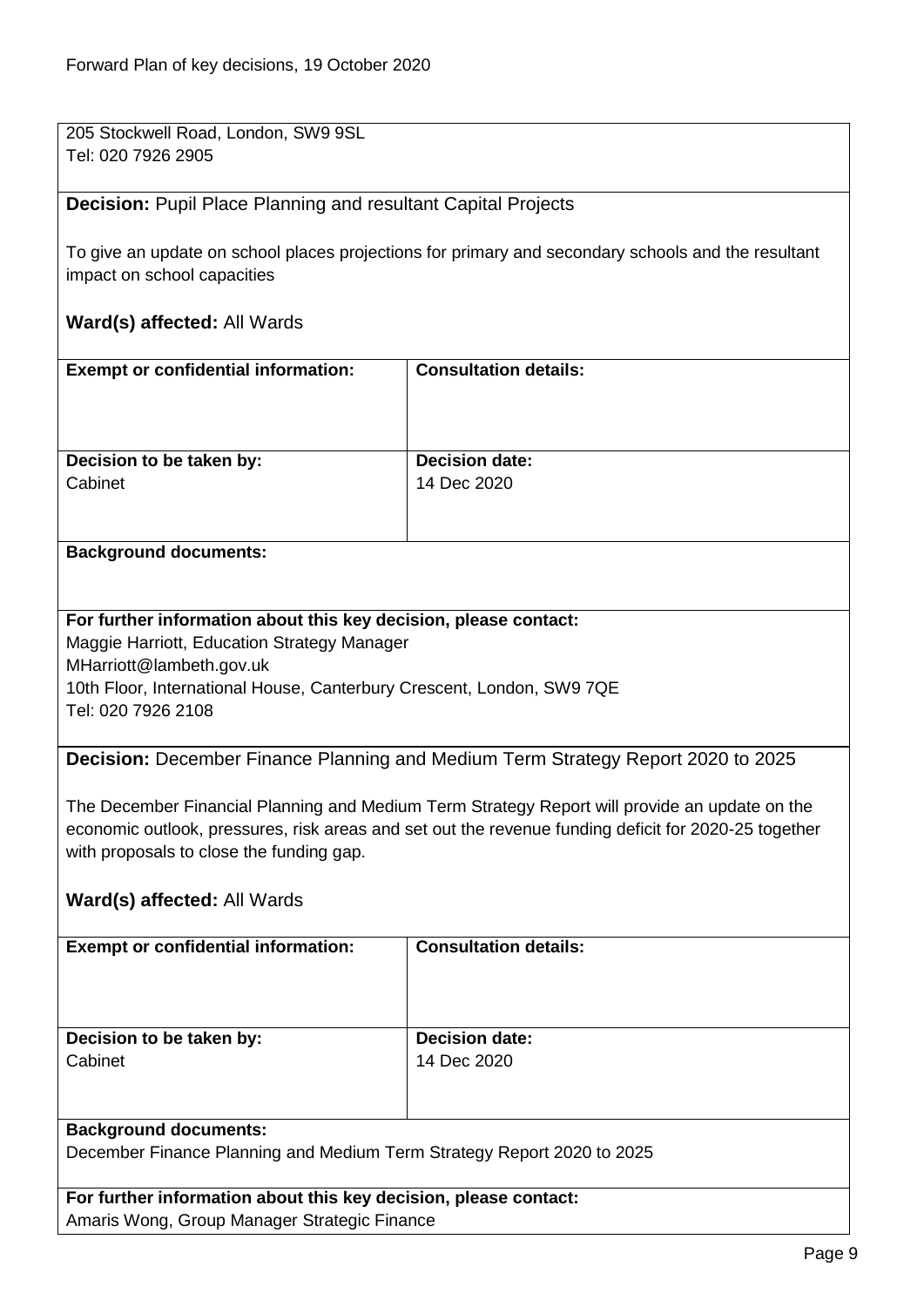205 Stockwell Road, London, SW9 9SL
Tel: 020 7926 2905

**Decision:** Pupil Place Planning and resultant Capital Projects

To give an update on school places projections for primary and secondary schools and the resultant impact on school capacities

**Ward(s) affected:** All Wards

| **Exempt or confidential information:** | **Consultation details:** |
|---|---|
| | |
| **Decision to be taken by:** Cabinet | **Decision date:** 14 Dec 2020 |

**Background documents:**

**For further information about this key decision, please contact:**
Maggie Harriott, Education Strategy Manager
MHarriott@lambeth.gov.uk
10th Floor, International House, Canterbury Crescent, London, SW9 7QE
Tel: 020 7926 2108

**Decision:** December Finance Planning and Medium Term Strategy Report 2020 to 2025

The December Financial Planning and Medium Term Strategy Report will provide an update on the economic outlook, pressures, risk areas and set out the revenue funding deficit for 2020-25 together with proposals to close the funding gap.

**Ward(s) affected:** All Wards

| **Exempt or confidential information:** | **Consultation details:** |
|---|---|
| | |
| **Decision to be taken by:** Cabinet | **Decision date:** 14 Dec 2020 |

**Background documents:**
December Finance Planning and Medium Term Strategy Report 2020 to 2025

**For further information about this key decision, please contact:**
Amaris Wong, Group Manager Strategic Finance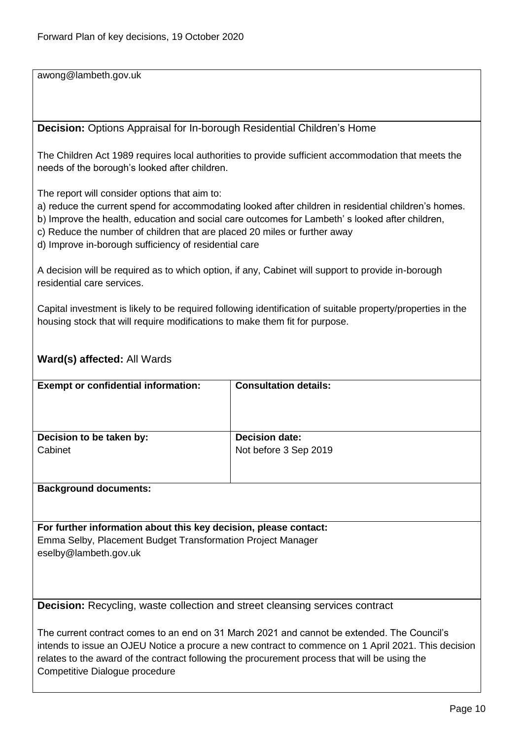awong@lambeth.gov.uk

**Decision:** Options Appraisal for In-borough Residential Children's Home

The Children Act 1989 requires local authorities to provide sufficient accommodation that meets the needs of the borough's looked after children.

The report will consider options that aim to:

a) reduce the current spend for accommodating looked after children in residential children's homes.
b) Improve the health, education and social care outcomes for Lambeth' s looked after children,
c) Reduce the number of children that are placed 20 miles or further away
d) Improve in-borough sufficiency of residential care

A decision will be required as to which option, if any, Cabinet will support to provide in-borough residential care services.

Capital investment is likely to be required following identification of suitable property/properties in the housing stock that will require modifications to make them fit for purpose.

**Ward(s) affected:** All Wards

| **Exempt or confidential information:** | **Consultation details:** |
|---|---|
| **Decision to be taken by:**<br>Cabinet | **Decision date:**<br>Not before 3 Sep 2019 |

**Background documents:**

**For further information about this key decision, please contact:**
Emma Selby, Placement Budget Transformation Project Manager
eselby@lambeth.gov.uk

**Decision:** Recycling, waste collection and street cleansing services contract

The current contract comes to an end on 31 March 2021 and cannot be extended. The Council's intends to issue an OJEU Notice a procure a new contract to commence on 1 April 2021. This decision relates to the award of the contract following the procurement process that will be using the Competitive Dialogue procedure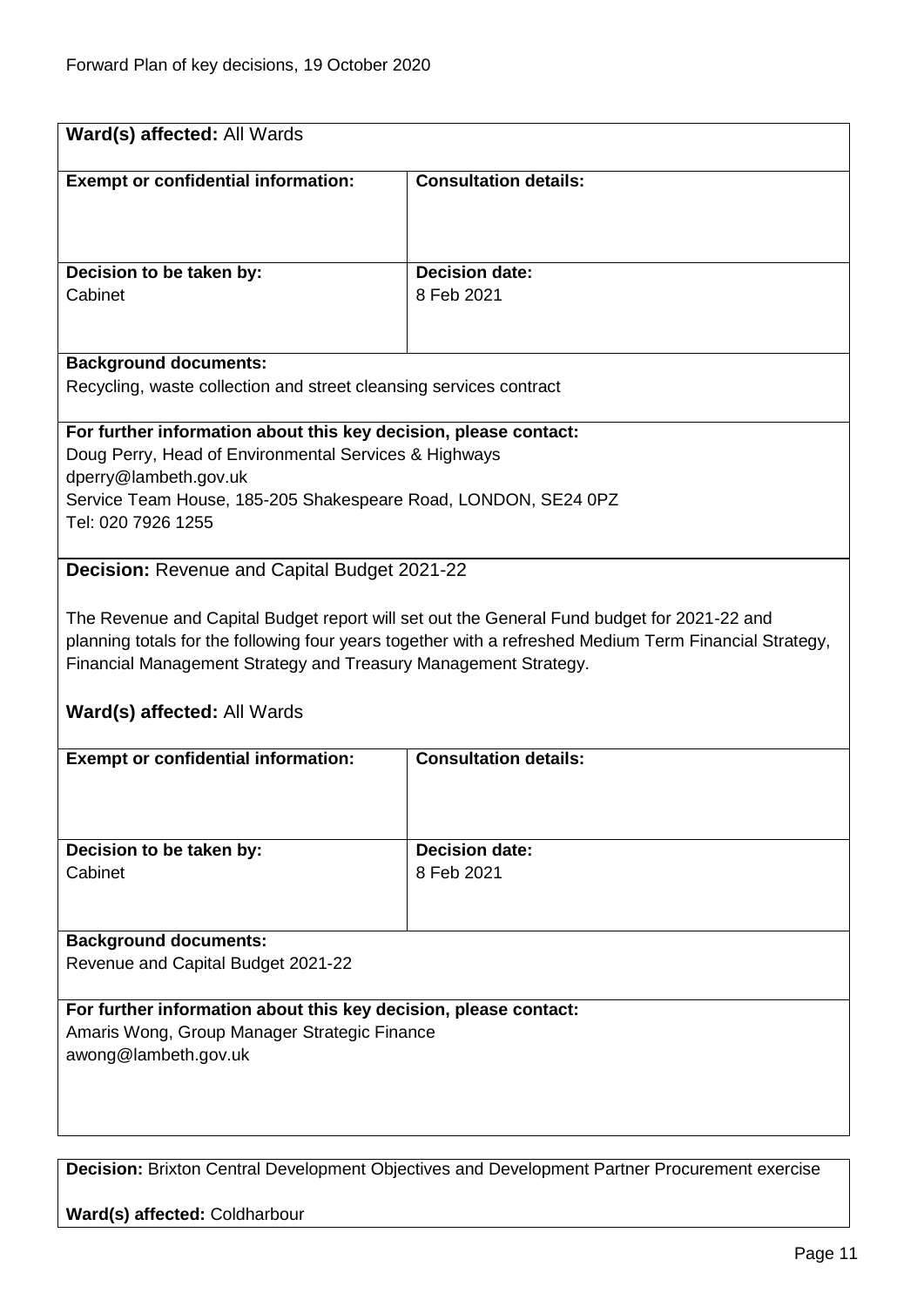**Ward(s) affected:** All Wards

| **Exempt or confidential information:** | **Consultation details:** |
|---|---|
| **Decision to be taken by:** Cabinet | **Decision date:** 8 Feb 2021 |

**Background documents:**
Recycling, waste collection and street cleansing services contract

**For further information about this key decision, please contact:**
Doug Perry, Head of Environmental Services & Highways
dperry@lambeth.gov.uk
Service Team House, 185-205 Shakespeare Road, LONDON, SE24 0PZ
Tel: 020 7926 1255

**Decision:** Revenue and Capital Budget 2021-22

The Revenue and Capital Budget report will set out the General Fund budget for 2021-22 and planning totals for the following four years together with a refreshed Medium Term Financial Strategy, Financial Management Strategy and Treasury Management Strategy.

**Ward(s) affected:** All Wards

| **Exempt or confidential information:** | **Consultation details:** |
|---|---|
| **Decision to be taken by:** Cabinet | **Decision date:** 8 Feb 2021 |

**Background documents:**
Revenue and Capital Budget 2021-22

**For further information about this key decision, please contact:**
Amaris Wong, Group Manager Strategic Finance
awong@lambeth.gov.uk

**Decision:** Brixton Central Development Objectives and Development Partner Procurement exercise

**Ward(s) affected:** Coldharbour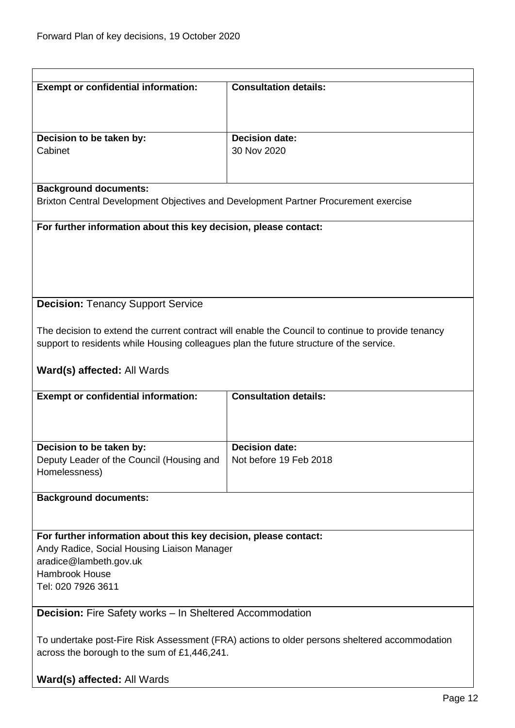| **Exempt or confidential information:** | **Consultation details:** |
|---|---|
| **Decision to be taken by:**<br>Cabinet | **Decision date:**<br>30 Nov 2020 |

**Background documents:**
Brixton Central Development Objectives and Development Partner Procurement exercise

**For further information about this key decision, please contact:**

**Decision:** Tenancy Support Service

The decision to extend the current contract will enable the Council to continue to provide tenancy support to residents while Housing colleagues plan the future structure of the service.

**Ward(s) affected:** All Wards

| **Exempt or confidential information:** | **Consultation details:** |
|---|---|
| **Decision to be taken by:**<br>Deputy Leader of the Council (Housing and Homelessness) | **Decision date:**<br>Not before 19 Feb 2018 |

**Background documents:**

**For further information about this key decision, please contact:**
Andy Radice, Social Housing Liaison Manager
aradice@lambeth.gov.uk
Hambrook House
Tel: 020 7926 3611

**Decision:** Fire Safety works – In Sheltered Accommodation

To undertake post-Fire Risk Assessment (FRA) actions to older persons sheltered accommodation across the borough to the sum of £1,446,241.

**Ward(s) affected:** All Wards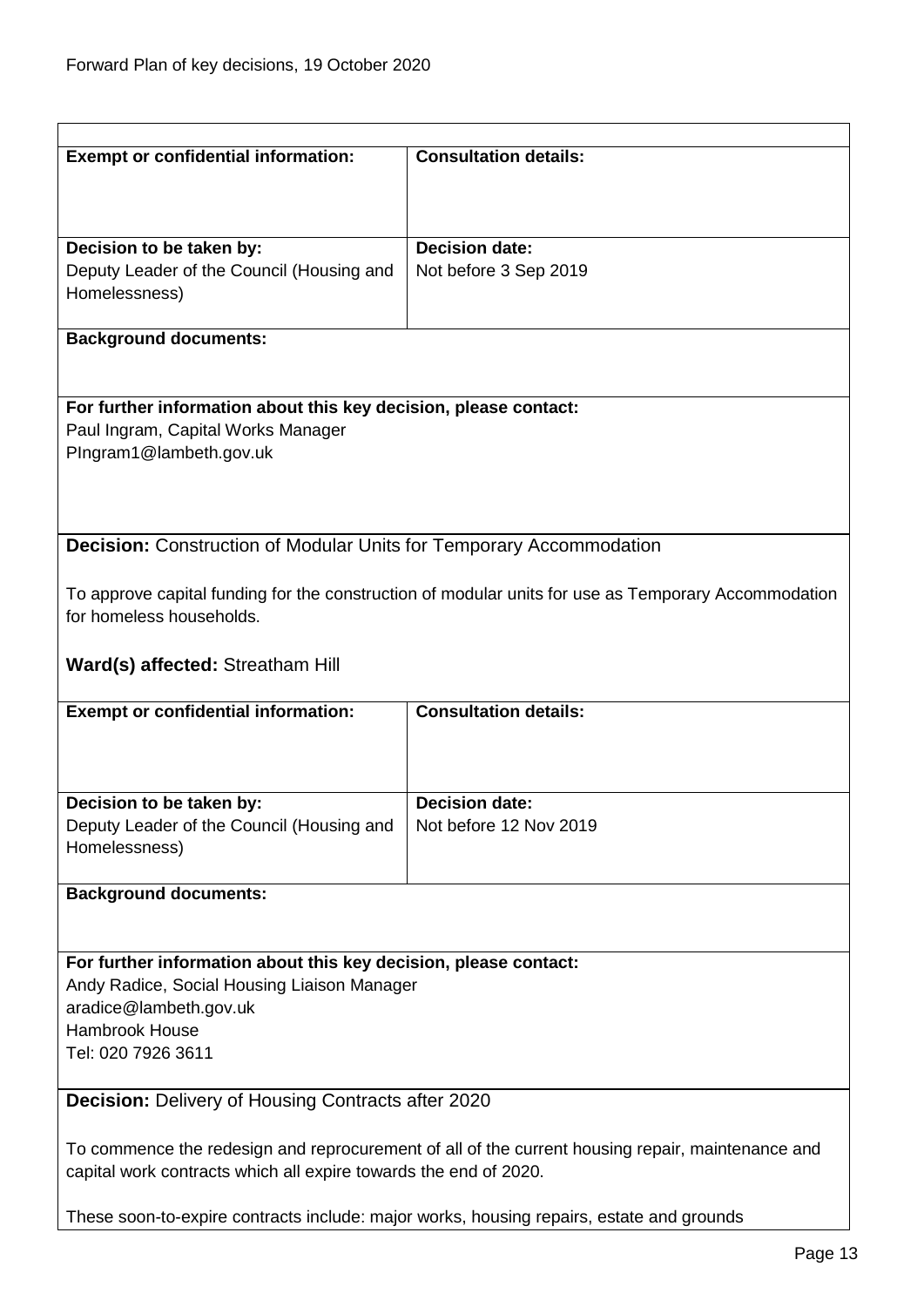| **Exempt or confidential information:** | **Consultation details:** |
|---|---|
| **Decision to be taken by:**<br>Deputy Leader of the Council (Housing and Homelessness) | **Decision date:**<br>Not before 3 Sep 2019 |

**Background documents:**

**For further information about this key decision, please contact:**
Paul Ingram, Capital Works Manager
PIngram1@lambeth.gov.uk

**Decision:** Construction of Modular Units for Temporary Accommodation

To approve capital funding for the construction of modular units for use as Temporary Accommodation for homeless households.

**Ward(s) affected:** Streatham Hill

| **Exempt or confidential information:** | **Consultation details:** |
|---|---|
| **Decision to be taken by:**<br>Deputy Leader of the Council (Housing and Homelessness) | **Decision date:**<br>Not before 12 Nov 2019 |

**Background documents:**

**For further information about this key decision, please contact:**
Andy Radice, Social Housing Liaison Manager
aradice@lambeth.gov.uk
Hambrook House
Tel: 020 7926 3611

**Decision:** Delivery of Housing Contracts after 2020

To commence the redesign and reprocurement of all of the current housing repair, maintenance and capital work contracts which all expire towards the end of 2020.

These soon-to-expire contracts include: major works, housing repairs, estate and grounds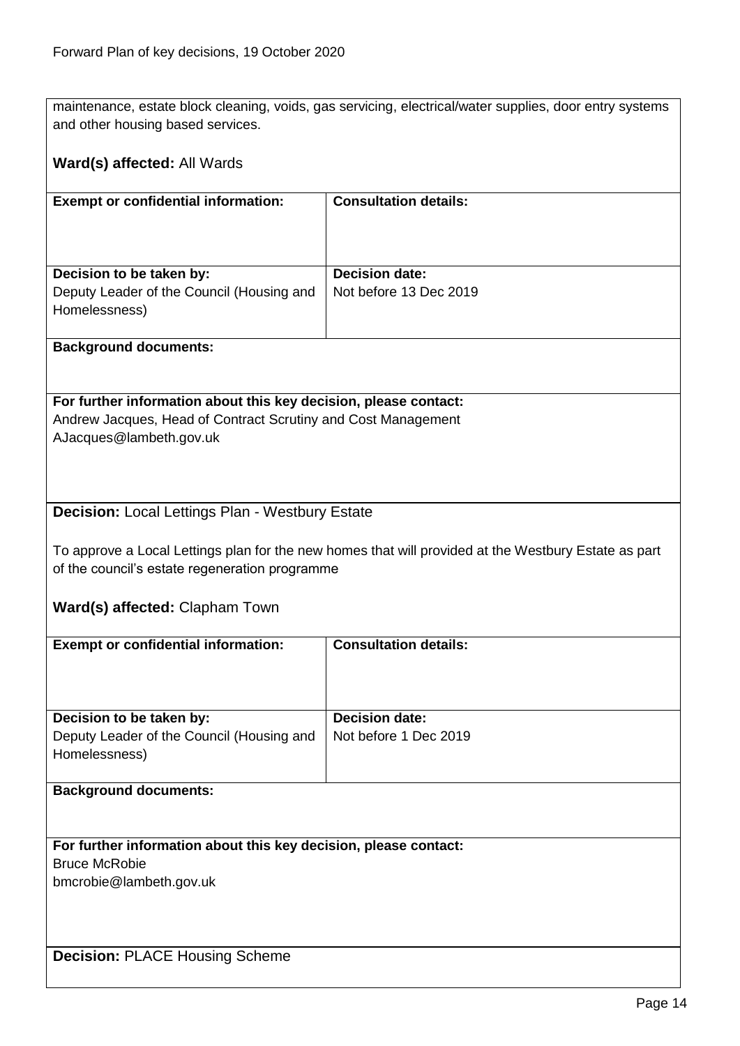maintenance, estate block cleaning, voids, gas servicing, electrical/water supplies, door entry systems and other housing based services.

**Ward(s) affected:** All Wards

| **Exempt or confidential information:** | **Consultation details:** |
|---|---|
| **Decision to be taken by:**<br>Deputy Leader of the Council (Housing and Homelessness) | **Decision date:**<br>Not before 13 Dec 2019 |

**Background documents:**

**For further information about this key decision, please contact:**
Andrew Jacques, Head of Contract Scrutiny and Cost Management
AJacques@lambeth.gov.uk

**Decision:** Local Lettings Plan - Westbury Estate

To approve a Local Lettings plan for the new homes that will provided at the Westbury Estate as part of the council's estate regeneration programme

**Ward(s) affected:** Clapham Town

| **Exempt or confidential information:** | **Consultation details:** |
|---|---|
| **Decision to be taken by:**<br>Deputy Leader of the Council (Housing and Homelessness) | **Decision date:**<br>Not before 1 Dec 2019 |

**Background documents:**

**For further information about this key decision, please contact:**
Bruce McRobie
bmcrobie@lambeth.gov.uk

**Decision:** PLACE Housing Scheme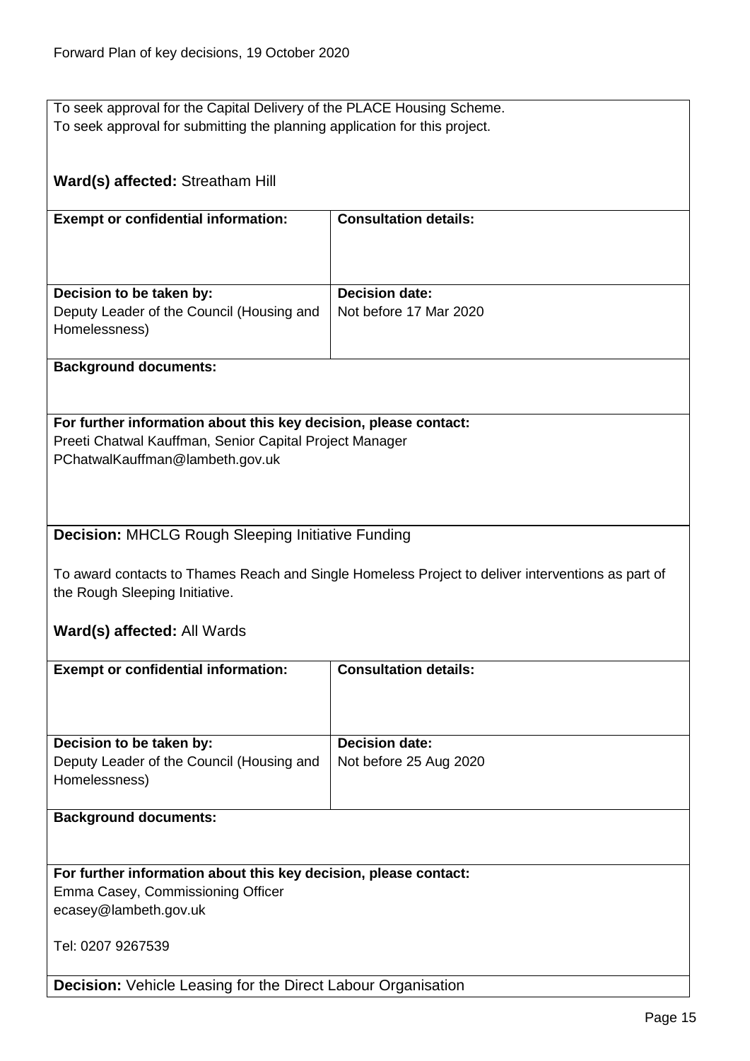To seek approval for the Capital Delivery of the PLACE Housing Scheme.
To seek approval for submitting the planning application for this project.

**Ward(s) affected:** Streatham Hill

| **Exempt or confidential information:** | **Consultation details:** |
|---|---|
| | |
| **Decision to be taken by:** Deputy Leader of the Council (Housing and Homelessness) | **Decision date:** Not before 17 Mar 2020 |

**Background documents:**

**For further information about this key decision, please contact:**
Preeti Chatwal Kauffman, Senior Capital Project Manager
PChatwalKauffman@lambeth.gov.uk

**Decision:** MHCLG Rough Sleeping Initiative Funding

To award contacts to Thames Reach and Single Homeless Project to deliver interventions as part of the Rough Sleeping Initiative.

**Ward(s) affected:** All Wards

| **Exempt or confidential information:** | **Consultation details:** |
|---|---|
| | |
| **Decision to be taken by:** Deputy Leader of the Council (Housing and Homelessness) | **Decision date:** Not before 25 Aug 2020 |

**Background documents:**

**For further information about this key decision, please contact:**
Emma Casey, Commissioning Officer
ecasey@lambeth.gov.uk

Tel: 0207 9267539

**Decision:** Vehicle Leasing for the Direct Labour Organisation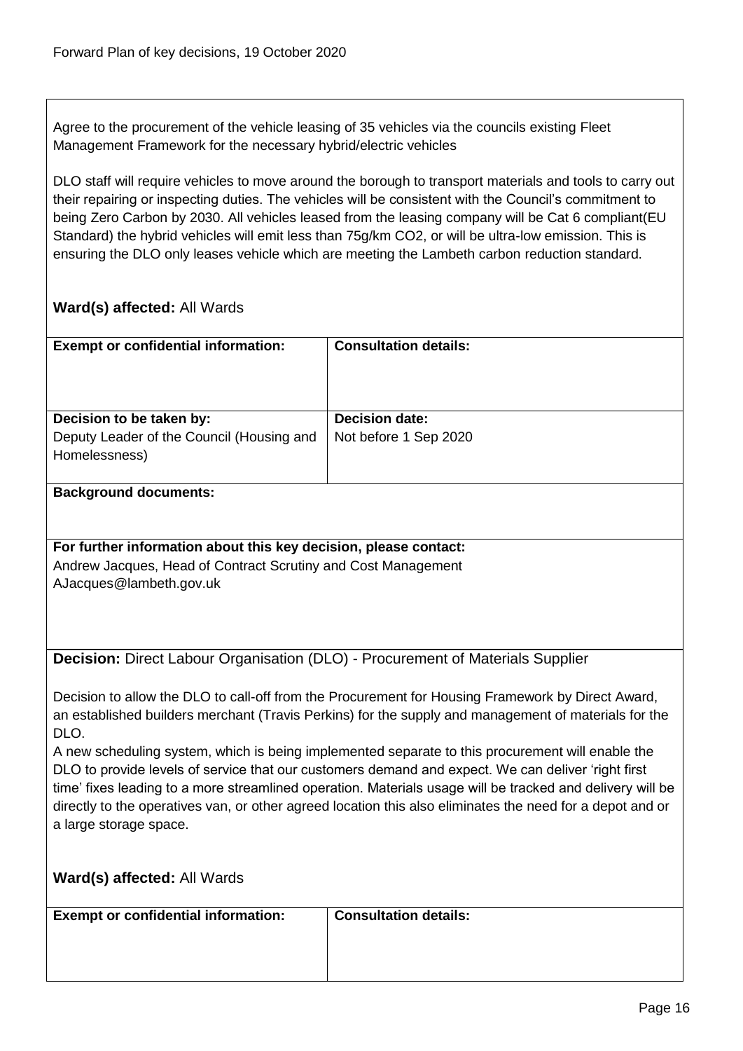Agree to the procurement of the vehicle leasing of 35 vehicles via the councils existing Fleet Management Framework for the necessary hybrid/electric vehicles

DLO staff will require vehicles to move around the borough to transport materials and tools to carry out their repairing or inspecting duties. The vehicles will be consistent with the Council's commitment to being Zero Carbon by 2030. All vehicles leased from the leasing company will be Cat 6 compliant(EU Standard) the hybrid vehicles will emit less than 75g/km $CO_2$, or will be ultra-low emission. This is ensuring the DLO only leases vehicle which are meeting the Lambeth carbon reduction standard.

**Ward(s) affected:** All Wards

| **Exempt or confidential information:** | **Consultation details:** |
|---|---|
| **Decision to be taken by:** Deputy Leader of the Council (Housing and Homelessness) | **Decision date:** Not before 1 Sep 2020 |

**Background documents:**

**For further information about this key decision, please contact:**
Andrew Jacques, Head of Contract Scrutiny and Cost Management
AJacques@lambeth.gov.uk

**Decision:** Direct Labour Organisation (DLO) - Procurement of Materials Supplier

Decision to allow the DLO to call-off from the Procurement for Housing Framework by Direct Award, an established builders merchant (Travis Perkins) for the supply and management of materials for the DLO.
A new scheduling system, which is being implemented separate to this procurement will enable the DLO to provide levels of service that our customers demand and expect. We can deliver 'right first time' fixes leading to a more streamlined operation. Materials usage will be tracked and delivery will be directly to the operatives van, or other agreed location this also eliminates the need for a depot and or a large storage space.

**Ward(s) affected:** All Wards

| **Exempt or confidential information:** | **Consultation details:** |
|---|---|
| | |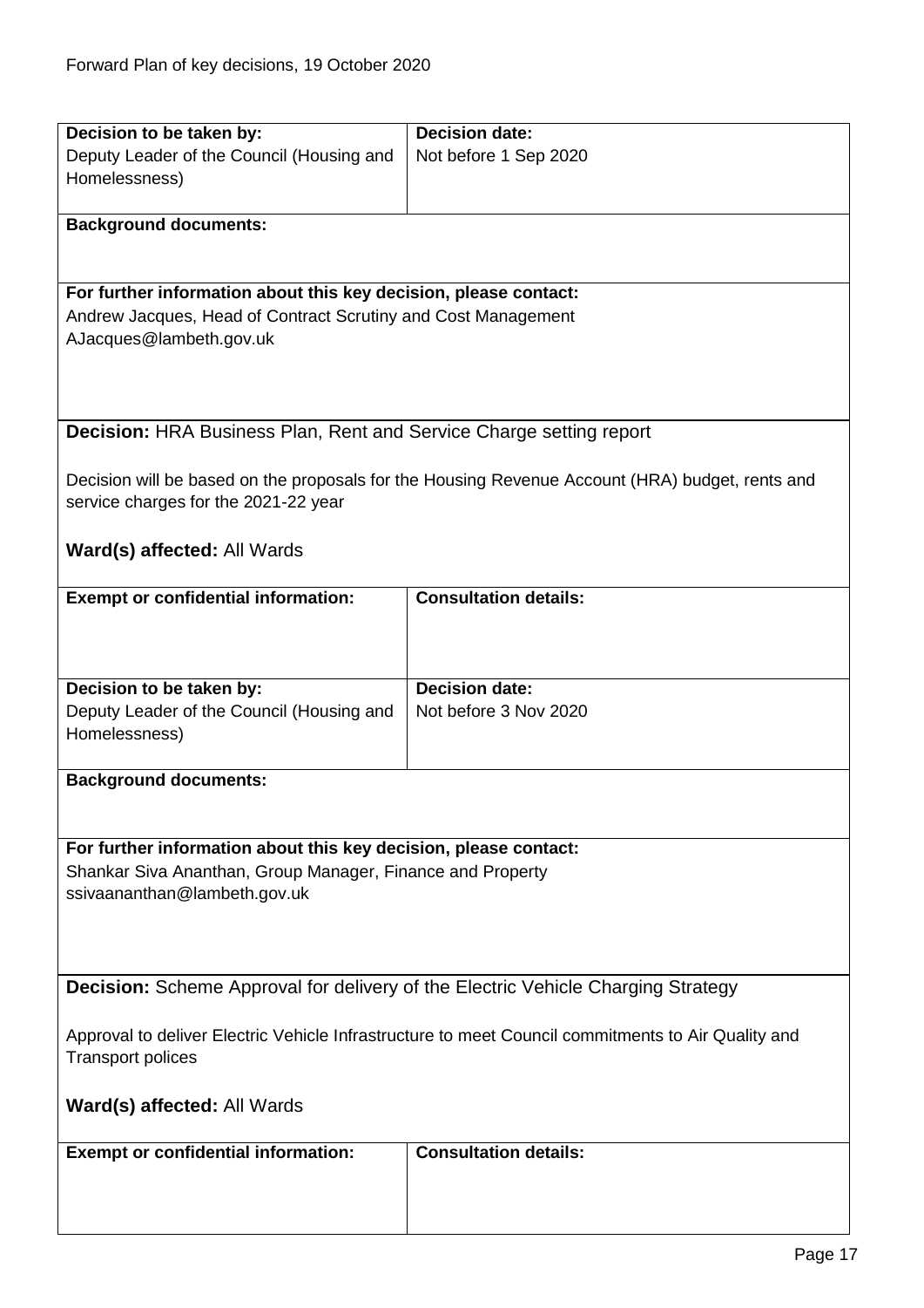| **Decision to be taken by:** | **Decision date:** |
|---|---|
| Deputy Leader of the Council (Housing and Homelessness) | Not before 1 Sep 2020 |

**Background documents:**

**For further information about this key decision, please contact:**
Andrew Jacques, Head of Contract Scrutiny and Cost Management
AJacques@lambeth.gov.uk

**Decision:** HRA Business Plan, Rent and Service Charge setting report

Decision will be based on the proposals for the Housing Revenue Account (HRA) budget, rents and service charges for the 2021-22 year

**Ward(s) affected:** All Wards

| **Exempt or confidential information:** | **Consultation details:** |
|---|---|
| | |

| **Decision to be taken by:** | **Decision date:** |
|---|---|
| Deputy Leader of the Council (Housing and Homelessness) | Not before 3 Nov 2020 |

**Background documents:**

**For further information about this key decision, please contact:**
Shankar Siva Ananthan, Group Manager, Finance and Property
ssivaananthan@lambeth.gov.uk

**Decision:** Scheme Approval for delivery of the Electric Vehicle Charging Strategy

Approval to deliver Electric Vehicle Infrastructure to meet Council commitments to Air Quality and Transport polices

**Ward(s) affected:** All Wards

| **Exempt or confidential information:** | **Consultation details:** |
|---|---|
| | |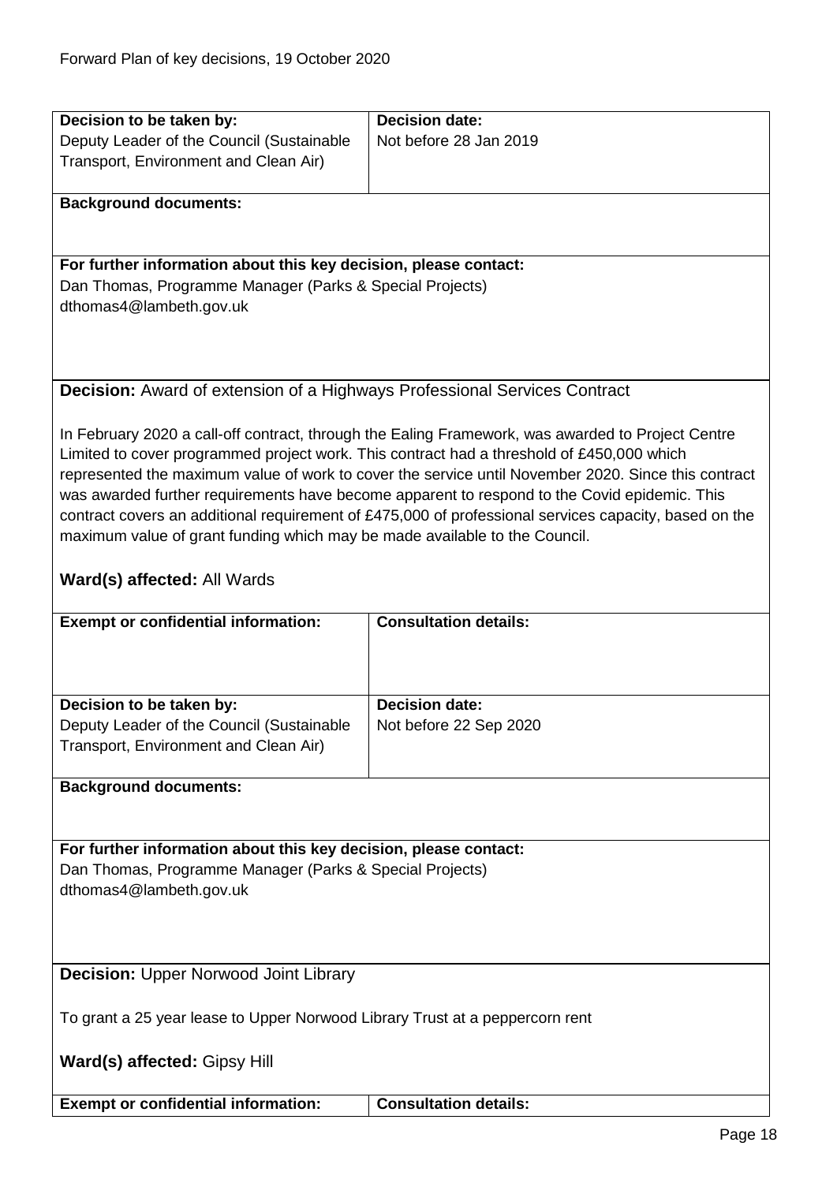| Decision to be taken by: | Decision date: |
|---|---|
| Deputy Leader of the Council (Sustainable Transport, Environment and Clean Air) | Not before 28 Jan 2019 |

**Background documents:**

**For further information about this key decision, please contact:**
Dan Thomas, Programme Manager (Parks & Special Projects)
dthomas4@lambeth.gov.uk

**Decision:** Award of extension of a Highways Professional Services Contract

In February 2020 a call-off contract, through the Ealing Framework, was awarded to Project Centre Limited to cover programmed project work. This contract had a threshold of £450,000 which represented the maximum value of work to cover the service until November 2020. Since this contract was awarded further requirements have become apparent to respond to the Covid epidemic. This contract covers an additional requirement of £475,000 of professional services capacity, based on the maximum value of grant funding which may be made available to the Council.

**Ward(s) affected:** All Wards

| Exempt or confidential information: | Consultation details: |
|---|---|
| | |

| Decision to be taken by: | Decision date: |
|---|---|
| Deputy Leader of the Council (Sustainable Transport, Environment and Clean Air) | Not before 22 Sep 2020 |

**Background documents:**

**For further information about this key decision, please contact:**
Dan Thomas, Programme Manager (Parks & Special Projects)
dthomas4@lambeth.gov.uk

**Decision:** Upper Norwood Joint Library

To grant a 25 year lease to Upper Norwood Library Trust at a peppercorn rent

**Ward(s) affected:** Gipsy Hill

| Exempt or confidential information: | Consultation details: |
|---|---|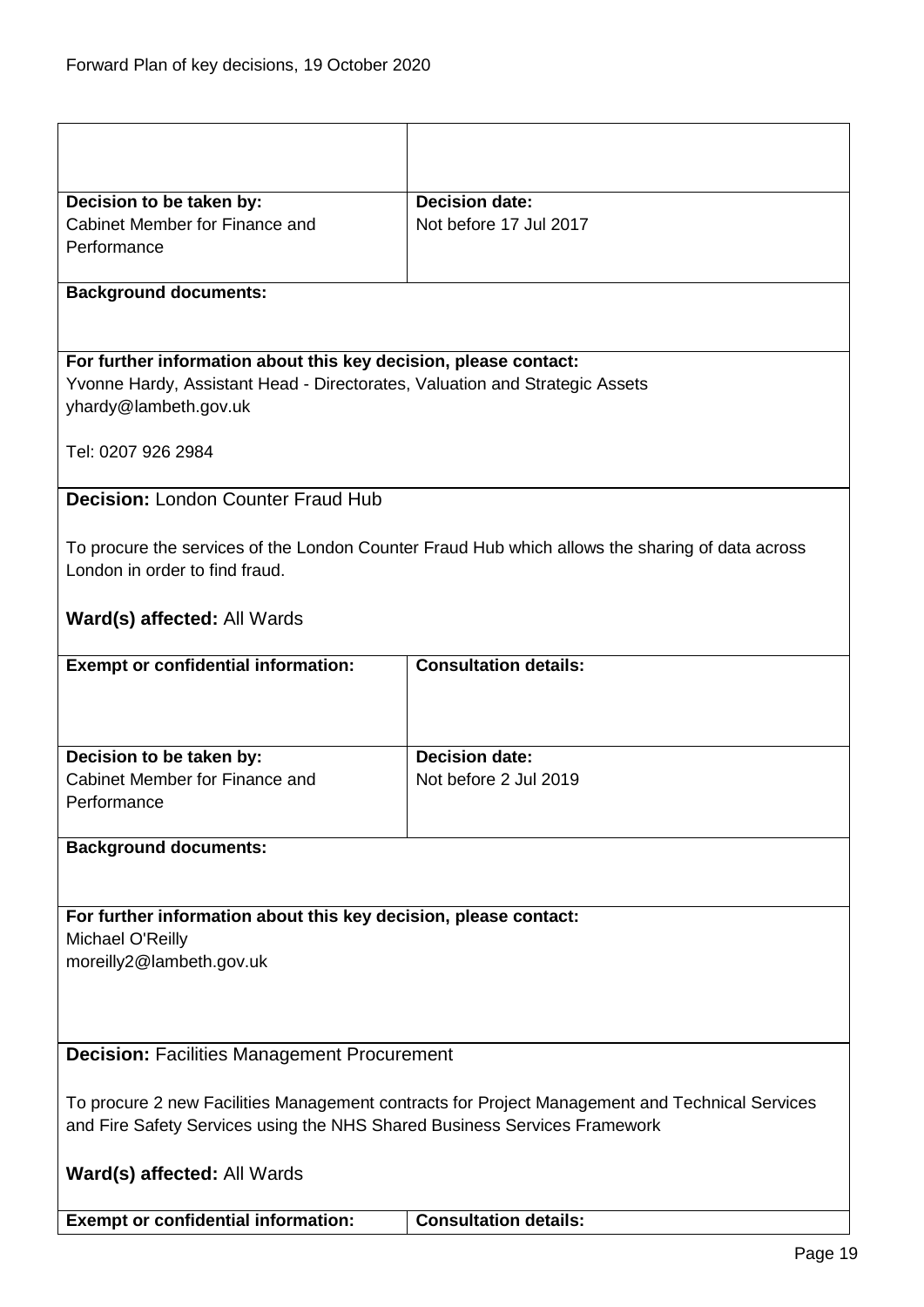| | |
|---|---|
| **Decision to be taken by:**<br>Cabinet Member for Finance and Performance | **Decision date:**<br>Not before 17 Jul 2017 |

**Background documents:**

**For further information about this key decision, please contact:**
Yvonne Hardy, Assistant Head - Directorates, Valuation and Strategic Assets
yhardy@lambeth.gov.uk

Tel: 0207 926 2984

**Decision:** London Counter Fraud Hub

To procure the services of the London Counter Fraud Hub which allows the sharing of data across London in order to find fraud.

**Ward(s) affected:** All Wards

| **Exempt or confidential information:** | **Consultation details:** |
|---|---|
| | |
| **Decision to be taken by:**<br>Cabinet Member for Finance and Performance | **Decision date:**<br>Not before 2 Jul 2019 |

**Background documents:**

**For further information about this key decision, please contact:**
Michael O'Reilly
moreilly2@lambeth.gov.uk

**Decision:** Facilities Management Procurement

To procure 2 new Facilities Management contracts for Project Management and Technical Services and Fire Safety Services using the NHS Shared Business Services Framework

**Ward(s) affected:** All Wards

| **Exempt or confidential information:** | **Consultation details:** |
|---|---|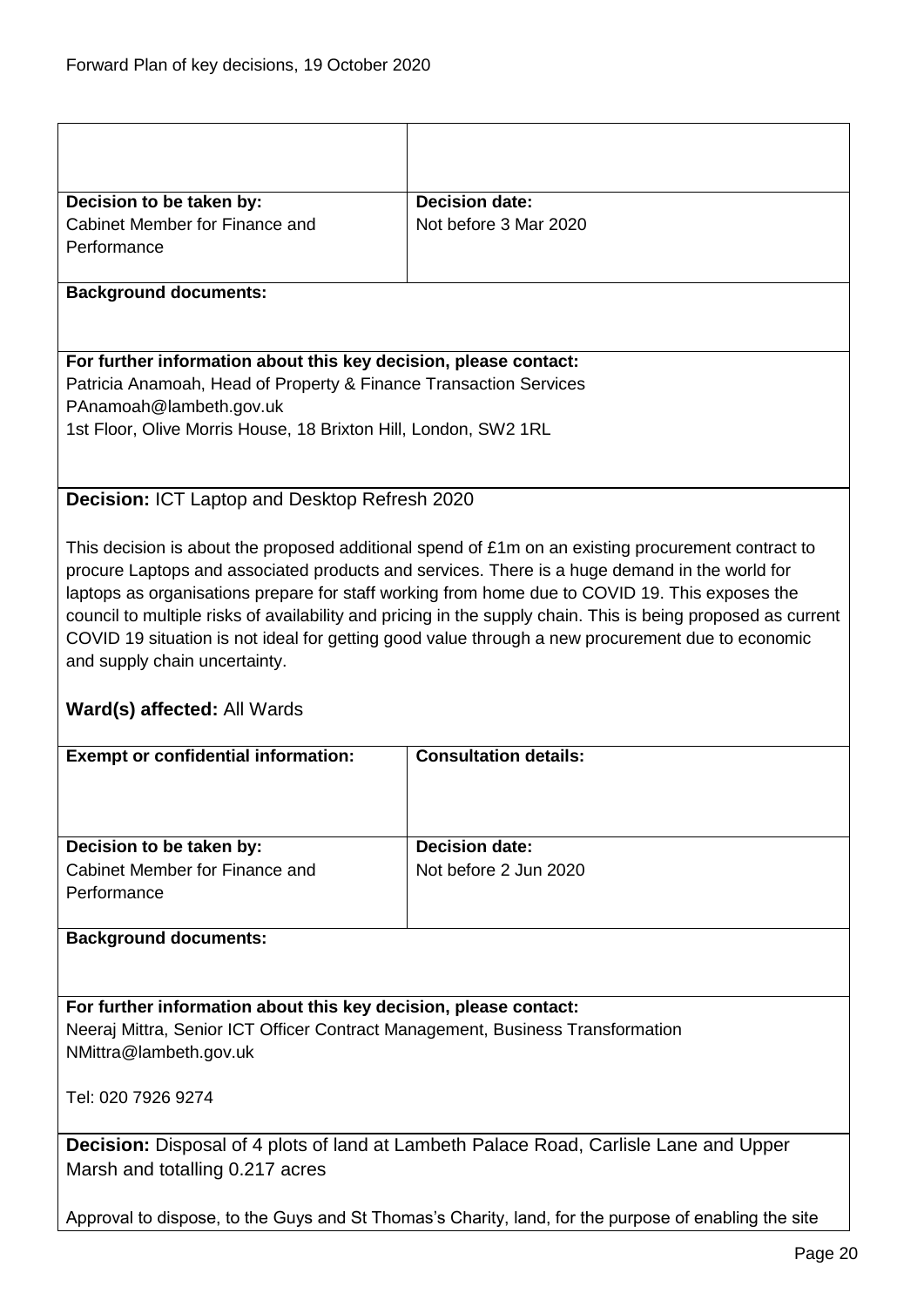| | |
|---|---|
| | |
| **Decision to be taken by:**<br>Cabinet Member for Finance and Performance | **Decision date:**<br>Not before 3 Mar 2020 |
| **Background documents:** | |
| **For further information about this key decision, please contact:**<br>Patricia Anamoah, Head of Property & Finance Transaction Services<br>PAnamoah@lambeth.gov.uk<br>1st Floor, Olive Morris House, 18 Brixton Hill, London, SW2 1RL | |

**Decision:** ICT Laptop and Desktop Refresh 2020

This decision is about the proposed additional spend of £1m on an existing procurement contract to procure Laptops and associated products and services. There is a huge demand in the world for laptops as organisations prepare for staff working from home due to COVID 19. This exposes the council to multiple risks of availability and pricing in the supply chain. This is being proposed as current COVID 19 situation is not ideal for getting good value through a new procurement due to economic and supply chain uncertainty.

**Ward(s) affected:** All Wards

| **Exempt or confidential information:** | **Consultation details:** |
|---|---|
| **Decision to be taken by:**<br>Cabinet Member for Finance and Performance | **Decision date:**<br>Not before 2 Jun 2020 |
| **Background documents:** | |
| **For further information about this key decision, please contact:**<br>Neeraj Mittra, Senior ICT Officer Contract Management, Business Transformation<br>NMittra@lambeth.gov.uk<br><br>Tel: 020 7926 9274 | |

**Decision:** Disposal of 4 plots of land at Lambeth Palace Road, Carlisle Lane and Upper Marsh and totalling 0.217 acres

Approval to dispose, to the Guys and St Thomas's Charity, land, for the purpose of enabling the site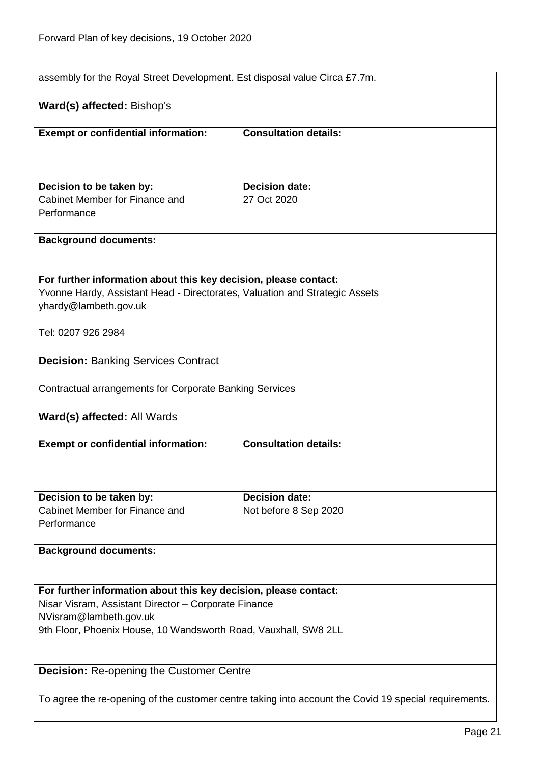assembly for the Royal Street Development. Est disposal value Circa £7.7m.

**Ward(s) affected:** Bishop's

| **Exempt or confidential information:** | **Consultation details:** |
|---|---|
| | |
| **Decision to be taken by:** Cabinet Member for Finance and Performance | **Decision date:** 27 Oct 2020 |

**Background documents:**

**For further information about this key decision, please contact:**
Yvonne Hardy, Assistant Head - Directorates, Valuation and Strategic Assets
yhardy@lambeth.gov.uk

Tel: 0207 926 2984

**Decision:** Banking Services Contract

Contractual arrangements for Corporate Banking Services

**Ward(s) affected:** All Wards

| **Exempt or confidential information:** | **Consultation details:** |
|---|---|
| | |
| **Decision to be taken by:** Cabinet Member for Finance and Performance | **Decision date:** Not before 8 Sep 2020 |

**Background documents:**

**For further information about this key decision, please contact:**
Nisar Visram, Assistant Director – Corporate Finance
NVisram@lambeth.gov.uk
9th Floor, Phoenix House, 10 Wandsworth Road, Vauxhall, SW8 2LL

**Decision:** Re-opening the Customer Centre

To agree the re-opening of the customer centre taking into account the Covid 19 special requirements.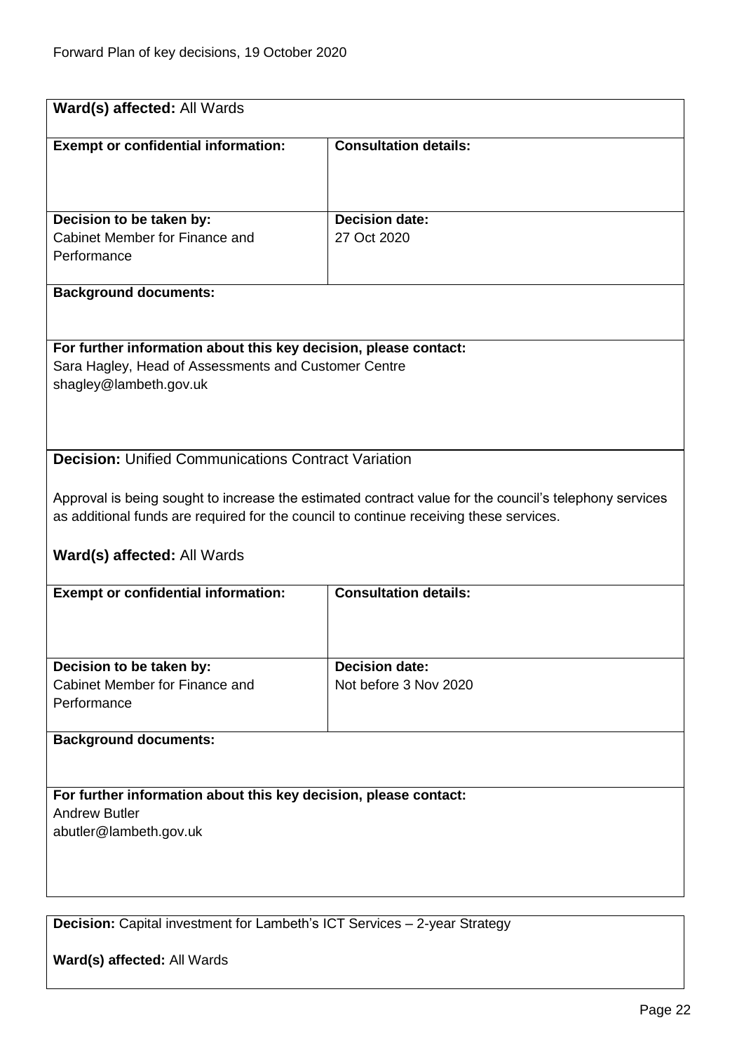**Ward(s) affected:** All Wards

| **Exempt or confidential information:** | **Consultation details:** |
|---|---|
| | |
| **Decision to be taken by:** Cabinet Member for Finance and Performance | **Decision date:** 27 Oct 2020 |

**Background documents:**

**For further information about this key decision, please contact:**
Sara Hagley, Head of Assessments and Customer Centre
shagley@lambeth.gov.uk

**Decision:** Unified Communications Contract Variation

Approval is being sought to increase the estimated contract value for the council's telephony services as additional funds are required for the council to continue receiving these services.

**Ward(s) affected:** All Wards

| **Exempt or confidential information:** | **Consultation details:** |
|---|---|
| | |
| **Decision to be taken by:** Cabinet Member for Finance and Performance | **Decision date:** Not before 3 Nov 2020 |

**Background documents:**

**For further information about this key decision, please contact:**
Andrew Butler
abutler@lambeth.gov.uk

**Decision:** Capital investment for Lambeth's ICT Services – 2-year Strategy

**Ward(s) affected:** All Wards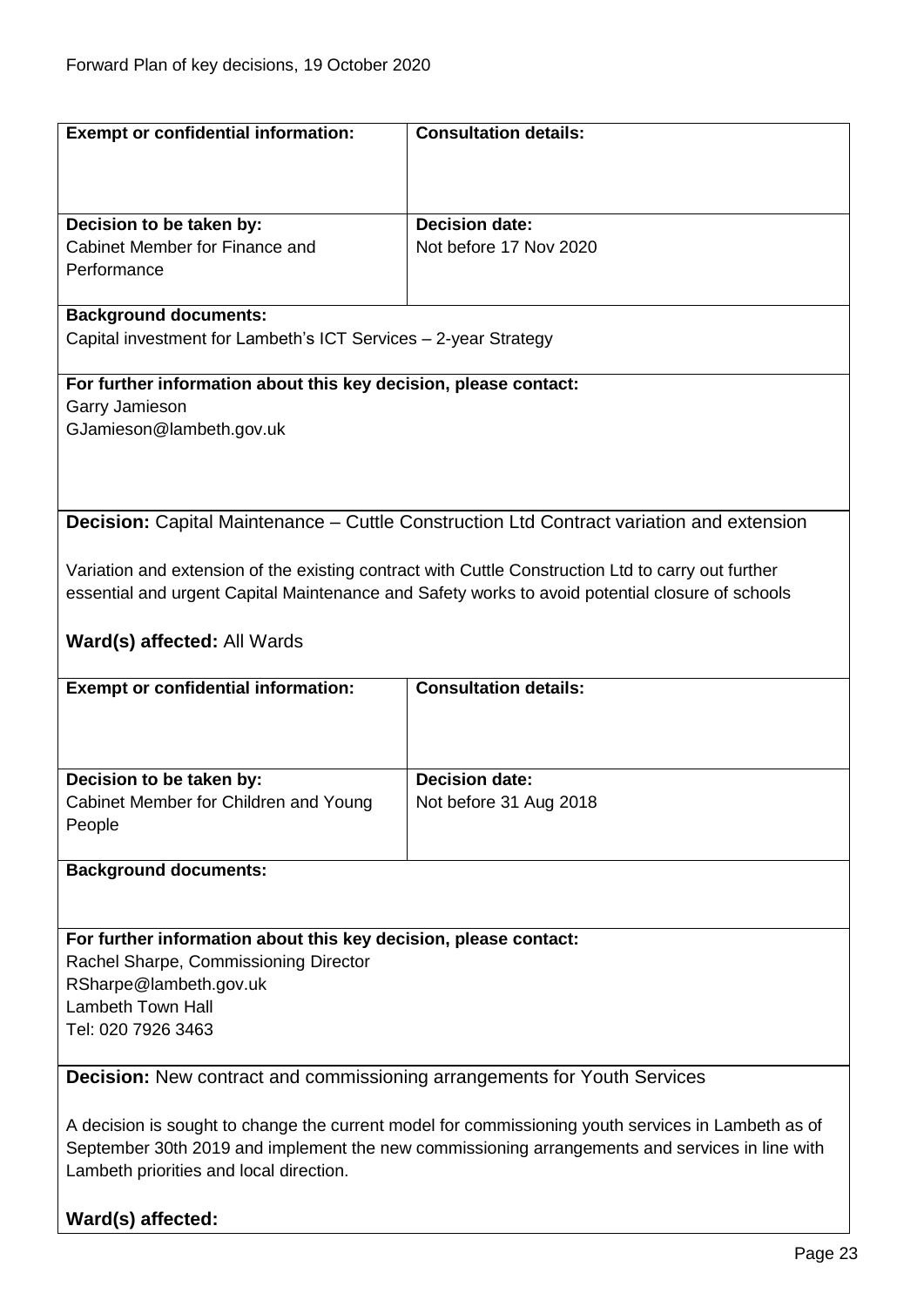| **Exempt or confidential information:** | **Consultation details:** |
| --- | --- |
| **Decision to be taken by:**<br>Cabinet Member for Finance and Performance | **Decision date:**<br>Not before 17 Nov 2020 |

**Background documents:**
Capital investment for Lambeth's ICT Services – 2-year Strategy

**For further information about this key decision, please contact:**
Garry Jamieson
GJamieson@lambeth.gov.uk

**Decision:** Capital Maintenance – Cuttle Construction Ltd Contract variation and extension

Variation and extension of the existing contract with Cuttle Construction Ltd to carry out further essential and urgent Capital Maintenance and Safety works to avoid potential closure of schools

**Ward(s) affected:** All Wards

| **Exempt or confidential information:** | **Consultation details:** |
| --- | --- |
| **Decision to be taken by:**<br>Cabinet Member for Children and Young People | **Decision date:**<br>Not before 31 Aug 2018 |

**Background documents:**

**For further information about this key decision, please contact:**
Rachel Sharpe, Commissioning Director
RSharpe@lambeth.gov.uk
Lambeth Town Hall
Tel: 020 7926 3463

**Decision:** New contract and commissioning arrangements for Youth Services

A decision is sought to change the current model for commissioning youth services in Lambeth as of September 30th 2019 and implement the new commissioning arrangements and services in line with Lambeth priorities and local direction.

**Ward(s) affected:**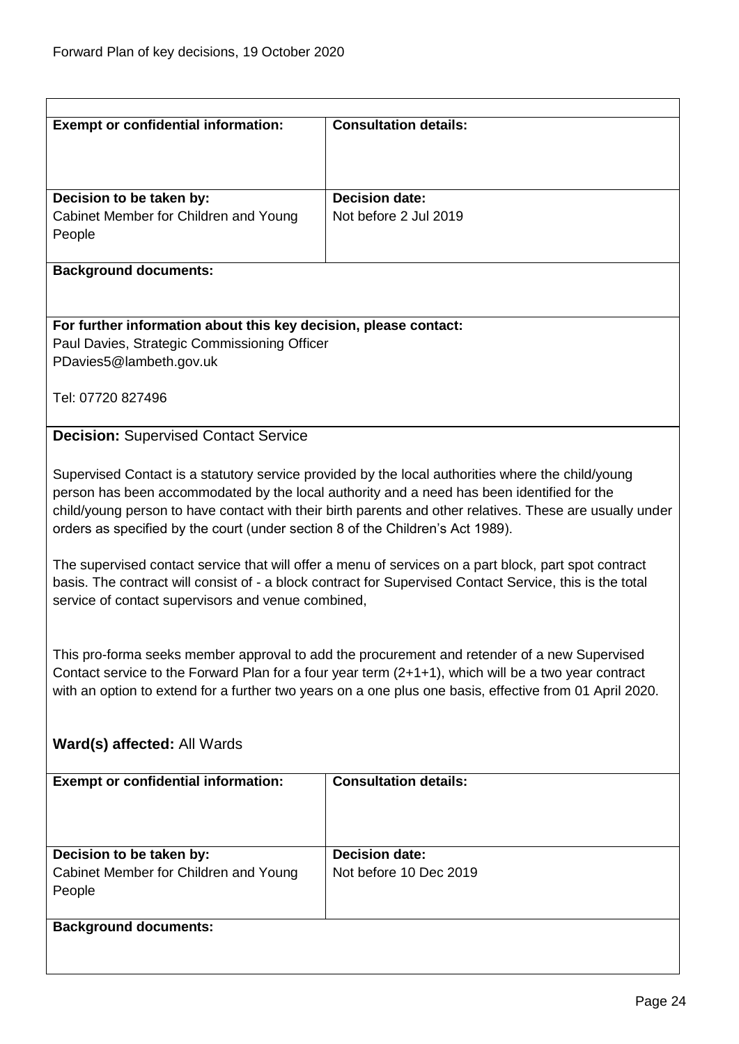| **Exempt or confidential information:** | **Consultation details:** |
|---|---|
| **Decision to be taken by:**<br>Cabinet Member for Children and Young People | **Decision date:**<br>Not before 2 Jul 2019 |

**Background documents:**

**For further information about this key decision, please contact:**
Paul Davies, Strategic Commissioning Officer
PDavies5@lambeth.gov.uk

Tel: 07720 827496

**Decision:** Supervised Contact Service

Supervised Contact is a statutory service provided by the local authorities where the child/young person has been accommodated by the local authority and a need has been identified for the child/young person to have contact with their birth parents and other relatives. These are usually under orders as specified by the court (under section 8 of the Children's Act 1989).

The supervised contact service that will offer a menu of services on a part block, part spot contract basis. The contract will consist of - a block contract for Supervised Contact Service, this is the total service of contact supervisors and venue combined,

This pro-forma seeks member approval to add the procurement and retender of a new Supervised Contact service to the Forward Plan for a four year term (2+1+1), which will be a two year contract with an option to extend for a further two years on a one plus one basis, effective from 01 April 2020.

**Ward(s) affected:** All Wards

| **Exempt or confidential information:** | **Consultation details:** |
|---|---|
| **Decision to be taken by:**<br>Cabinet Member for Children and Young People | **Decision date:**<br>Not before 10 Dec 2019 |

**Background documents:**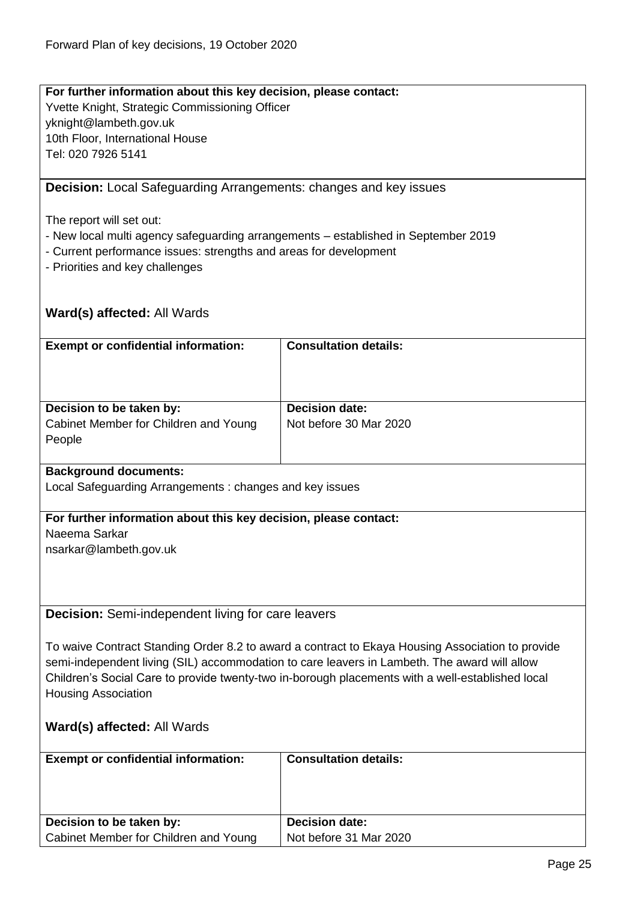**For further information about this key decision, please contact:**
Yvette Knight, Strategic Commissioning Officer
yknight@lambeth.gov.uk
10th Floor, International House
Tel: 020 7926 5141

**Decision:** Local Safeguarding Arrangements: changes and key issues

The report will set out:
- New local multi agency safeguarding arrangements – established in September 2019
- Current performance issues: strengths and areas for development
- Priorities and key challenges

**Ward(s) affected:** All Wards

| **Exempt or confidential information:** | **Consultation details:** |
|---|---|
| **Decision to be taken by:** Cabinet Member for Children and Young People | **Decision date:** Not before 30 Mar 2020 |

**Background documents:**
Local Safeguarding Arrangements : changes and key issues

**For further information about this key decision, please contact:**
Naeema Sarkar
nsarkar@lambeth.gov.uk

**Decision:** Semi-independent living for care leavers

To waive Contract Standing Order 8.2 to award a contract to Ekaya Housing Association to provide semi-independent living (SIL) accommodation to care leavers in Lambeth. The award will allow Children's Social Care to provide twenty-two in-borough placements with a well-established local Housing Association

**Ward(s) affected:** All Wards

| **Exempt or confidential information:** | **Consultation details:** |
|---|---|
| **Decision to be taken by:** Cabinet Member for Children and Young | **Decision date:** Not before 31 Mar 2020 |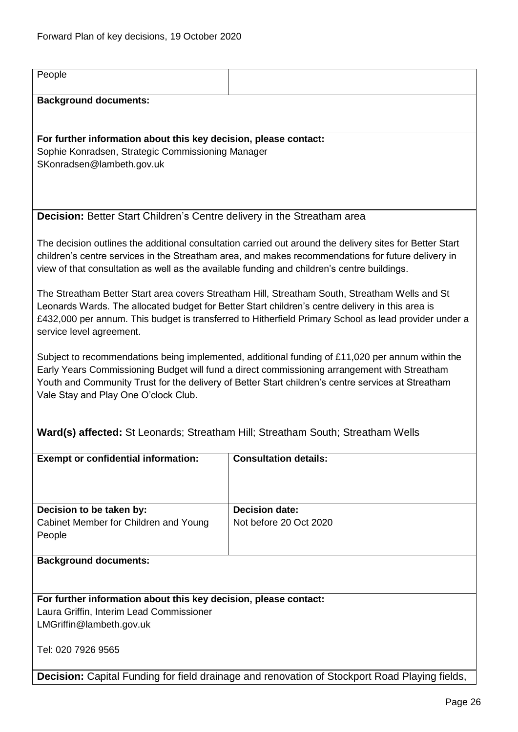| People | |
|---|---|

**Background documents:**

**For further information about this key decision, please contact:**
Sophie Konradsen, Strategic Commissioning Manager
SKonradsen@lambeth.gov.uk

**Decision:** Better Start Children's Centre delivery in the Streatham area

The decision outlines the additional consultation carried out around the delivery sites for Better Start children's centre services in the Streatham area, and makes recommendations for future delivery in view of that consultation as well as the available funding and children's centre buildings.

The Streatham Better Start area covers Streatham Hill, Streatham South, Streatham Wells and St Leonards Wards. The allocated budget for Better Start children's centre delivery in this area is £432,000 per annum. This budget is transferred to Hitherfield Primary School as lead provider under a service level agreement.

Subject to recommendations being implemented, additional funding of £11,020 per annum within the Early Years Commissioning Budget will fund a direct commissioning arrangement with Streatham Youth and Community Trust for the delivery of Better Start children's centre services at Streatham Vale Stay and Play One O'clock Club.

**Ward(s) affected:** St Leonards; Streatham Hill; Streatham South; Streatham Wells

| **Exempt or confidential information:** | **Consultation details:** |
|---|---|
| **Decision to be taken by:** Cabinet Member for Children and Young People | **Decision date:** Not before 20 Oct 2020 |

**Background documents:**

**For further information about this key decision, please contact:**
Laura Griffin, Interim Lead Commissioner
LMGriffin@lambeth.gov.uk

Tel: 020 7926 9565

**Decision:** Capital Funding for field drainage and renovation of Stockport Road Playing fields,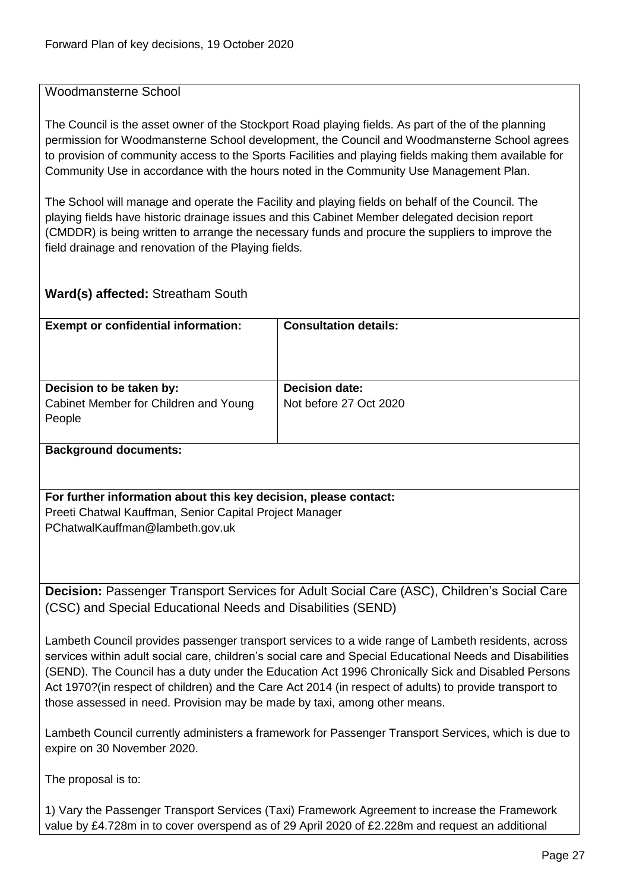Woodmansterne School

The Council is the asset owner of the Stockport Road playing fields. As part of the of the planning permission for Woodmansterne School development, the Council and Woodmansterne School agrees to provision of community access to the Sports Facilities and playing fields making them available for Community Use in accordance with the hours noted in the Community Use Management Plan.

The School will manage and operate the Facility and playing fields on behalf of the Council. The playing fields have historic drainage issues and this Cabinet Member delegated decision report (CMDDR) is being written to arrange the necessary funds and procure the suppliers to improve the field drainage and renovation of the Playing fields.

**Ward(s) affected:** Streatham South

| **Exempt or confidential information:** | **Consultation details:** |
| --- | --- |
| **Decision to be taken by:**<br>Cabinet Member for Children and Young People | **Decision date:**<br>Not before 27 Oct 2020 |

**Background documents:**

**For further information about this key decision, please contact:**
Preeti Chatwal Kauffman, Senior Capital Project Manager
PChatwalKauffman@lambeth.gov.uk

**Decision:** Passenger Transport Services for Adult Social Care (ASC), Children's Social Care (CSC) and Special Educational Needs and Disabilities (SEND)

Lambeth Council provides passenger transport services to a wide range of Lambeth residents, across services within adult social care, children's social care and Special Educational Needs and Disabilities (SEND). The Council has a duty under the Education Act 1996 Chronically Sick and Disabled Persons Act 1970?(in respect of children) and the Care Act 2014 (in respect of adults) to provide transport to those assessed in need. Provision may be made by taxi, among other means.

Lambeth Council currently administers a framework for Passenger Transport Services, which is due to expire on 30 November 2020.

The proposal is to:

1) Vary the Passenger Transport Services (Taxi) Framework Agreement to increase the Framework value by £4.728m in to cover overspend as of 29 April 2020 of £2.228m and request an additional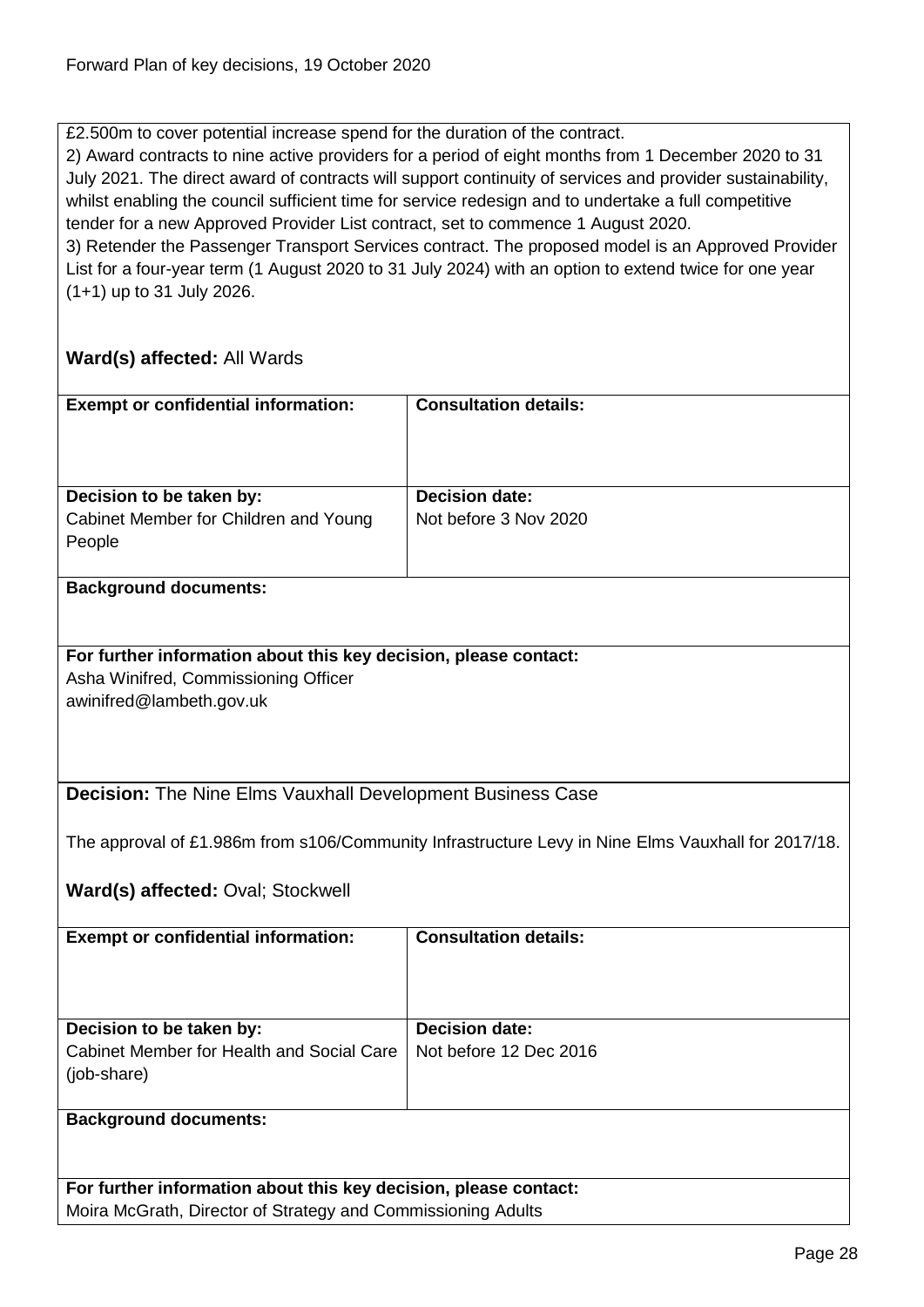£2.500m to cover potential increase spend for the duration of the contract.
2) Award contracts to nine active providers for a period of eight months from 1 December 2020 to 31 July 2021. The direct award of contracts will support continuity of services and provider sustainability, whilst enabling the council sufficient time for service redesign and to undertake a full competitive tender for a new Approved Provider List contract, set to commence 1 August 2020.
3) Retender the Passenger Transport Services contract. The proposed model is an Approved Provider List for a four-year term (1 August 2020 to 31 July 2024) with an option to extend twice for one year (1+1) up to 31 July 2026.

**Ward(s) affected:** All Wards

| **Exempt or confidential information:** | **Consultation details:** |
|---|---|
| **Decision to be taken by:**<br>Cabinet Member for Children and Young People | **Decision date:**<br>Not before 3 Nov 2020 |

**Background documents:**

**For further information about this key decision, please contact:**
Asha Winifred, Commissioning Officer
awinifred@lambeth.gov.uk

**Decision:** The Nine Elms Vauxhall Development Business Case

The approval of £1.986m from s106/Community Infrastructure Levy in Nine Elms Vauxhall for 2017/18.

**Ward(s) affected:** Oval; Stockwell

| **Exempt or confidential information:** | **Consultation details:** |
|---|---|
| **Decision to be taken by:**<br>Cabinet Member for Health and Social Care (job-share) | **Decision date:**<br>Not before 12 Dec 2016 |

**Background documents:**

**For further information about this key decision, please contact:**
Moira McGrath, Director of Strategy and Commissioning Adults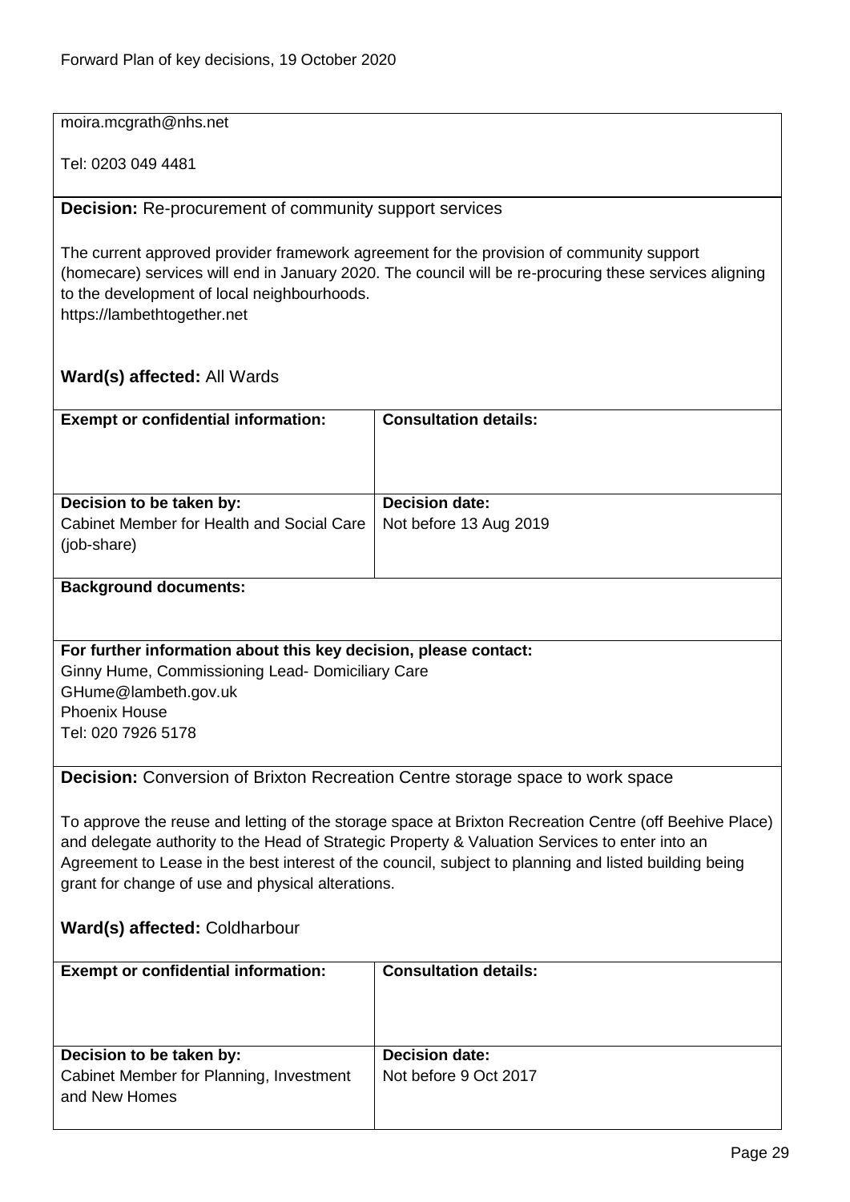moira.mcgrath@nhs.net

Tel: 0203 049 4481

**Decision:** Re-procurement of community support services

The current approved provider framework agreement for the provision of community support (homecare) services will end in January 2020. The council will be re-procuring these services aligning to the development of local neighbourhoods.
https://lambethtogether.net

**Ward(s) affected:** All Wards

| **Exempt or confidential information:** | **Consultation details:** |
|---|---|
| | |
| **Decision to be taken by:** Cabinet Member for Health and Social Care (job-share) | **Decision date:** Not before 13 Aug 2019 |

**Background documents:**

**For further information about this key decision, please contact:**
Ginny Hume, Commissioning Lead- Domiciliary Care
GHume@lambeth.gov.uk
Phoenix House
Tel: 020 7926 5178

**Decision:** Conversion of Brixton Recreation Centre storage space to work space

To approve the reuse and letting of the storage space at Brixton Recreation Centre (off Beehive Place) and delegate authority to the Head of Strategic Property & Valuation Services to enter into an Agreement to Lease in the best interest of the council, subject to planning and listed building being grant for change of use and physical alterations.

**Ward(s) affected:** Coldharbour

| **Exempt or confidential information:** | **Consultation details:** |
|---|---|
| | |
| **Decision to be taken by:** Cabinet Member for Planning, Investment and New Homes | **Decision date:** Not before 9 Oct 2017 |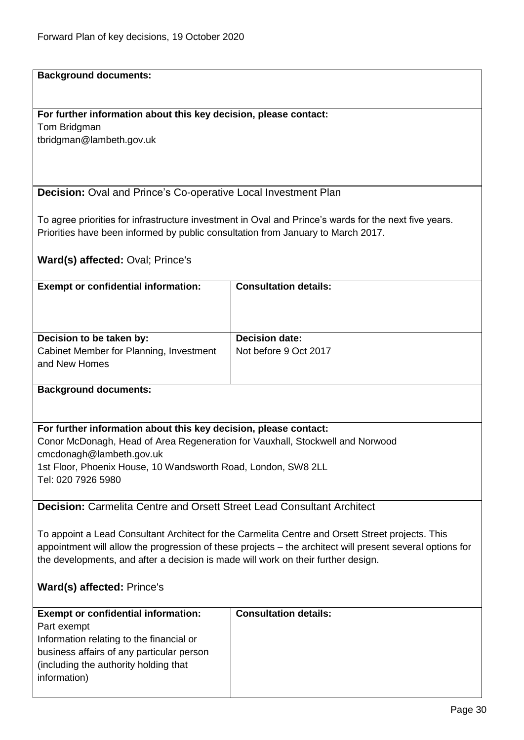**Background documents:**

**For further information about this key decision, please contact:**
Tom Bridgman
tbridgman@lambeth.gov.uk

**Decision:** Oval and Prince's Co-operative Local Investment Plan

To agree priorities for infrastructure investment in Oval and Prince's wards for the next five years. Priorities have been informed by public consultation from January to March 2017.

**Ward(s) affected:** Oval; Prince's

| **Exempt or confidential information:** | **Consultation details:** |
|---|---|
| | |
| **Decision to be taken by:** Cabinet Member for Planning, Investment and New Homes | **Decision date:** Not before 9 Oct 2017 |

**Background documents:**

**For further information about this key decision, please contact:**
Conor McDonagh, Head of Area Regeneration for Vauxhall, Stockwell and Norwood
cmcdonagh@lambeth.gov.uk
1st Floor, Phoenix House, 10 Wandsworth Road, London, SW8 2LL
Tel: 020 7926 5980

**Decision:** Carmelita Centre and Orsett Street Lead Consultant Architect

To appoint a Lead Consultant Architect for the Carmelita Centre and Orsett Street projects. This appointment will allow the progression of these projects – the architect will present several options for the developments, and after a decision is made will work on their further design.

**Ward(s) affected:** Prince's

| **Exempt or confidential information:** | **Consultation details:** |
|---|---|
| Part exempt<br>Information relating to the financial or business affairs of any particular person (including the authority holding that information) | |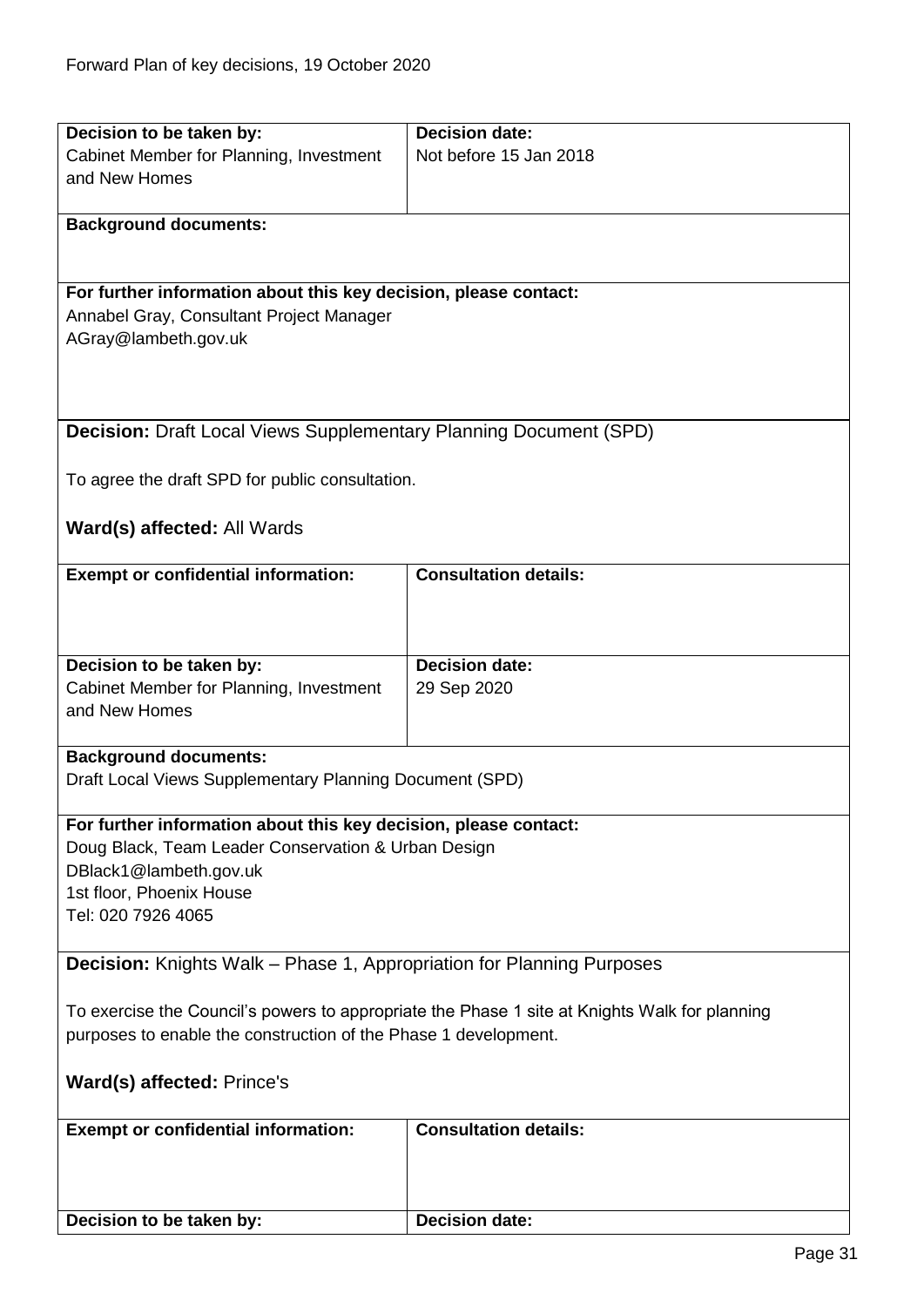| **Decision to be taken by:** | **Decision date:** |
|---|---|
| Cabinet Member for Planning, Investment and New Homes | Not before 15 Jan 2018 |

**Background documents:**

**For further information about this key decision, please contact:**
Annabel Gray, Consultant Project Manager
AGray@lambeth.gov.uk

**Decision:** Draft Local Views Supplementary Planning Document (SPD)

To agree the draft SPD for public consultation.

**Ward(s) affected:** All Wards

| **Exempt or confidential information:** | **Consultation details:** |
|---|---|
| | |
| **Decision to be taken by:** | **Decision date:** |
| Cabinet Member for Planning, Investment and New Homes | 29 Sep 2020 |

**Background documents:**
Draft Local Views Supplementary Planning Document (SPD)

**For further information about this key decision, please contact:**
Doug Black, Team Leader Conservation & Urban Design
DBlack1@lambeth.gov.uk
1st floor, Phoenix House
Tel: 020 7926 4065

**Decision:** Knights Walk – Phase 1, Appropriation for Planning Purposes

To exercise the Council's powers to appropriate the Phase 1 site at Knights Walk for planning purposes to enable the construction of the Phase 1 development.

**Ward(s) affected:** Prince's

| **Exempt or confidential information:** | **Consultation details:** |
|---|---|
| | |
| **Decision to be taken by:** | **Decision date:** |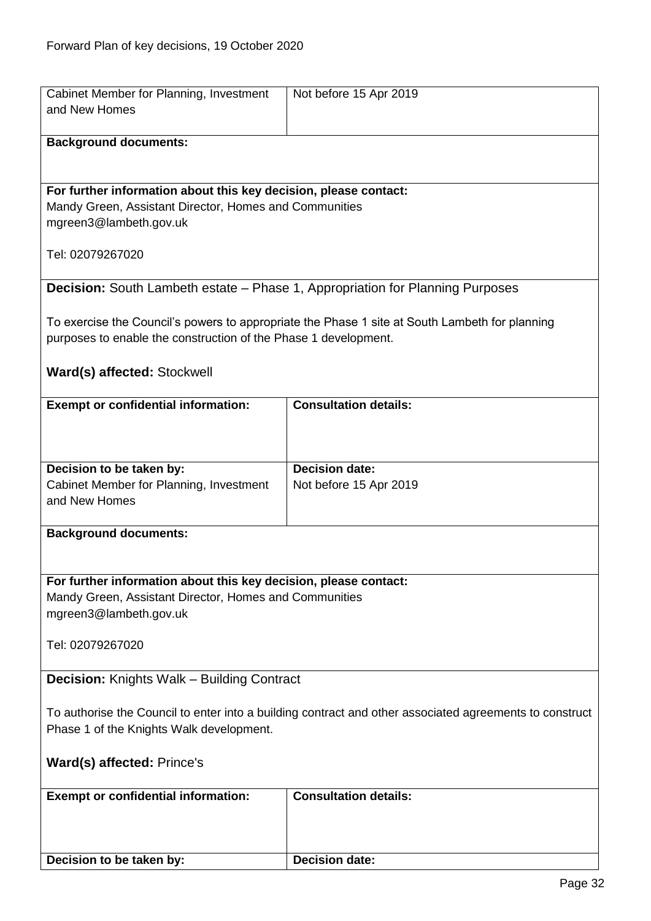| Cabinet Member for Planning, Investment and New Homes | Not before 15 Apr 2019 |
|---|---|

**Background documents:**

**For further information about this key decision, please contact:**
Mandy Green, Assistant Director, Homes and Communities
mgreen3@lambeth.gov.uk

Tel: 02079267020

**Decision:** South Lambeth estate – Phase 1, Appropriation for Planning Purposes

To exercise the Council's powers to appropriate the Phase 1 site at South Lambeth for planning purposes to enable the construction of the Phase 1 development.

**Ward(s) affected:** Stockwell

| **Exempt or confidential information:** | **Consultation details:** |
|---|---|
| **Decision to be taken by:** Cabinet Member for Planning, Investment and New Homes | **Decision date:** Not before 15 Apr 2019 |

**Background documents:**

**For further information about this key decision, please contact:**
Mandy Green, Assistant Director, Homes and Communities
mgreen3@lambeth.gov.uk

Tel: 02079267020

**Decision:** Knights Walk – Building Contract

To authorise the Council to enter into a building contract and other associated agreements to construct Phase 1 of the Knights Walk development.

**Ward(s) affected:** Prince's

| **Exempt or confidential information:** | **Consultation details:** |
|---|---|
| **Decision to be taken by:** | **Decision date:** |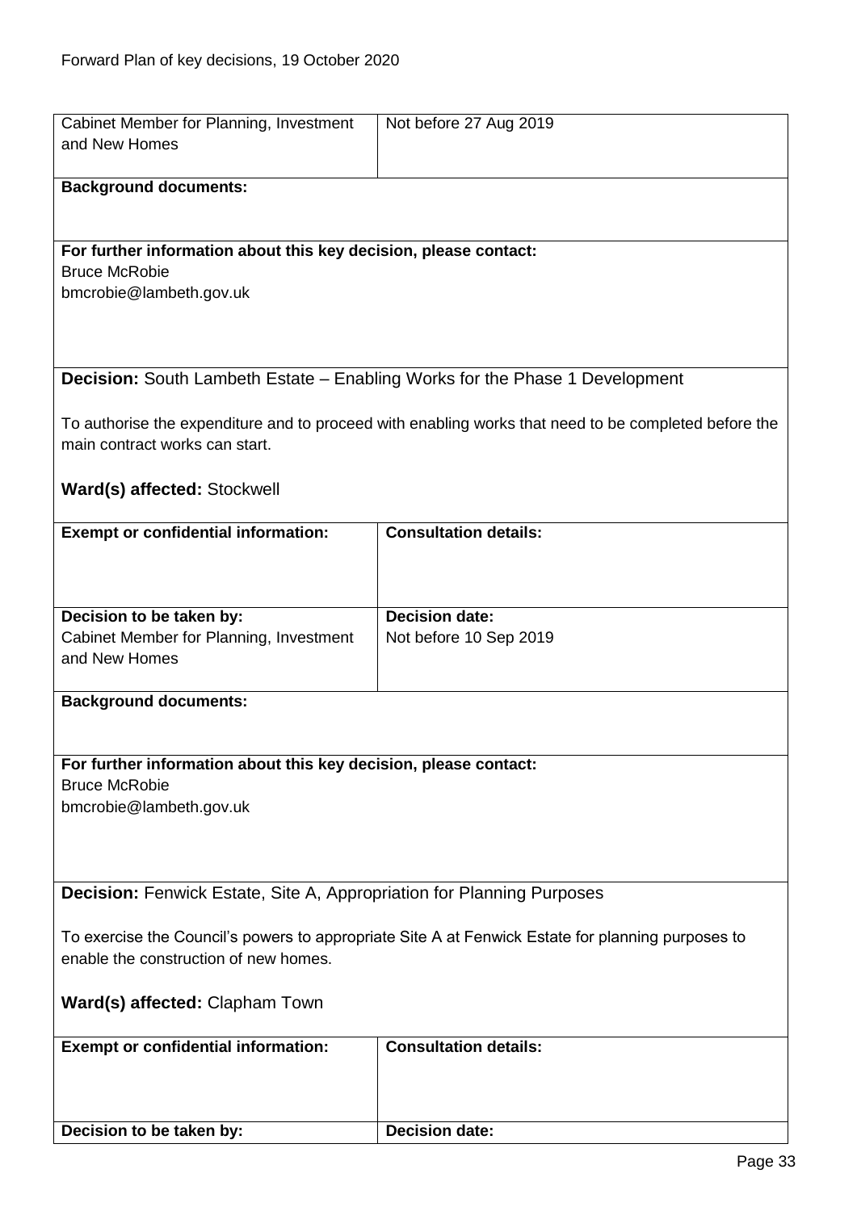| Cabinet Member for Planning, Investment and New Homes | Not before 27 Aug 2019 |
|---|---|

**Background documents:**

**For further information about this key decision, please contact:**
Bruce McRobie
bmcrobie@lambeth.gov.uk

**Decision:** South Lambeth Estate – Enabling Works for the Phase 1 Development

To authorise the expenditure and to proceed with enabling works that need to be completed before the main contract works can start.

**Ward(s) affected:** Stockwell

| **Exempt or confidential information:** | **Consultation details:** |
|---|---|
| **Decision to be taken by:** Cabinet Member for Planning, Investment and New Homes | **Decision date:** Not before 10 Sep 2019 |

**Background documents:**

**For further information about this key decision, please contact:**
Bruce McRobie
bmcrobie@lambeth.gov.uk

**Decision:** Fenwick Estate, Site A, Appropriation for Planning Purposes

To exercise the Council's powers to appropriate Site A at Fenwick Estate for planning purposes to enable the construction of new homes.

**Ward(s) affected:** Clapham Town

| **Exempt or confidential information:** | **Consultation details:** |
|---|---|
| **Decision to be taken by:** | **Decision date:** |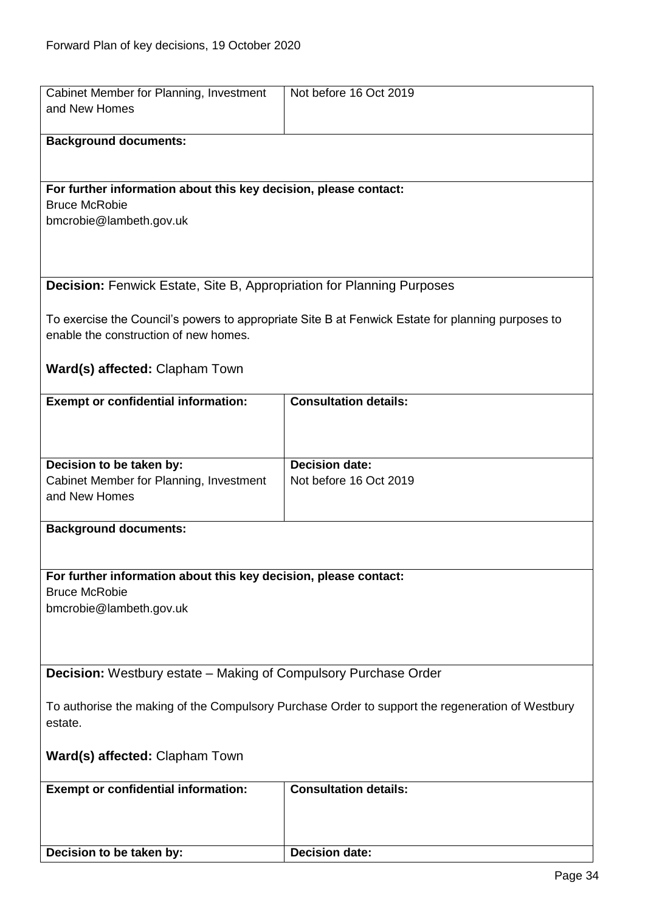| Cabinet Member for Planning, Investment and New Homes | Not before 16 Oct 2019 |
|---|---|

**Background documents:**

**For further information about this key decision, please contact:**
Bruce McRobie
bmcrobie@lambeth.gov.uk

**Decision:** Fenwick Estate, Site B, Appropriation for Planning Purposes

To exercise the Council's powers to appropriate Site B at Fenwick Estate for planning purposes to enable the construction of new homes.

**Ward(s) affected:** Clapham Town

| **Exempt or confidential information:** | **Consultation details:** |
|---|---|
| **Decision to be taken by:**<br>Cabinet Member for Planning, Investment and New Homes | **Decision date:**<br>Not before 16 Oct 2019 |

**Background documents:**

**For further information about this key decision, please contact:**
Bruce McRobie
bmcrobie@lambeth.gov.uk

**Decision:** Westbury estate – Making of Compulsory Purchase Order

To authorise the making of the Compulsory Purchase Order to support the regeneration of Westbury estate.

**Ward(s) affected:** Clapham Town

| **Exempt or confidential information:** | **Consultation details:** |
|---|---|
| **Decision to be taken by:** | **Decision date:** |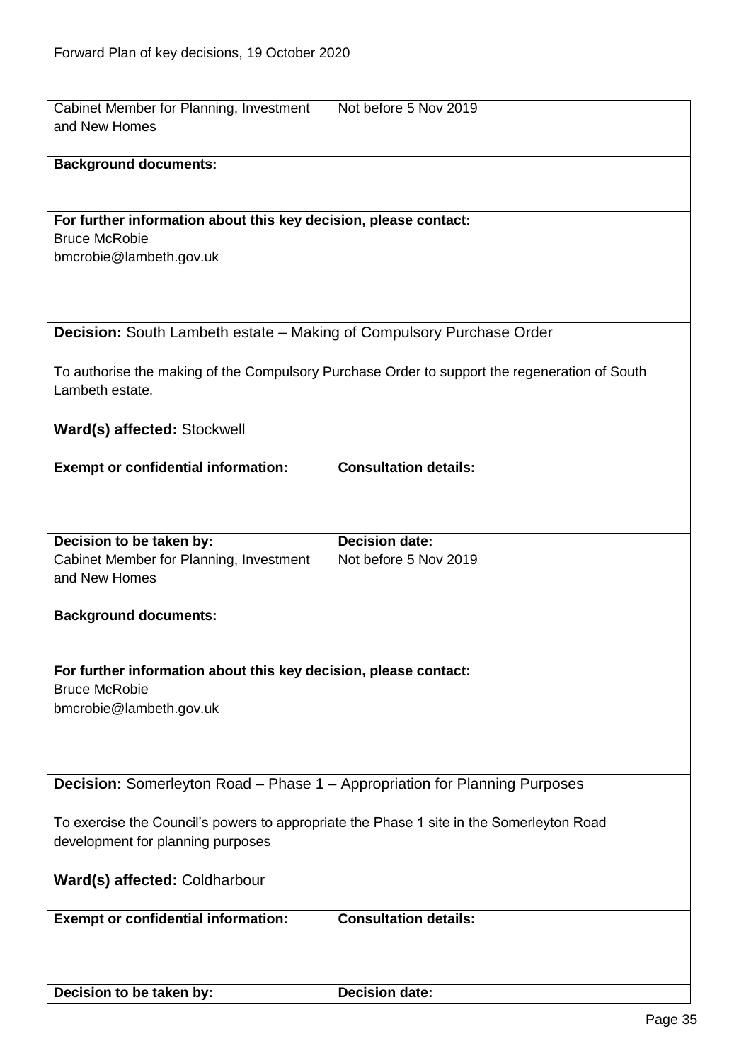| | |
|---|---|
| Cabinet Member for Planning, Investment and New Homes | Not before 5 Nov 2019 |

**Background documents:**

**For further information about this key decision, please contact:**
Bruce McRobie
bmcrobie@lambeth.gov.uk

**Decision:** South Lambeth estate – Making of Compulsory Purchase Order

To authorise the making of the Compulsory Purchase Order to support the regeneration of South Lambeth estate.

**Ward(s) affected:** Stockwell

| **Exempt or confidential information:** | **Consultation details:** |
|---|---|
| | |
| **Decision to be taken by:** Cabinet Member for Planning, Investment and New Homes | **Decision date:** Not before 5 Nov 2019 |

**Background documents:**

**For further information about this key decision, please contact:**
Bruce McRobie
bmcrobie@lambeth.gov.uk

**Decision:** Somerleyton Road – Phase 1 – Appropriation for Planning Purposes

To exercise the Council's powers to appropriate the Phase 1 site in the Somerleyton Road development for planning purposes

**Ward(s) affected:** Coldharbour

| **Exempt or confidential information:** | **Consultation details:** |
|---|---|
| | |
| **Decision to be taken by:** | **Decision date:** |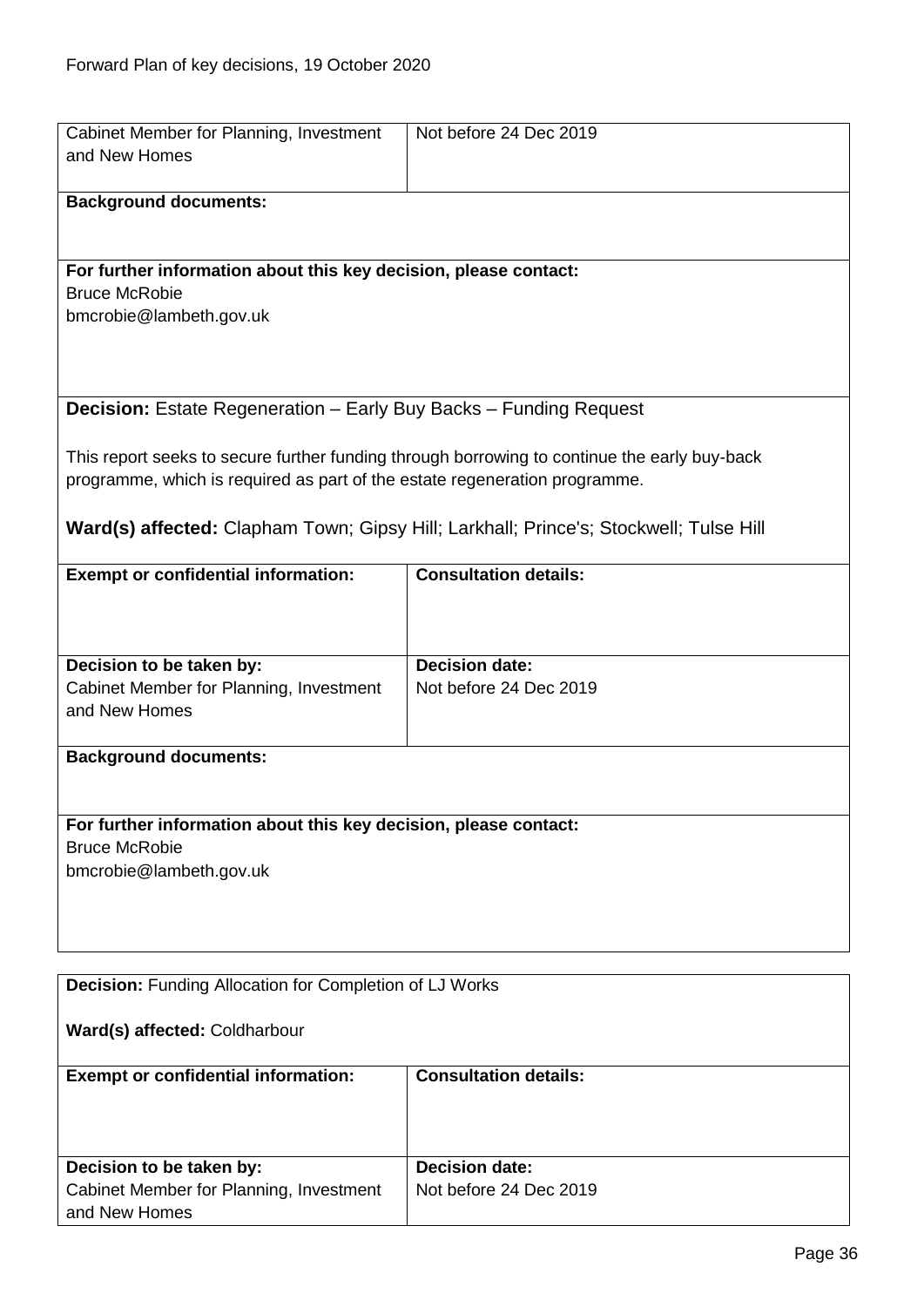| Cabinet Member for Planning, Investment and New Homes | Not before 24 Dec 2019 |
|---|---|

**Background documents:**

**For further information about this key decision, please contact:**
Bruce McRobie
bmcrobie@lambeth.gov.uk

**Decision:** Estate Regeneration – Early Buy Backs – Funding Request

This report seeks to secure further funding through borrowing to continue the early buy-back programme, which is required as part of the estate regeneration programme.

**Ward(s) affected:** Clapham Town; Gipsy Hill; Larkhall; Prince's; Stockwell; Tulse Hill

| **Exempt or confidential information:** | **Consultation details:** |
|---|---|
| **Decision to be taken by:**<br>Cabinet Member for Planning, Investment and New Homes | **Decision date:**<br>Not before 24 Dec 2019 |

**Background documents:**

**For further information about this key decision, please contact:**
Bruce McRobie
bmcrobie@lambeth.gov.uk

**Decision:** Funding Allocation for Completion of LJ Works

**Ward(s) affected:** Coldharbour

| **Exempt or confidential information:** | **Consultation details:** |
|---|---|
| **Decision to be taken by:**<br>Cabinet Member for Planning, Investment and New Homes | **Decision date:**<br>Not before 24 Dec 2019 |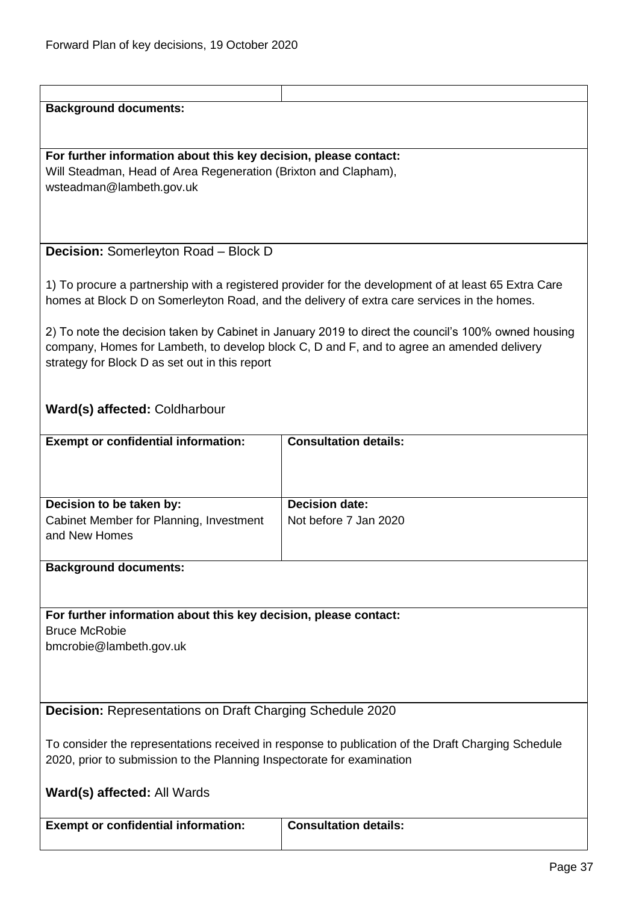| | |
|---|---|
| **Background documents:** | |
| **For further information about this key decision, please contact:**<br>Will Steadman, Head of Area Regeneration (Brixton and Clapham),<br>wsteadman@lambeth.gov.uk | |

**Decision:** Somerleyton Road – Block D

1) To procure a partnership with a registered provider for the development of at least 65 Extra Care homes at Block D on Somerleyton Road, and the delivery of extra care services in the homes.

2) To note the decision taken by Cabinet in January 2019 to direct the council's 100% owned housing company, Homes for Lambeth, to develop block C, D and F, and to agree an amended delivery strategy for Block D as set out in this report

**Ward(s) affected:** Coldharbour

| **Exempt or confidential information:** | **Consultation details:** |
|---|---|
| **Decision to be taken by:**<br>Cabinet Member for Planning, Investment and New Homes | **Decision date:**<br>Not before 7 Jan 2020 |
| **Background documents:** | |
| **For further information about this key decision, please contact:**<br>Bruce McRobie<br>bmcrobie@lambeth.gov.uk | |

**Decision:** Representations on Draft Charging Schedule 2020

To consider the representations received in response to publication of the Draft Charging Schedule 2020, prior to submission to the Planning Inspectorate for examination

**Ward(s) affected:** All Wards

| **Exempt or confidential information:** | **Consultation details:** |
|---|---|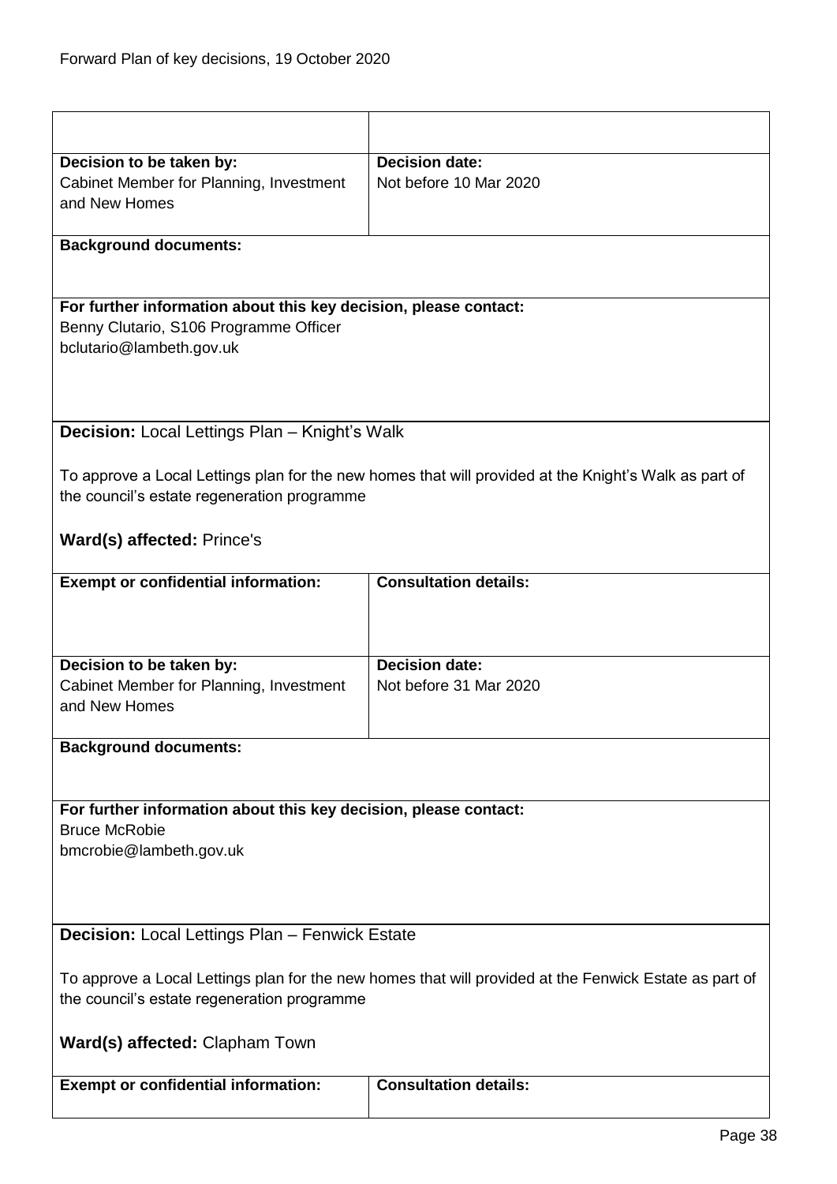| | |
|---|---|
| **Decision to be taken by:**<br>Cabinet Member for Planning, Investment and New Homes | **Decision date:**<br>Not before 10 Mar 2020 |
| **Background documents:** | |
| **For further information about this key decision, please contact:**<br>Benny Clutario, S106 Programme Officer<br>bclutario@lambeth.gov.uk | |

**Decision:** Local Lettings Plan – Knight's Walk

To approve a Local Lettings plan for the new homes that will provided at the Knight's Walk as part of the council's estate regeneration programme

**Ward(s) affected:** Prince's

| | |
|---|---|
| **Exempt or confidential information:** | **Consultation details:** |
| **Decision to be taken by:**<br>Cabinet Member for Planning, Investment and New Homes | **Decision date:**<br>Not before 31 Mar 2020 |
| **Background documents:** | |
| **For further information about this key decision, please contact:**<br>Bruce McRobie<br>bmcrobie@lambeth.gov.uk | |

**Decision:** Local Lettings Plan – Fenwick Estate

To approve a Local Lettings plan for the new homes that will provided at the Fenwick Estate as part of the council's estate regeneration programme

**Ward(s) affected:** Clapham Town

| | |
|---|---|
| **Exempt or confidential information:** | **Consultation details:** |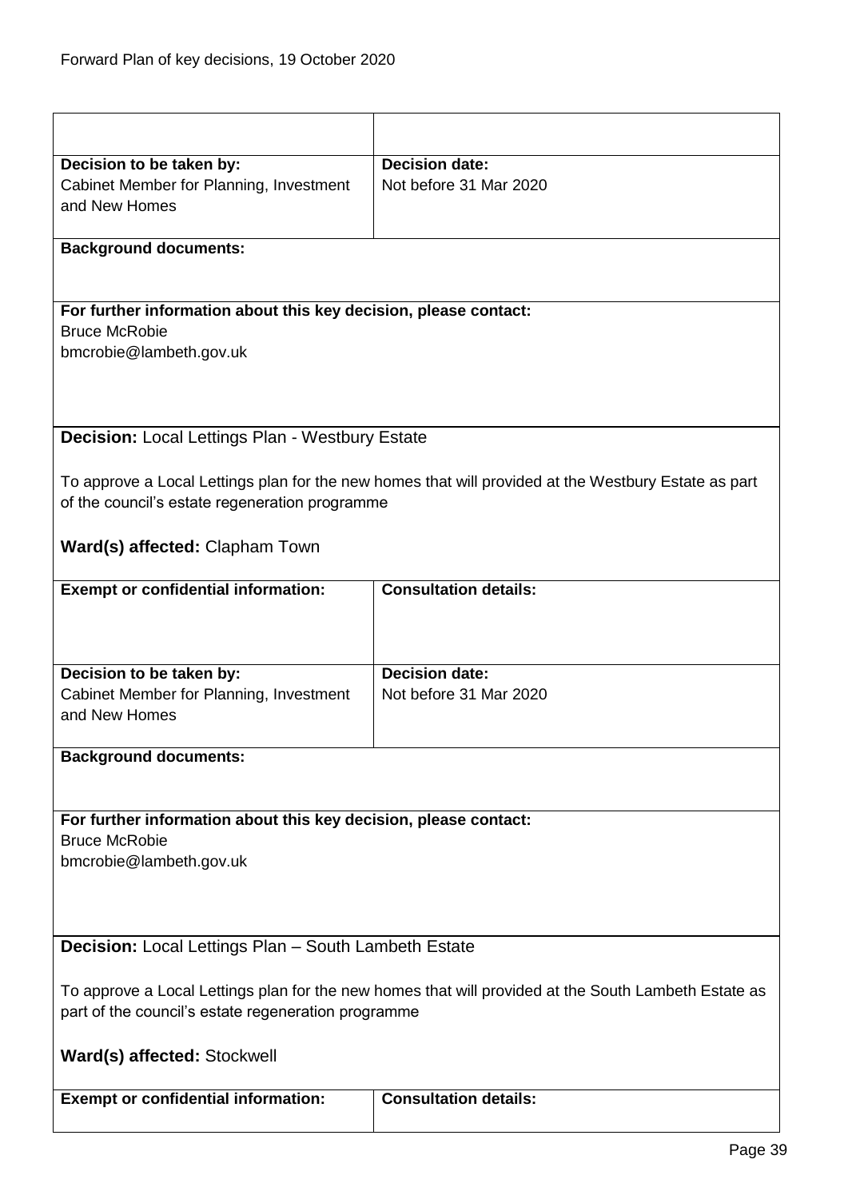| | |
|---|---|
| **Decision to be taken by:** Cabinet Member for Planning, Investment and New Homes | **Decision date:** Not before 31 Mar 2020 |

**Background documents:**

**For further information about this key decision, please contact:**
Bruce McRobie
bmcrobie@lambeth.gov.uk

**Decision:** Local Lettings Plan - Westbury Estate

To approve a Local Lettings plan for the new homes that will provided at the Westbury Estate as part of the council's estate regeneration programme

**Ward(s) affected:** Clapham Town

| **Exempt or confidential information:** | **Consultation details:** |
|---|---|
| **Decision to be taken by:** Cabinet Member for Planning, Investment and New Homes | **Decision date:** Not before 31 Mar 2020 |

**Background documents:**

**For further information about this key decision, please contact:**
Bruce McRobie
bmcrobie@lambeth.gov.uk

**Decision:** Local Lettings Plan – South Lambeth Estate

To approve a Local Lettings plan for the new homes that will provided at the South Lambeth Estate as part of the council's estate regeneration programme

**Ward(s) affected:** Stockwell

| **Exempt or confidential information:** | **Consultation details:** |
|---|---|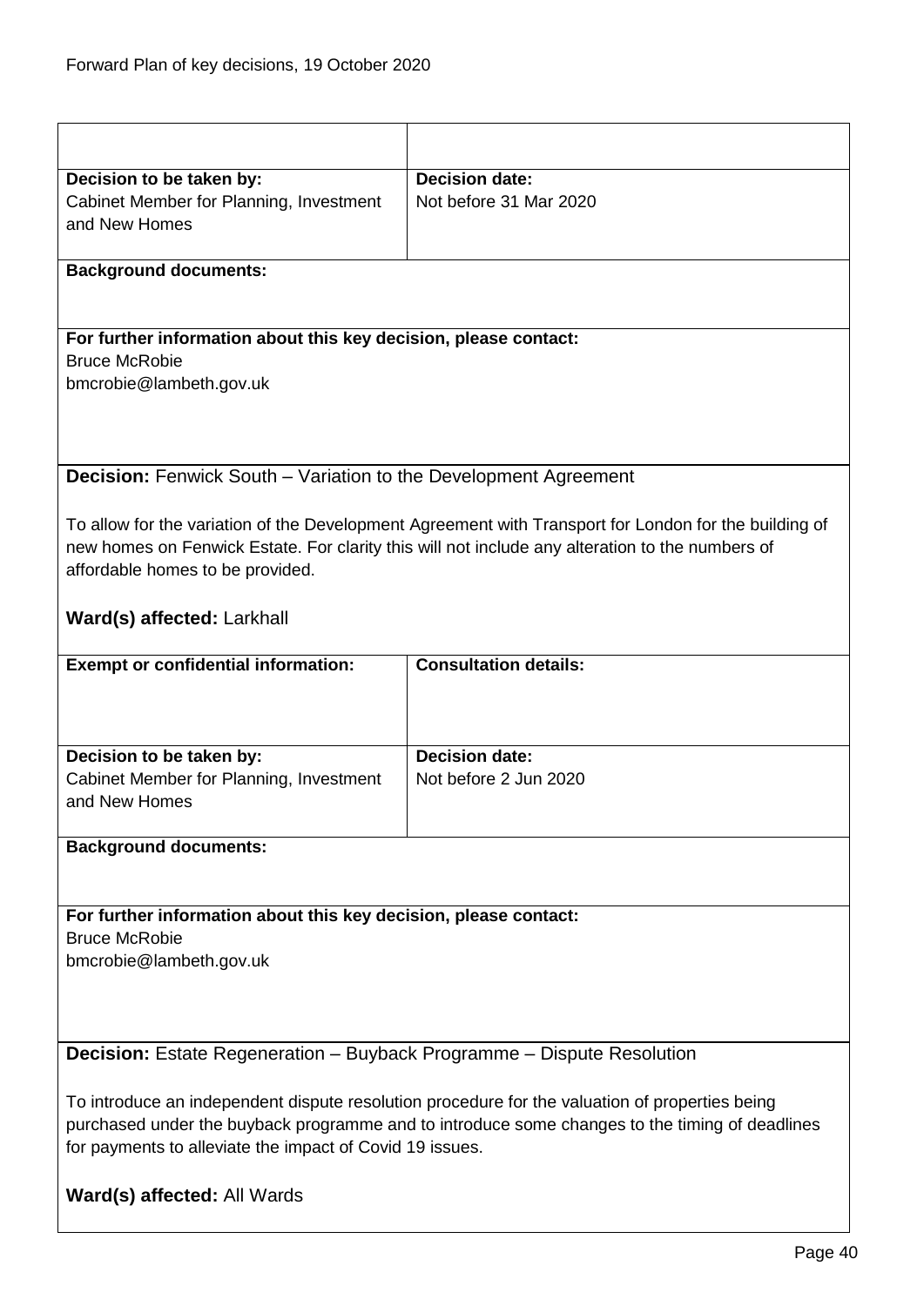Forward Plan of key decisions, 19 October 2020

| | |
|---|---|
| | |
| **Decision to be taken by:**<br>Cabinet Member for Planning, Investment and New Homes | **Decision date:**<br>Not before 31 Mar 2020 |

**Background documents:**

**For further information about this key decision, please contact:**
Bruce McRobie
bmcrobie@lambeth.gov.uk

**Decision:** Fenwick South – Variation to the Development Agreement

To allow for the variation of the Development Agreement with Transport for London for the building of new homes on Fenwick Estate. For clarity this will not include any alteration to the numbers of affordable homes to be provided.

**Ward(s) affected:** Larkhall

| **Exempt or confidential information:** | **Consultation details:** |
|---|---|
| | |
| **Decision to be taken by:**<br>Cabinet Member for Planning, Investment and New Homes | **Decision date:**<br>Not before 2 Jun 2020 |

**Background documents:**

**For further information about this key decision, please contact:**
Bruce McRobie
bmcrobie@lambeth.gov.uk

**Decision:** Estate Regeneration – Buyback Programme – Dispute Resolution

To introduce an independent dispute resolution procedure for the valuation of properties being purchased under the buyback programme and to introduce some changes to the timing of deadlines for payments to alleviate the impact of Covid 19 issues.

**Ward(s) affected:** All Wards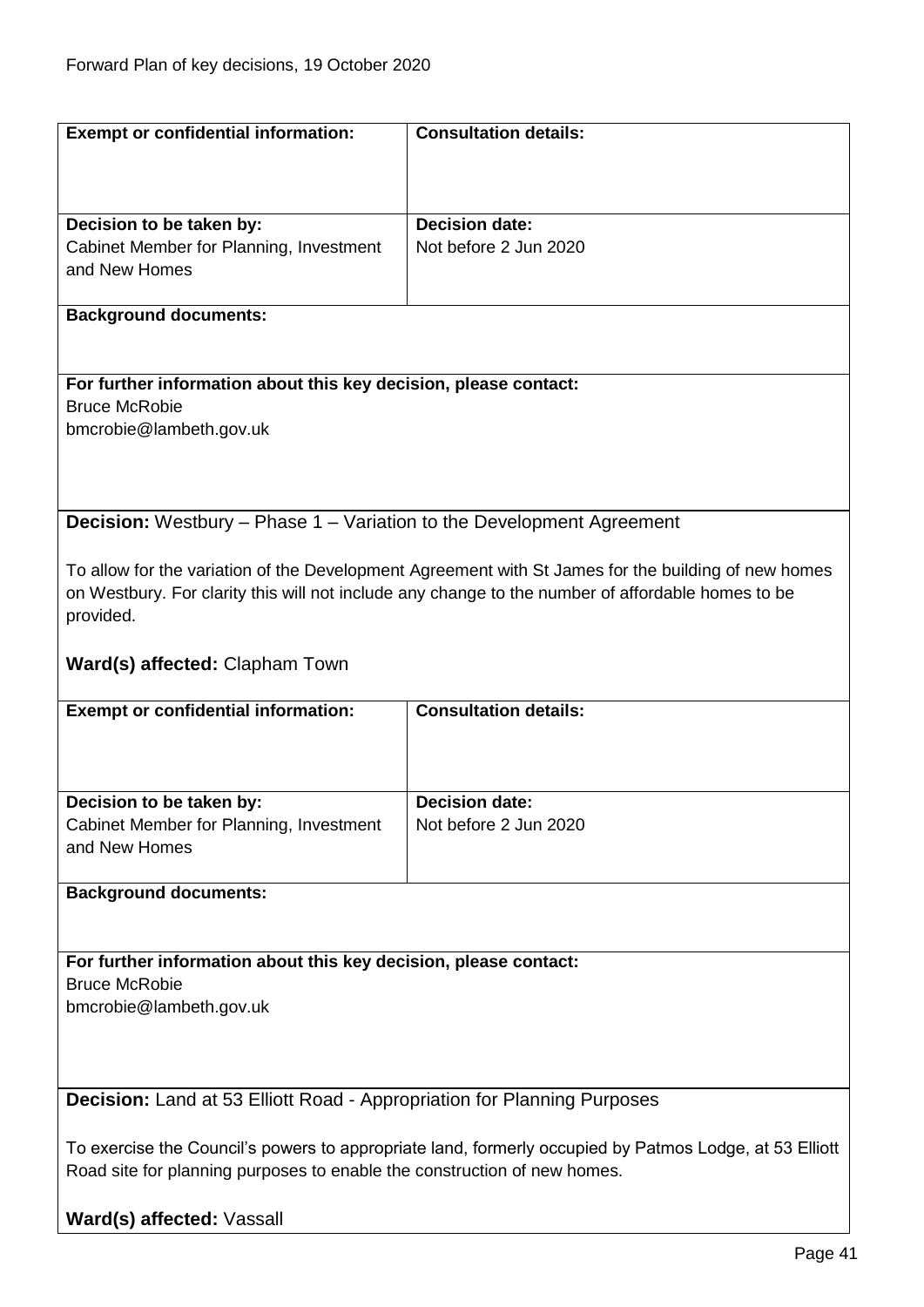| **Exempt or confidential information:** | **Consultation details:** |
|---|---|
| **Decision to be taken by:**<br>Cabinet Member for Planning, Investment and New Homes | **Decision date:**<br>Not before 2 Jun 2020 |

**Background documents:**

**For further information about this key decision, please contact:**
Bruce McRobie
bmcrobie@lambeth.gov.uk

**Decision:** Westbury – Phase 1 – Variation to the Development Agreement

To allow for the variation of the Development Agreement with St James for the building of new homes on Westbury. For clarity this will not include any change to the number of affordable homes to be provided.

**Ward(s) affected:** Clapham Town

| **Exempt or confidential information:** | **Consultation details:** |
|---|---|
| **Decision to be taken by:**<br>Cabinet Member for Planning, Investment and New Homes | **Decision date:**<br>Not before 2 Jun 2020 |

**Background documents:**

**For further information about this key decision, please contact:**
Bruce McRobie
bmcrobie@lambeth.gov.uk

**Decision:** Land at 53 Elliott Road - Appropriation for Planning Purposes

To exercise the Council's powers to appropriate land, formerly occupied by Patmos Lodge, at 53 Elliott Road site for planning purposes to enable the construction of new homes.

**Ward(s) affected:** Vassall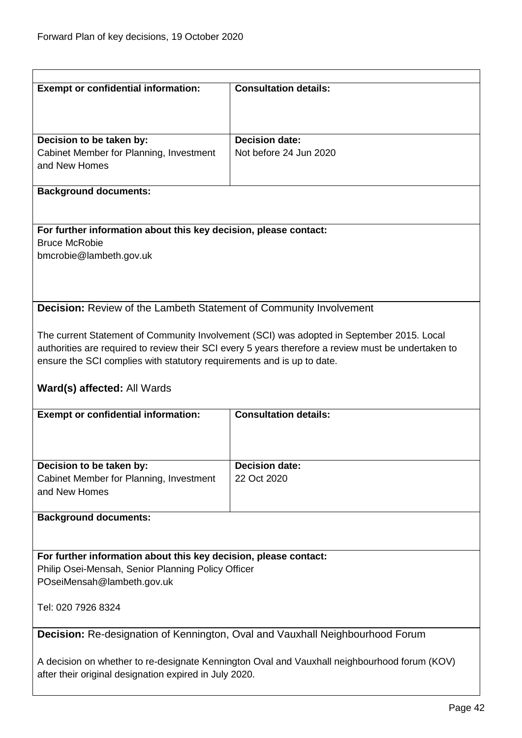| **Exempt or confidential information:** | **Consultation details:** |
|---|---|
| **Decision to be taken by:**<br>Cabinet Member for Planning, Investment and New Homes | **Decision date:**<br>Not before 24 Jun 2020 |

**Background documents:**

**For further information about this key decision, please contact:**
Bruce McRobie
bmcrobie@lambeth.gov.uk

**Decision:** Review of the Lambeth Statement of Community Involvement

The current Statement of Community Involvement (SCI) was adopted in September 2015. Local authorities are required to review their SCI every 5 years therefore a review must be undertaken to ensure the SCI complies with statutory requirements and is up to date.

**Ward(s) affected:** All Wards

| **Exempt or confidential information:** | **Consultation details:** |
|---|---|
| **Decision to be taken by:**<br>Cabinet Member for Planning, Investment and New Homes | **Decision date:**<br>22 Oct 2020 |

**Background documents:**

**For further information about this key decision, please contact:**
Philip Osei-Mensah, Senior Planning Policy Officer
POseiMensah@lambeth.gov.uk

Tel: 020 7926 8324

**Decision:** Re-designation of Kennington, Oval and Vauxhall Neighbourhood Forum

A decision on whether to re-designate Kennington Oval and Vauxhall neighbourhood forum (KOV) after their original designation expired in July 2020.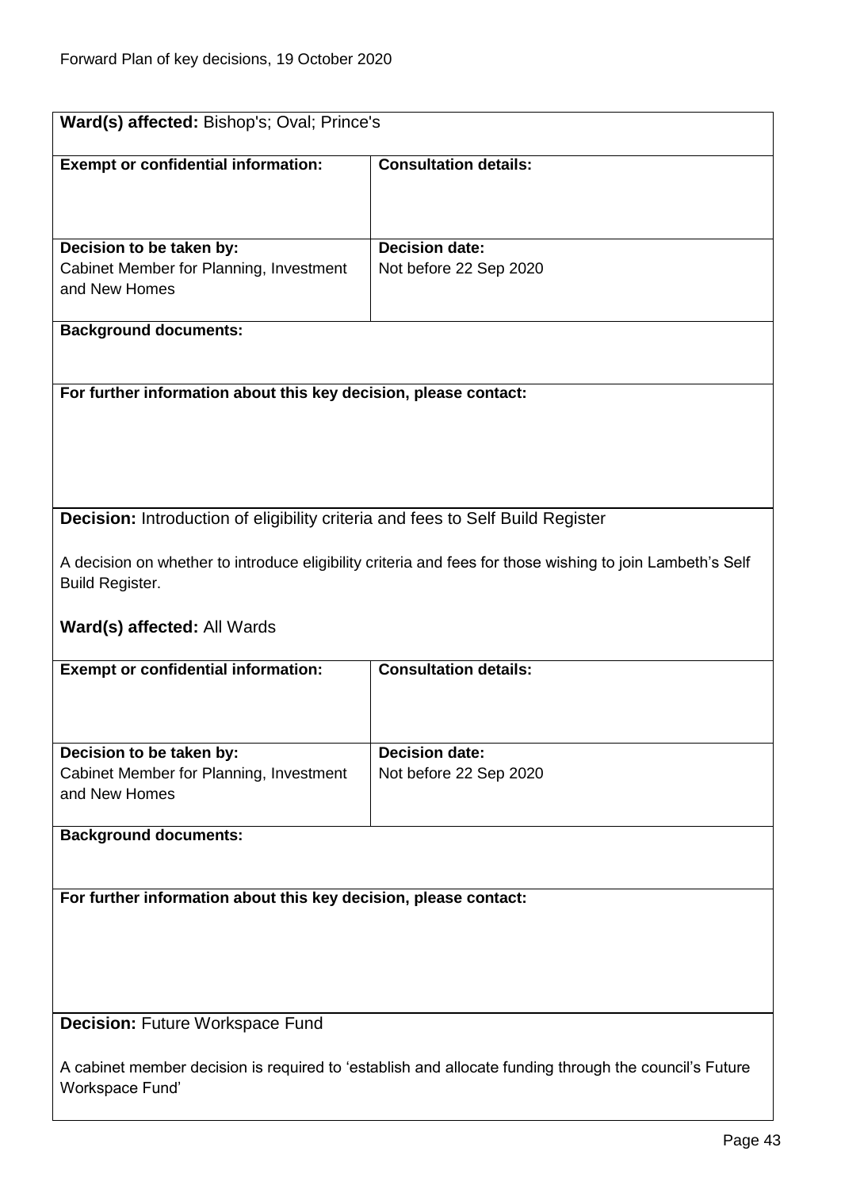**Ward(s) affected:** Bishop's; Oval; Prince's

| **Exempt or confidential information:** | **Consultation details:** |
|---|---|
| | |
| **Decision to be taken by:** Cabinet Member for Planning, Investment and New Homes | **Decision date:** Not before 22 Sep 2020 |

**Background documents:**

**For further information about this key decision, please contact:**

**Decision:** Introduction of eligibility criteria and fees to Self Build Register

A decision on whether to introduce eligibility criteria and fees for those wishing to join Lambeth's Self Build Register.

**Ward(s) affected:** All Wards

| **Exempt or confidential information:** | **Consultation details:** |
|---|---|
| | |
| **Decision to be taken by:** Cabinet Member for Planning, Investment and New Homes | **Decision date:** Not before 22 Sep 2020 |

**Background documents:**

**For further information about this key decision, please contact:**

**Decision:** Future Workspace Fund

A cabinet member decision is required to 'establish and allocate funding through the council's Future Workspace Fund'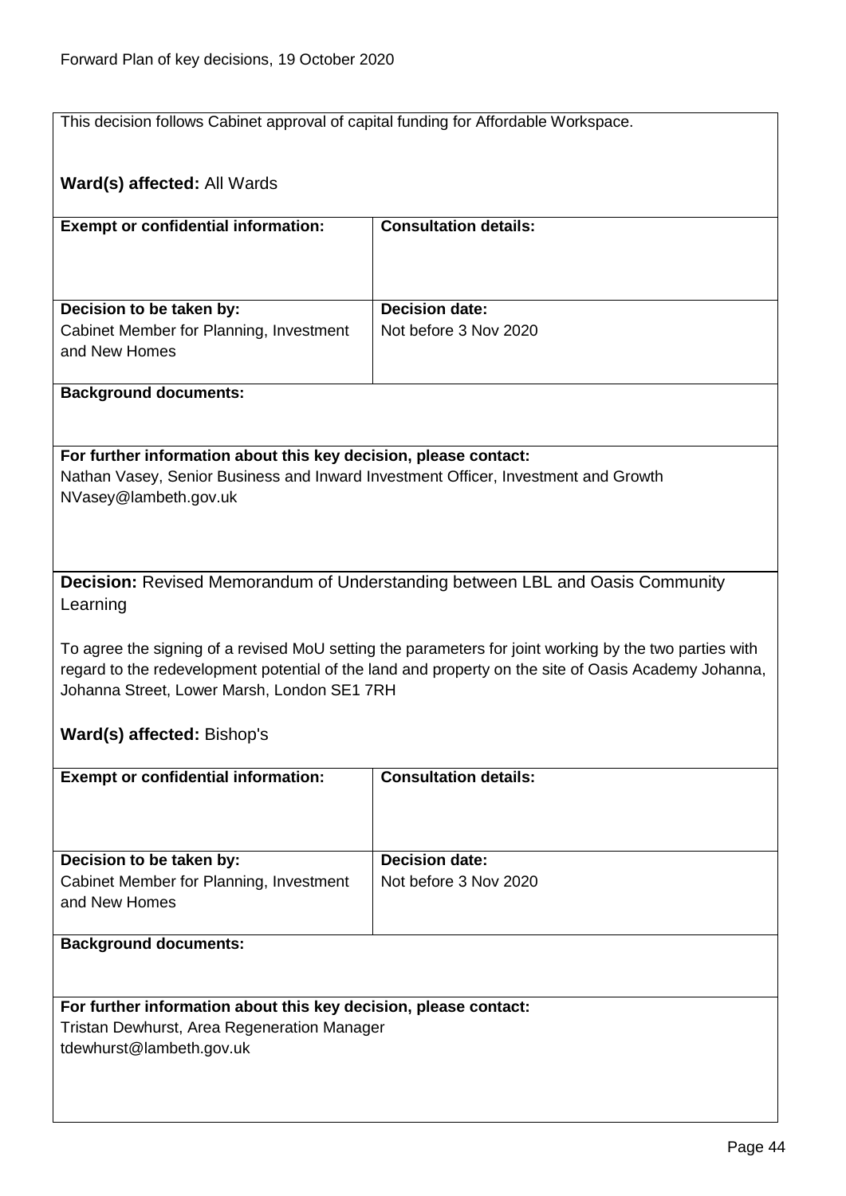This decision follows Cabinet approval of capital funding for Affordable Workspace.

**Ward(s) affected:** All Wards

| **Exempt or confidential information:** | **Consultation details:** |
|---|---|
| **Decision to be taken by:**<br>Cabinet Member for Planning, Investment and New Homes | **Decision date:**<br>Not before 3 Nov 2020 |

**Background documents:**

**For further information about this key decision, please contact:**
Nathan Vasey, Senior Business and Inward Investment Officer, Investment and Growth
NVasey@lambeth.gov.uk

**Decision:** Revised Memorandum of Understanding between LBL and Oasis Community Learning

To agree the signing of a revised MoU setting the parameters for joint working by the two parties with regard to the redevelopment potential of the land and property on the site of Oasis Academy Johanna, Johanna Street, Lower Marsh, London SE1 7RH

**Ward(s) affected:** Bishop's

| **Exempt or confidential information:** | **Consultation details:** |
|---|---|
| **Decision to be taken by:**<br>Cabinet Member for Planning, Investment and New Homes | **Decision date:**<br>Not before 3 Nov 2020 |

**Background documents:**

**For further information about this key decision, please contact:**
Tristan Dewhurst, Area Regeneration Manager
tdewhurst@lambeth.gov.uk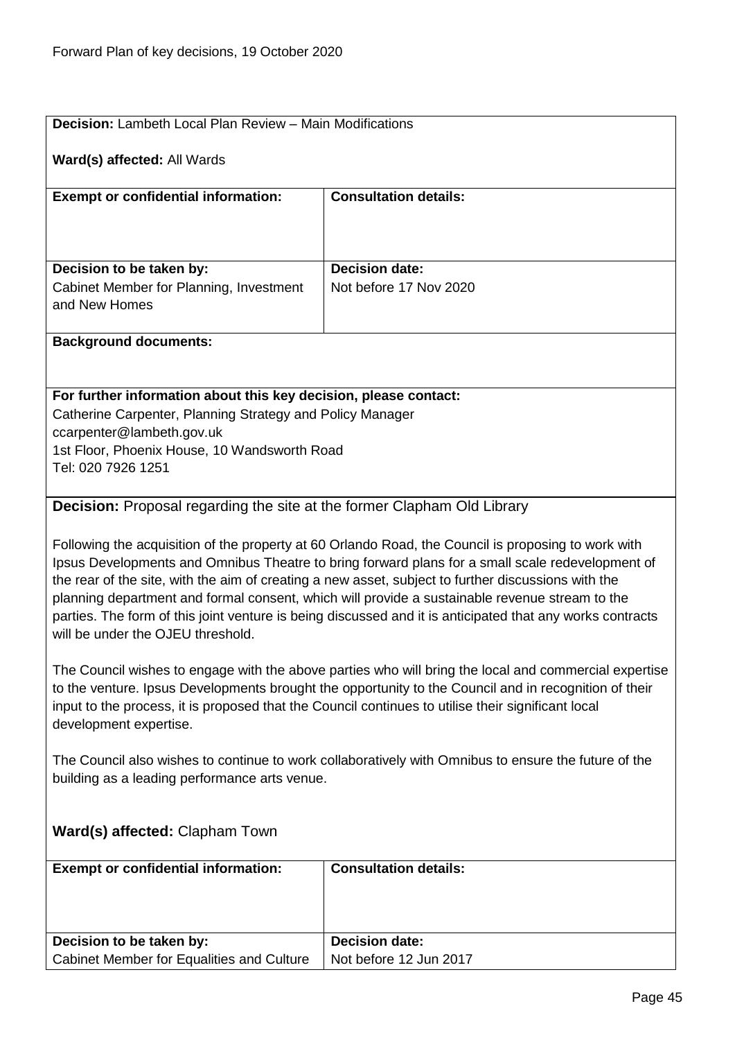**Decision:** Lambeth Local Plan Review – Main Modifications

**Ward(s) affected:** All Wards

| **Exempt or confidential information:** | **Consultation details:** |
|---|---|
| | |
| **Decision to be taken by:** | **Decision date:** |
| Cabinet Member for Planning, Investment and New Homes | Not before 17 Nov 2020 |

**Background documents:**

**For further information about this key decision, please contact:**
Catherine Carpenter, Planning Strategy and Policy Manager
ccarpenter@lambeth.gov.uk
1st Floor, Phoenix House, 10 Wandsworth Road
Tel: 020 7926 1251

**Decision:** Proposal regarding the site at the former Clapham Old Library

Following the acquisition of the property at 60 Orlando Road, the Council is proposing to work with Ipsus Developments and Omnibus Theatre to bring forward plans for a small scale redevelopment of the rear of the site, with the aim of creating a new asset, subject to further discussions with the planning department and formal consent, which will provide a sustainable revenue stream to the parties. The form of this joint venture is being discussed and it is anticipated that any works contracts will be under the OJEU threshold.

The Council wishes to engage with the above parties who will bring the local and commercial expertise to the venture. Ipsus Developments brought the opportunity to the Council and in recognition of their input to the process, it is proposed that the Council continues to utilise their significant local development expertise.

The Council also wishes to continue to work collaboratively with Omnibus to ensure the future of the building as a leading performance arts venue.

**Ward(s) affected:** Clapham Town

| **Exempt or confidential information:** | **Consultation details:** |
|---|---|
| | |
| **Decision to be taken by:** | **Decision date:** |
| Cabinet Member for Equalities and Culture | Not before 12 Jun 2017 |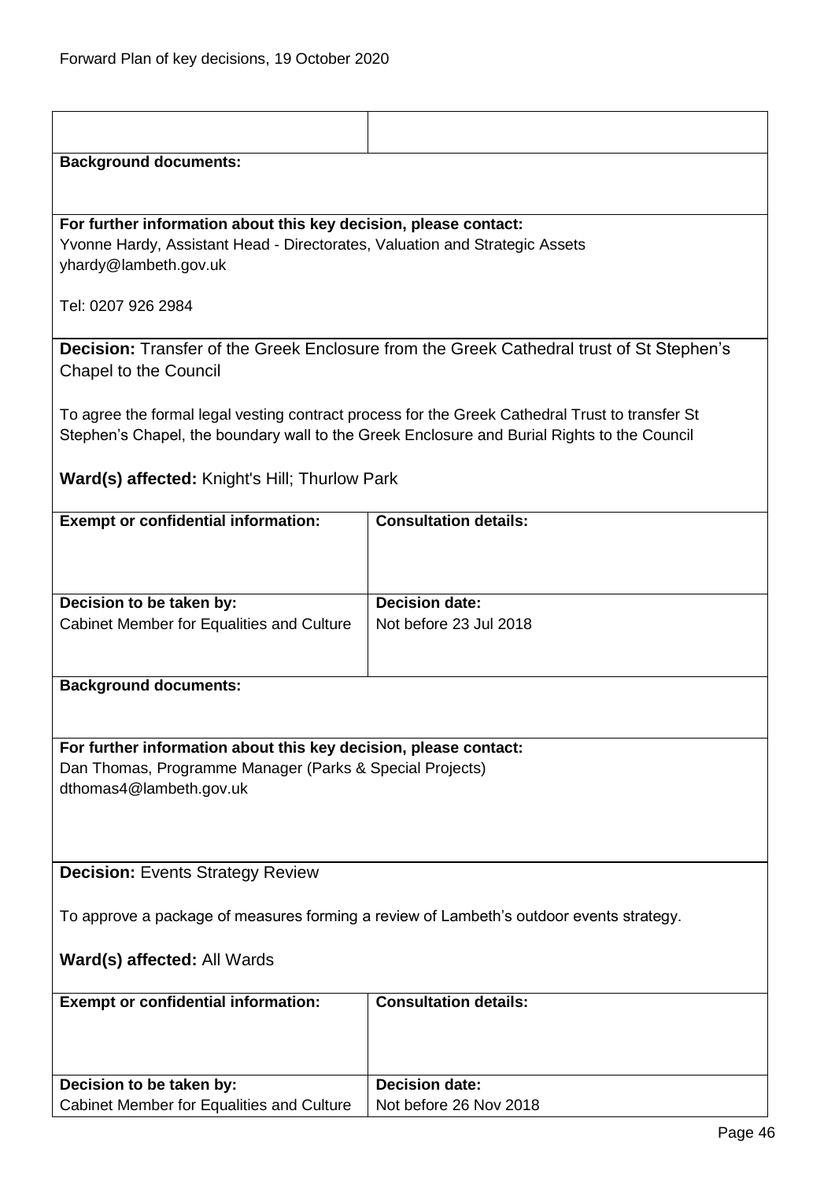| | |
|---|---|
| | |

**Background documents:**

**For further information about this key decision, please contact:**
Yvonne Hardy, Assistant Head - Directorates, Valuation and Strategic Assets
yhardy@lambeth.gov.uk

Tel: 0207 926 2984

**Decision:** Transfer of the Greek Enclosure from the Greek Cathedral trust of St Stephen's Chapel to the Council

To agree the formal legal vesting contract process for the Greek Cathedral Trust to transfer St Stephen's Chapel, the boundary wall to the Greek Enclosure and Burial Rights to the Council

**Ward(s) affected:** Knight's Hill; Thurlow Park

| **Exempt or confidential information:** | **Consultation details:** |
|---|---|
| **Decision to be taken by:**<br>Cabinet Member for Equalities and Culture | **Decision date:**<br>Not before 23 Jul 2018 |

**Background documents:**

**For further information about this key decision, please contact:**
Dan Thomas, Programme Manager (Parks & Special Projects)
dthomas4@lambeth.gov.uk

**Decision:** Events Strategy Review

To approve a package of measures forming a review of Lambeth's outdoor events strategy.

**Ward(s) affected:** All Wards

| **Exempt or confidential information:** | **Consultation details:** |
|---|---|
| **Decision to be taken by:**<br>Cabinet Member for Equalities and Culture | **Decision date:**<br>Not before 26 Nov 2018 |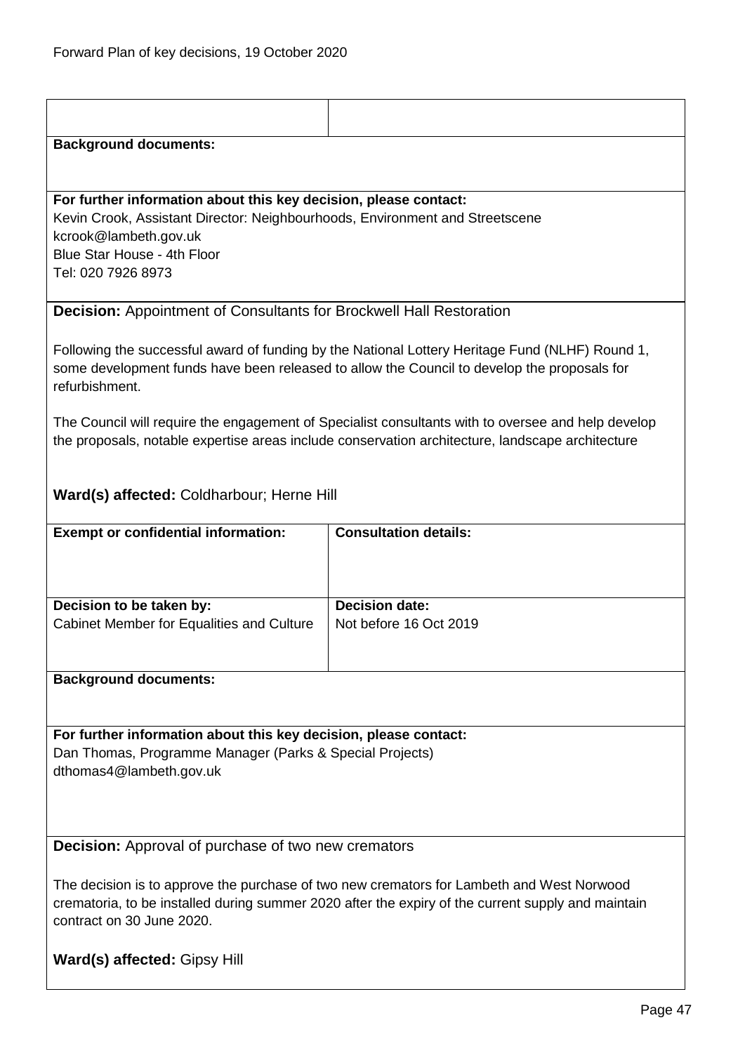| | |
|---|---|
| | |

**Background documents:**

**For further information about this key decision, please contact:**
Kevin Crook, Assistant Director: Neighbourhoods, Environment and Streetscene
kcrook@lambeth.gov.uk
Blue Star House - 4th Floor
Tel: 020 7926 8973

**Decision:** Appointment of Consultants for Brockwell Hall Restoration

Following the successful award of funding by the National Lottery Heritage Fund (NLHF) Round 1, some development funds have been released to allow the Council to develop the proposals for refurbishment.

The Council will require the engagement of Specialist consultants with to oversee and help develop the proposals, notable expertise areas include conservation architecture, landscape architecture

**Ward(s) affected:** Coldharbour; Herne Hill

| **Exempt or confidential information:** | **Consultation details:** |
|---|---|
| **Decision to be taken by:** Cabinet Member for Equalities and Culture | **Decision date:** Not before 16 Oct 2019 |

**Background documents:**

**For further information about this key decision, please contact:**
Dan Thomas, Programme Manager (Parks & Special Projects)
dthomas4@lambeth.gov.uk

**Decision:** Approval of purchase of two new cremators

The decision is to approve the purchase of two new cremators for Lambeth and West Norwood crematoria, to be installed during summer 2020 after the expiry of the current supply and maintain contract on 30 June 2020.

**Ward(s) affected:** Gipsy Hill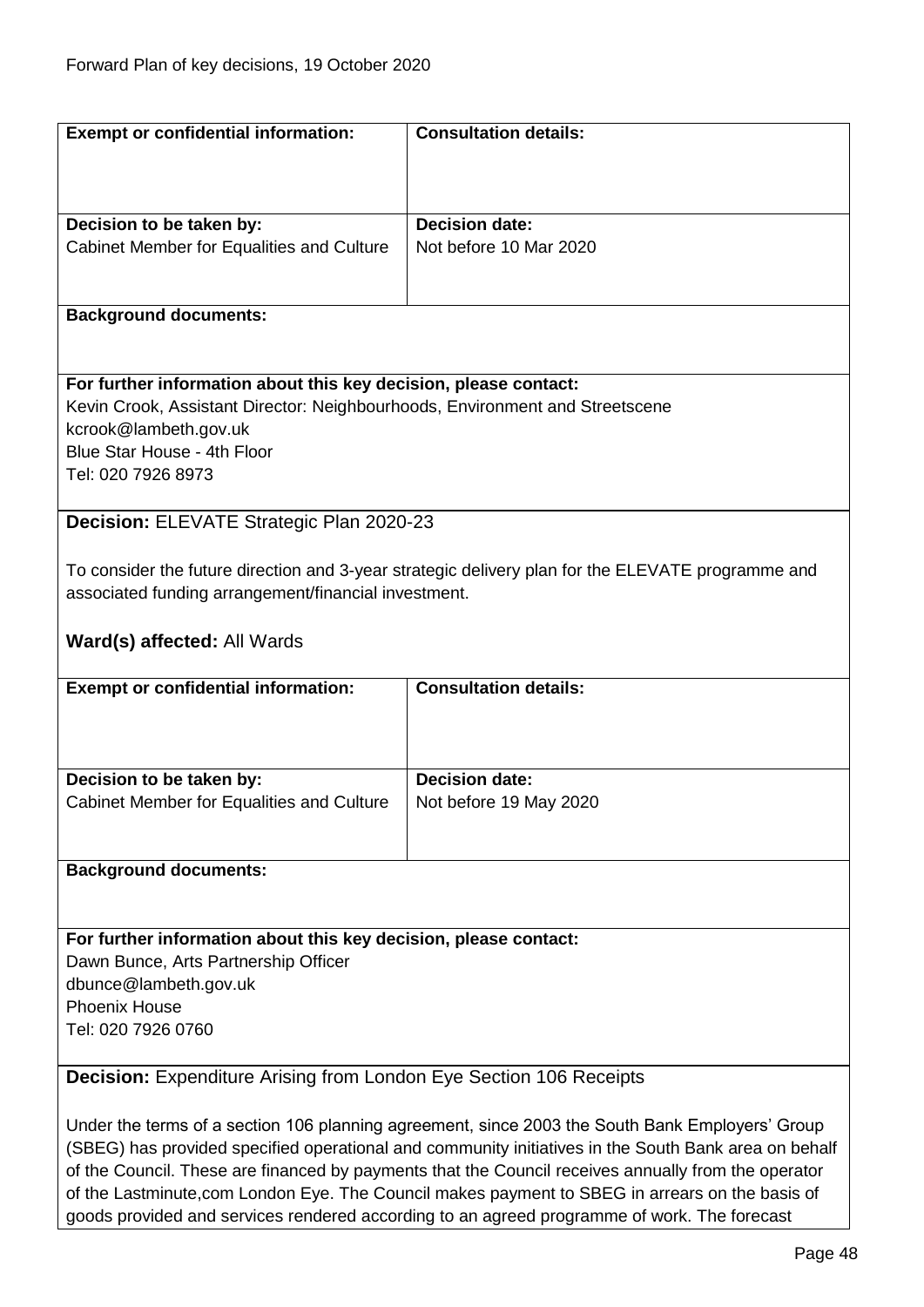| Exempt or confidential information: | Consultation details: |
|---|---|
| | |
| **Decision to be taken by:** Cabinet Member for Equalities and Culture | **Decision date:** Not before 10 Mar 2020 |

**Background documents:**

**For further information about this key decision, please contact:**
Kevin Crook, Assistant Director: Neighbourhoods, Environment and Streetscene
kcrook@lambeth.gov.uk
Blue Star House - 4th Floor
Tel: 020 7926 8973

**Decision:** ELEVATE Strategic Plan 2020-23

To consider the future direction and 3-year strategic delivery plan for the ELEVATE programme and associated funding arrangement/financial investment.

**Ward(s) affected:** All Wards

| Exempt or confidential information: | Consultation details: |
|---|---|
| | |
| **Decision to be taken by:** Cabinet Member for Equalities and Culture | **Decision date:** Not before 19 May 2020 |

**Background documents:**

**For further information about this key decision, please contact:**
Dawn Bunce, Arts Partnership Officer
dbunce@lambeth.gov.uk
Phoenix House
Tel: 020 7926 0760

**Decision:** Expenditure Arising from London Eye Section 106 Receipts

Under the terms of a section 106 planning agreement, since 2003 the South Bank Employers' Group (SBEG) has provided specified operational and community initiatives in the South Bank area on behalf of the Council. These are financed by payments that the Council receives annually from the operator of the Lastminute,com London Eye. The Council makes payment to SBEG in arrears on the basis of goods provided and services rendered according to an agreed programme of work. The forecast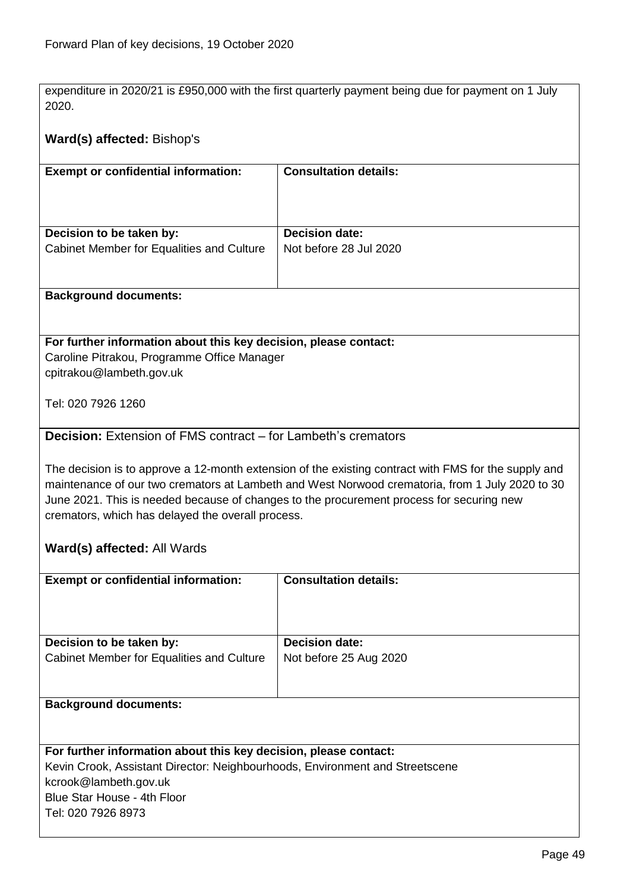expenditure in 2020/21 is £950,000 with the first quarterly payment being due for payment on 1 July 2020.

**Ward(s) affected:** Bishop's

| **Exempt or confidential information:** | **Consultation details:** |
| --- | --- |
| **Decision to be taken by:**<br>Cabinet Member for Equalities and Culture | **Decision date:**<br>Not before 28 Jul 2020 |

**Background documents:**

**For further information about this key decision, please contact:**
Caroline Pitrakou, Programme Office Manager
cpitrakou@lambeth.gov.uk

Tel: 020 7926 1260

**Decision:** Extension of FMS contract – for Lambeth's cremators

The decision is to approve a 12-month extension of the existing contract with FMS for the supply and maintenance of our two cremators at Lambeth and West Norwood crematoria, from 1 July 2020 to 30 June 2021. This is needed because of changes to the procurement process for securing new cremators, which has delayed the overall process.

**Ward(s) affected:** All Wards

| **Exempt or confidential information:** | **Consultation details:** |
| --- | --- |
| **Decision to be taken by:**<br>Cabinet Member for Equalities and Culture | **Decision date:**<br>Not before 25 Aug 2020 |

**Background documents:**

**For further information about this key decision, please contact:**
Kevin Crook, Assistant Director: Neighbourhoods, Environment and Streetscene
kcrook@lambeth.gov.uk
Blue Star House - 4th Floor
Tel: 020 7926 8973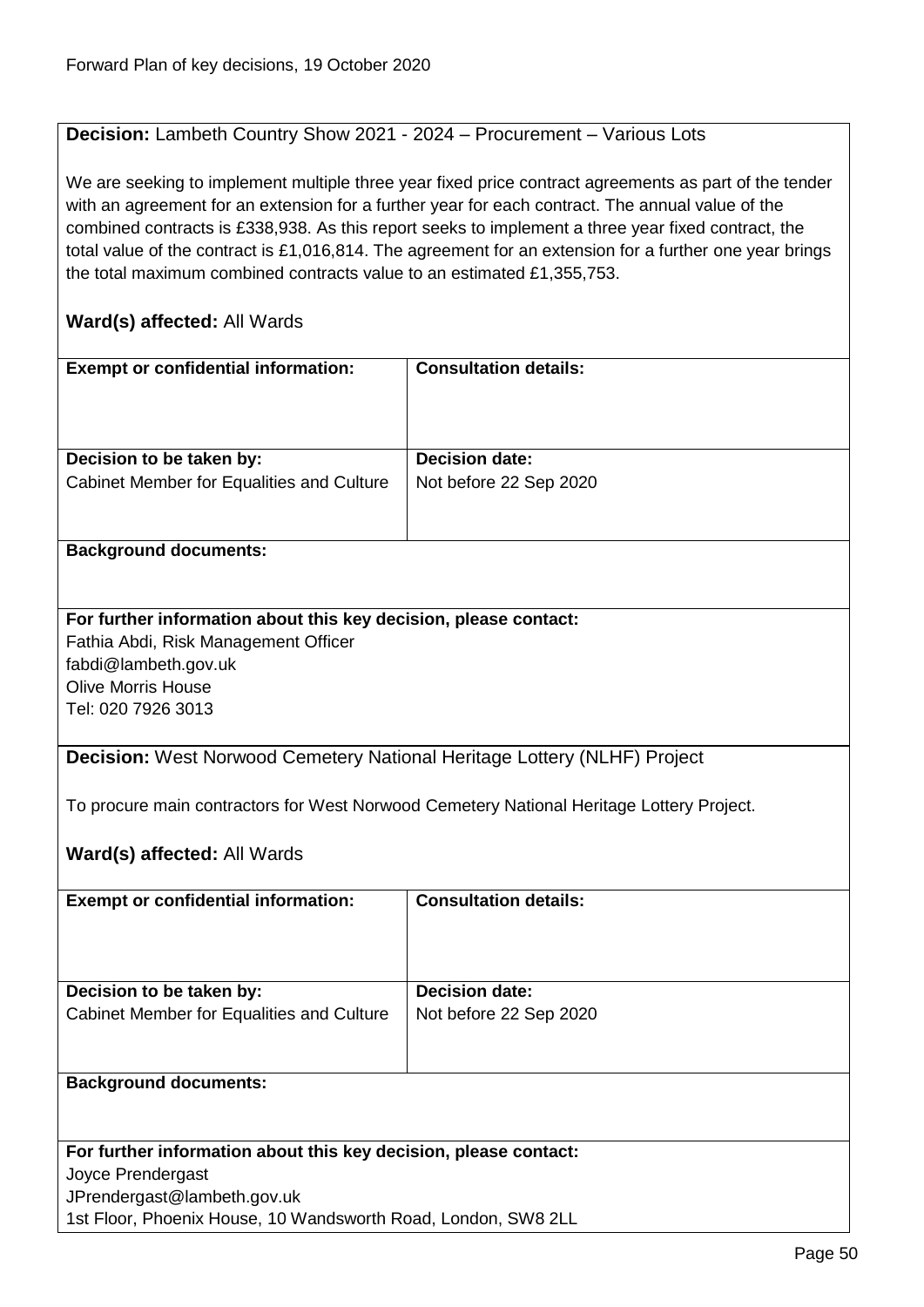**Decision:** Lambeth Country Show 2021 - 2024 – Procurement – Various Lots

We are seeking to implement multiple three year fixed price contract agreements as part of the tender with an agreement for an extension for a further year for each contract. The annual value of the combined contracts is £338,938. As this report seeks to implement a three year fixed contract, the total value of the contract is £1,016,814. The agreement for an extension for a further one year brings the total maximum combined contracts value to an estimated £1,355,753.

**Ward(s) affected:** All Wards

| **Exempt or confidential information:** | **Consultation details:** |
| --- | --- |
| **Decision to be taken by:** Cabinet Member for Equalities and Culture | **Decision date:** Not before 22 Sep 2020 |

**Background documents:**

**For further information about this key decision, please contact:**
Fathia Abdi, Risk Management Officer
fabdi@lambeth.gov.uk
Olive Morris House
Tel: 020 7926 3013

**Decision:** West Norwood Cemetery National Heritage Lottery (NLHF) Project

To procure main contractors for West Norwood Cemetery National Heritage Lottery Project.

**Ward(s) affected:** All Wards

| **Exempt or confidential information:** | **Consultation details:** |
| --- | --- |
| **Decision to be taken by:** Cabinet Member for Equalities and Culture | **Decision date:** Not before 22 Sep 2020 |

**Background documents:**

**For further information about this key decision, please contact:**
Joyce Prendergast
JPrendergast@lambeth.gov.uk
1st Floor, Phoenix House, 10 Wandsworth Road, London, SW8 2LL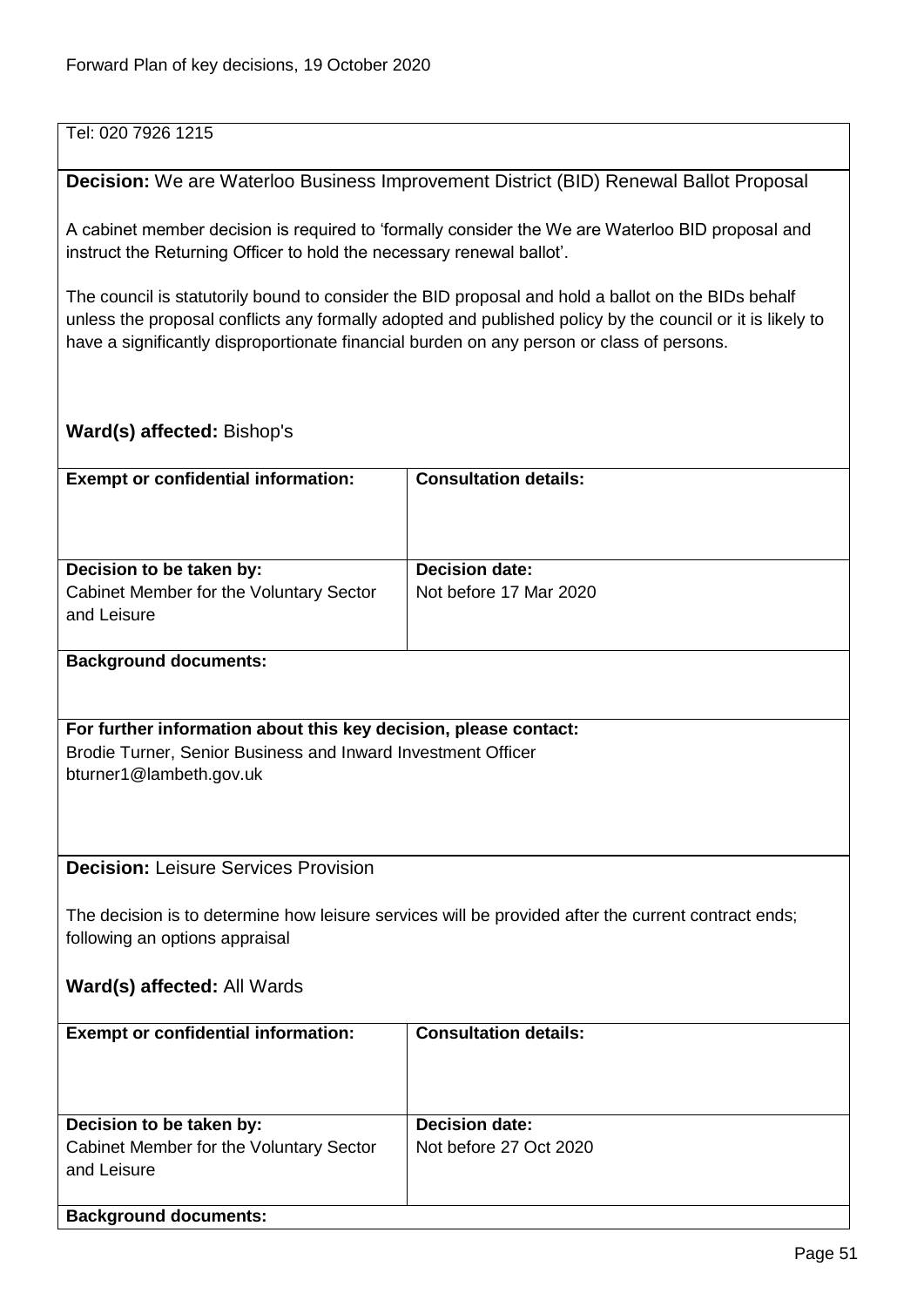Tel: 020 7926 1215

**Decision:** We are Waterloo Business Improvement District (BID) Renewal Ballot Proposal

A cabinet member decision is required to 'formally consider the We are Waterloo BID proposal and instruct the Returning Officer to hold the necessary renewal ballot'.

The council is statutorily bound to consider the BID proposal and hold a ballot on the BIDs behalf unless the proposal conflicts any formally adopted and published policy by the council or it is likely to have a significantly disproportionate financial burden on any person or class of persons.

**Ward(s) affected:** Bishop's

| **Exempt or confidential information:** | **Consultation details:** |
|---|---|
| **Decision to be taken by:** Cabinet Member for the Voluntary Sector and Leisure | **Decision date:** Not before 17 Mar 2020 |

**Background documents:**

**For further information about this key decision, please contact:**
Brodie Turner, Senior Business and Inward Investment Officer
bturner1@lambeth.gov.uk

**Decision:** Leisure Services Provision

The decision is to determine how leisure services will be provided after the current contract ends; following an options appraisal

**Ward(s) affected:** All Wards

| **Exempt or confidential information:** | **Consultation details:** |
|---|---|
| **Decision to be taken by:** Cabinet Member for the Voluntary Sector and Leisure | **Decision date:** Not before 27 Oct 2020 |

**Background documents:**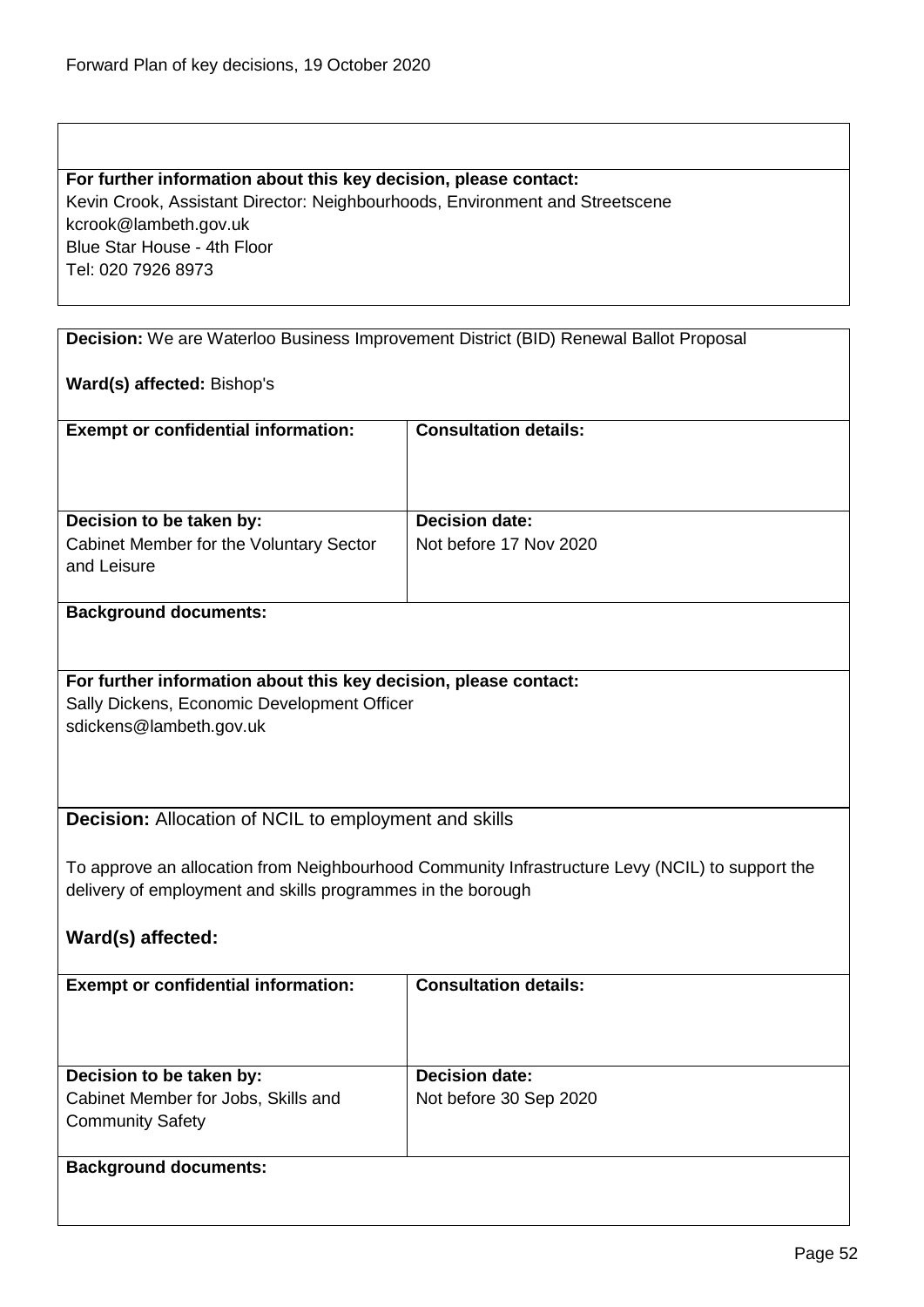**For further information about this key decision, please contact:**
Kevin Crook, Assistant Director: Neighbourhoods, Environment and Streetscene
kcrook@lambeth.gov.uk
Blue Star House - 4th Floor
Tel: 020 7926 8973

**Decision:** We are Waterloo Business Improvement District (BID) Renewal Ballot Proposal

**Ward(s) affected:** Bishop's

| **Exempt or confidential information:** | **Consultation details:** |
| --- | --- |
| | |
| **Decision to be taken by:** Cabinet Member for the Voluntary Sector and Leisure | **Decision date:** Not before 17 Nov 2020 |

**Background documents:**

**For further information about this key decision, please contact:**
Sally Dickens, Economic Development Officer
sdickens@lambeth.gov.uk

**Decision:** Allocation of NCIL to employment and skills

To approve an allocation from Neighbourhood Community Infrastructure Levy (NCIL) to support the delivery of employment and skills programmes in the borough

**Ward(s) affected:**

| **Exempt or confidential information:** | **Consultation details:** |
| --- | --- |
| | |
| **Decision to be taken by:** Cabinet Member for Jobs, Skills and Community Safety | **Decision date:** Not before 30 Sep 2020 |

**Background documents:**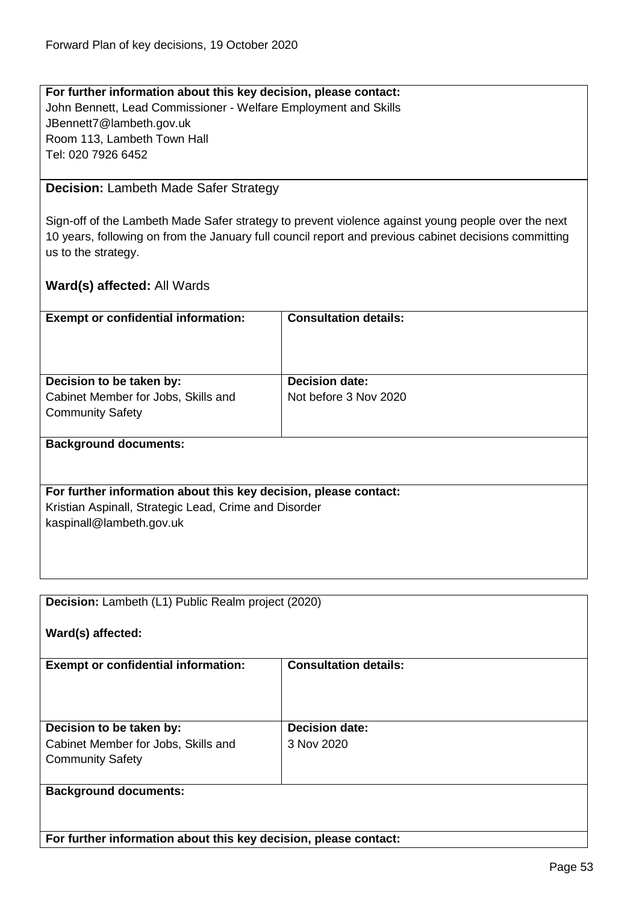**For further information about this key decision, please contact:**
John Bennett, Lead Commissioner - Welfare Employment and Skills
JBennett7@lambeth.gov.uk
Room 113, Lambeth Town Hall
Tel: 020 7926 6452

**Decision:** Lambeth Made Safer Strategy

Sign-off of the Lambeth Made Safer strategy to prevent violence against young people over the next 10 years, following on from the January full council report and previous cabinet decisions committing us to the strategy.

**Ward(s) affected:** All Wards

| **Exempt or confidential information:** | **Consultation details:** |
|---|---|
| | |
| **Decision to be taken by:** Cabinet Member for Jobs, Skills and Community Safety | **Decision date:** Not before 3 Nov 2020 |

**Background documents:**

**For further information about this key decision, please contact:**
Kristian Aspinall, Strategic Lead, Crime and Disorder
kaspinall@lambeth.gov.uk

**Decision:** Lambeth (L1) Public Realm project (2020)

**Ward(s) affected:**

| **Exempt or confidential information:** | **Consultation details:** |
|---|---|
| | |
| **Decision to be taken by:** Cabinet Member for Jobs, Skills and Community Safety | **Decision date:** 3 Nov 2020 |

**Background documents:**

**For further information about this key decision, please contact:**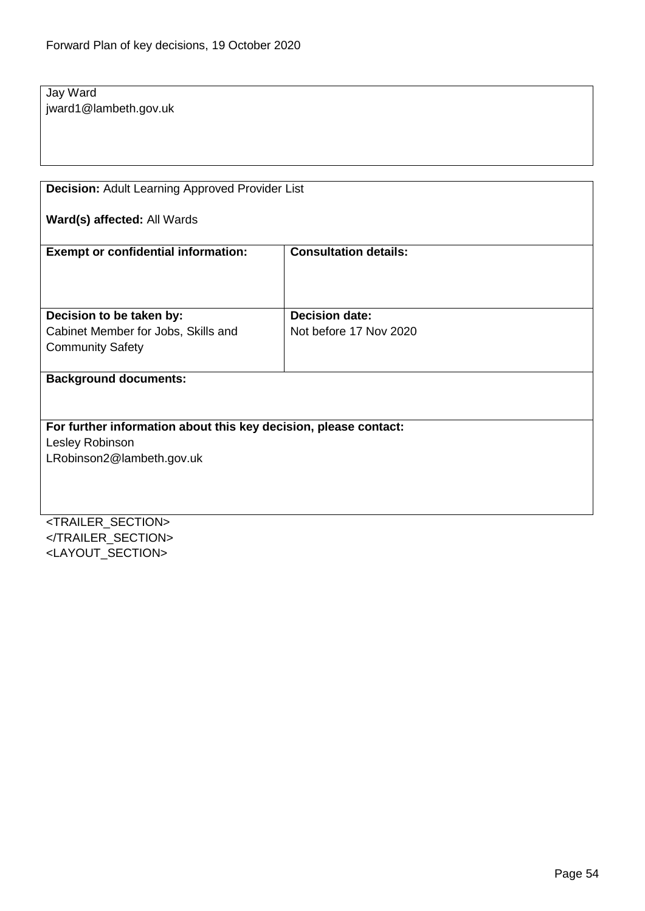Jay Ward
jward1@lambeth.gov.uk

**Decision:** Adult Learning Approved Provider List

**Ward(s) affected:** All Wards

| **Exempt or confidential information:** | **Consultation details:** |
|---|---|
| | |
| **Decision to be taken by:** | **Decision date:** |
| Cabinet Member for Jobs, Skills and Community Safety | Not before 17 Nov 2020 |

**Background documents:**

**For further information about this key decision, please contact:**
Lesley Robinson
LRobinson2@lambeth.gov.uk

<TRAILER_SECTION>
</TRAILER_SECTION>
<LAYOUT_SECTION>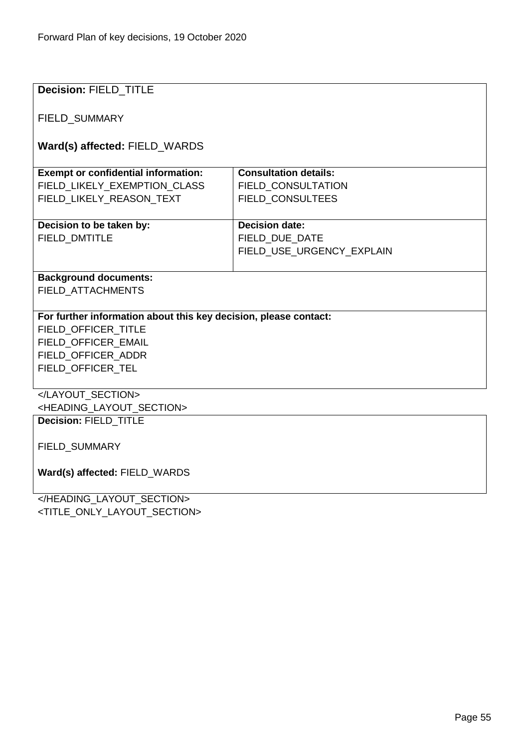| **Decision:** FIELD_TITLE<br><br>FIELD_SUMMARY<br><br>**Ward(s) affected:** FIELD_WARDS | |
|---|---|
| **Exempt or confidential information:**<br>FIELD_LIKELY_EXEMPTION_CLASS<br>FIELD_LIKELY_REASON_TEXT | **Consultation details:**<br>FIELD_CONSULTATION<br>FIELD_CONSULTEES |
| **Decision to be taken by:**<br>FIELD_DMTITLE | **Decision date:**<br>FIELD_DUE_DATE<br>FIELD_USE_URGENCY_EXPLAIN |
| **Background documents:**<br>FIELD_ATTACHMENTS | |
| **For further information about this key decision, please contact:**<br>FIELD_OFFICER_TITLE<br>FIELD_OFFICER_EMAIL<br>FIELD_OFFICER_ADDR<br>FIELD_OFFICER_TEL | |

</LAYOUT_SECTION>
<HEADING_LAYOUT_SECTION>

| **Decision:** FIELD_TITLE<br><br>FIELD_SUMMARY<br><br>**Ward(s) affected:** FIELD_WARDS |
|---|

</HEADING_LAYOUT_SECTION>
<TITLE_ONLY_LAYOUT_SECTION>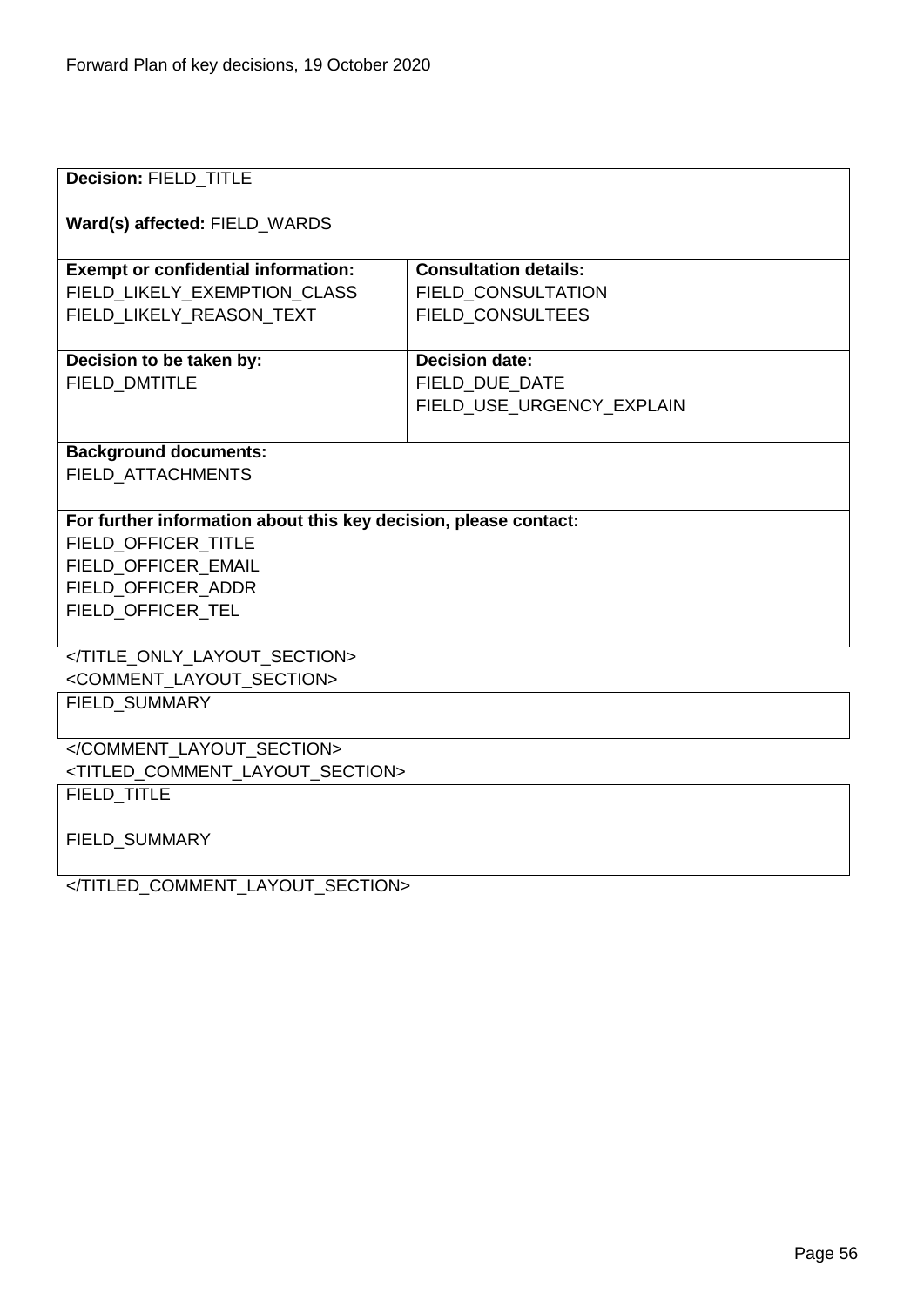| | |
|---|---|
| **Decision:** FIELD_TITLE<br><br>**Ward(s) affected:** FIELD_WARDS | |
| **Exempt or confidential information:**<br>FIELD_LIKELY_EXEMPTION_CLASS<br>FIELD_LIKELY_REASON_TEXT | **Consultation details:**<br>FIELD_CONSULTATION<br>FIELD_CONSULTEES |
| **Decision to be taken by:**<br>FIELD_DMTITLE | **Decision date:**<br>FIELD_DUE_DATE<br>FIELD_USE_URGENCY_EXPLAIN |
| **Background documents:**<br>FIELD_ATTACHMENTS | |
| **For further information about this key decision, please contact:**<br>FIELD_OFFICER_TITLE<br>FIELD_OFFICER_EMAIL<br>FIELD_OFFICER_ADDR<br>FIELD_OFFICER_TEL | |

</TITLE_ONLY_LAYOUT_SECTION>
<COMMENT_LAYOUT_SECTION>

| |
|---|
| FIELD_SUMMARY |

</COMMENT_LAYOUT_SECTION>
<TITLED_COMMENT_LAYOUT_SECTION>

| |
|---|
| FIELD_TITLE<br><br>FIELD_SUMMARY |

</TITLED_COMMENT_LAYOUT_SECTION>